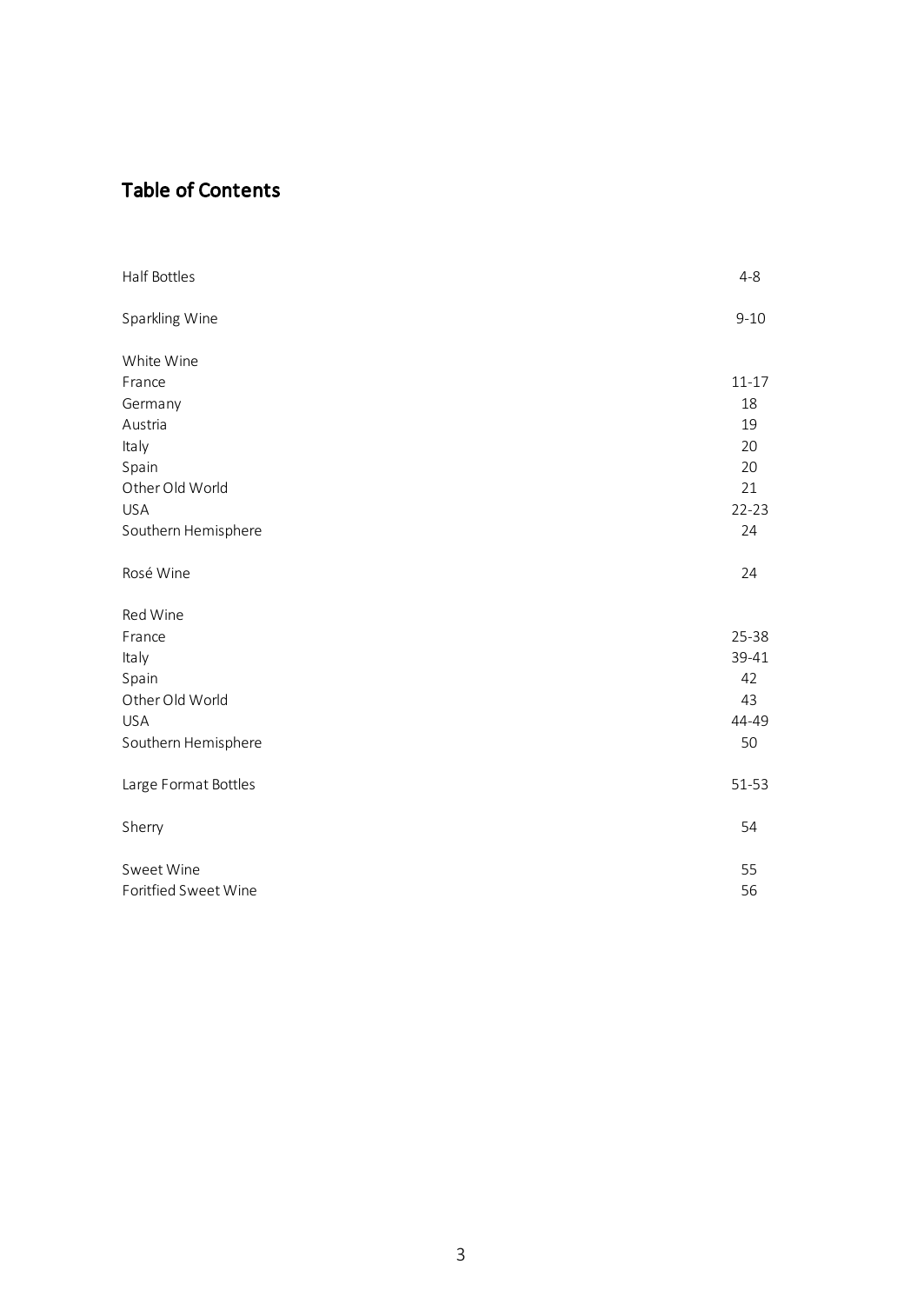## Table of Contents

| | |
|---|---|
| Half Bottles | 4-8 |
| Sparkling Wine | 9-10 |
| White Wine | |
| France | 11-17 |
| Germany | 18 |
| Austria | 19 |
| Italy | 20 |
| Spain | 20 |
| Other Old World | 21 |
| USA | 22-23 |
| Southern Hemisphere | 24 |
| Rosé Wine | 24 |
| Red Wine | |
| France | 25-38 |
| Italy | 39-41 |
| Spain | 42 |
| Other Old World | 43 |
| USA | 44-49 |
| Southern Hemisphere | 50 |
| Large Format Bottles | 51-53 |
| Sherry | 54 |
| Sweet Wine | 55 |
| Foritfied Sweet Wine | 56 |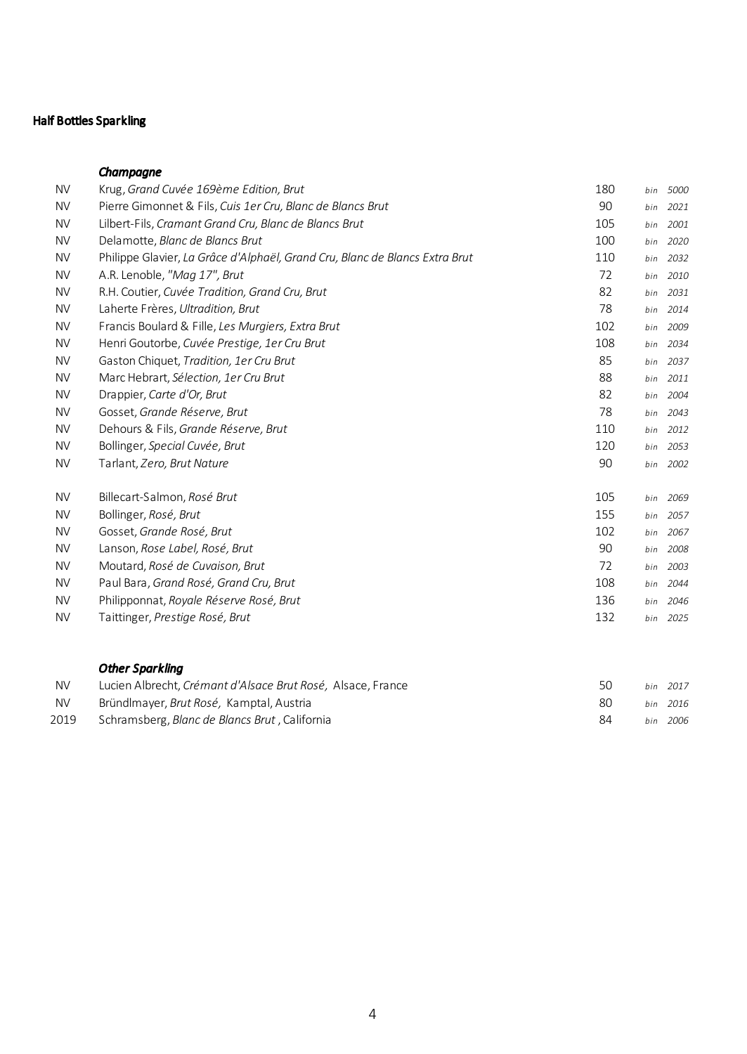## Half Bottles Sparkling

### *Champagne*

| Vintage | Wine | Price | Bin |
|---|---|---|---|
| NV | Krug, *Grand Cuvée 169ème Edition, Brut* | 180 | *bin 5000* |
| NV | Pierre Gimonnet & Fils, *Cuis 1er Cru, Blanc de Blancs Brut* | 90 | *bin 2021* |
| NV | Lilbert-Fils, *Cramant Grand Cru, Blanc de Blancs Brut* | 105 | *bin 2001* |
| NV | Delamotte, *Blanc de Blancs Brut* | 100 | *bin 2020* |
| NV | Philippe Glavier, *La Grâce d'Alphaël, Grand Cru, Blanc de Blancs Extra Brut* | 110 | *bin 2032* |
| NV | A.R. Lenoble, *"Mag 17", Brut* | 72 | *bin 2010* |
| NV | R.H. Coutier, *Cuvée Tradition, Grand Cru, Brut* | 82 | *bin 2031* |
| NV | Laherte Frères, *Ultradition, Brut* | 78 | *bin 2014* |
| NV | Francis Boulard & Fille, *Les Murgiers, Extra Brut* | 102 | *bin 2009* |
| NV | Henri Goutorbe, *Cuvée Prestige, 1er Cru Brut* | 108 | *bin 2034* |
| NV | Gaston Chiquet, *Tradition, 1er Cru Brut* | 85 | *bin 2037* |
| NV | Marc Hebrart, *Sélection, 1er Cru Brut* | 88 | *bin 2011* |
| NV | Drappier, *Carte d'Or, Brut* | 82 | *bin 2004* |
| NV | Gosset, *Grande Réserve, Brut* | 78 | *bin 2043* |
| NV | Dehours & Fils, *Grande Réserve, Brut* | 110 | *bin 2012* |
| NV | Bollinger, *Special Cuvée, Brut* | 120 | *bin 2053* |
| NV | Tarlant, *Zero, Brut Nature* | 90 | *bin 2002* |
| NV | Billecart-Salmon, *Rosé Brut* | 105 | *bin 2069* |
| NV | Bollinger, *Rosé, Brut* | 155 | *bin 2057* |
| NV | Gosset, *Grande Rosé, Brut* | 102 | *bin 2067* |
| NV | Lanson, *Rose Label, Rosé, Brut* | 90 | *bin 2008* |
| NV | Moutard, *Rosé de Cuvaison, Brut* | 72 | *bin 2003* |
| NV | Paul Bara, *Grand Rosé, Grand Cru, Brut* | 108 | *bin 2044* |
| NV | Philipponnat, *Royale Réserve Rosé, Brut* | 136 | *bin 2046* |
| NV | Taittinger, *Prestige Rosé, Brut* | 132 | *bin 2025* |

### *Other Sparkling*

| Vintage | Wine | Price | Bin |
|---|---|---|---|
| NV | Lucien Albrecht, *Crémant d'Alsace Brut Rosé*, Alsace, France | 50 | *bin 2017* |
| NV | Bründlmayer, *Brut Rosé*, Kamptal, Austria | 80 | *bin 2016* |
| 2019 | Schramsberg, *Blanc de Blancs Brut*, California | 84 | *bin 2006* |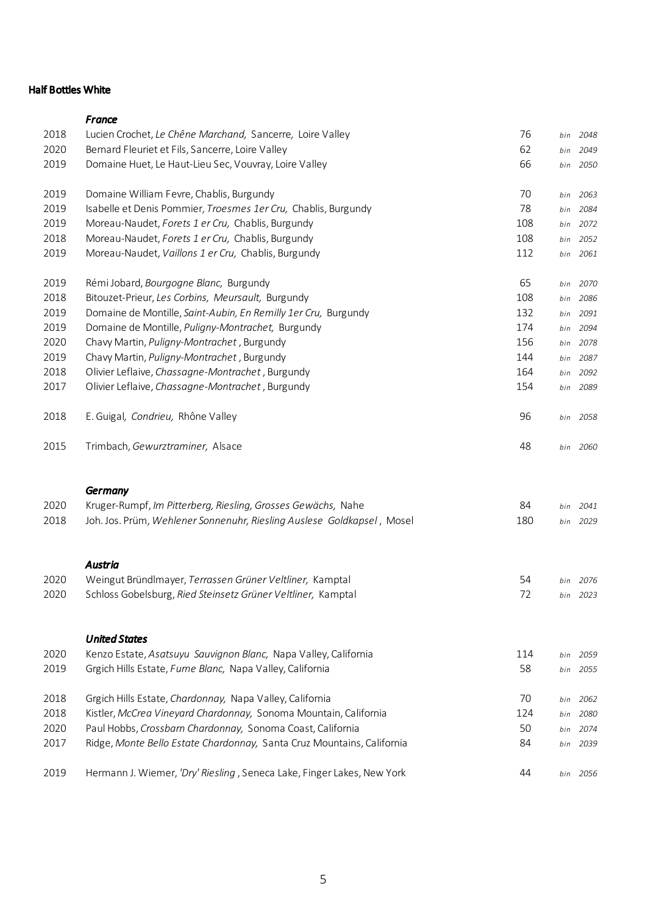## Half Bottles White

### *France*

| Vintage | Wine | Price | Bin |
|---|---|---|---|
| 2018 | Lucien Crochet, *Le Chêne Marchand,* Sancerre, Loire Valley | 76 | *bin 2048* |
| 2020 | Bernard Fleuriet et Fils, Sancerre, Loire Valley | 62 | *bin 2049* |
| 2019 | Domaine Huet, Le Haut-Lieu Sec, Vouvray, Loire Valley | 66 | *bin 2050* |
| | | | |
| 2019 | Domaine William Fevre, Chablis, Burgundy | 70 | *bin 2063* |
| 2019 | Isabelle et Denis Pommier, *Troesmes 1er Cru,* Chablis, Burgundy | 78 | *bin 2084* |
| 2019 | Moreau-Naudet, *Forets 1 er Cru,* Chablis, Burgundy | 108 | *bin 2072* |
| 2018 | Moreau-Naudet, *Forets 1 er Cru,* Chablis, Burgundy | 108 | *bin 2052* |
| 2019 | Moreau-Naudet, *Vaillons 1 er Cru,* Chablis, Burgundy | 112 | *bin 2061* |
| | | | |
| 2019 | Rémi Jobard, *Bourgogne Blanc,* Burgundy | 65 | *bin 2070* |
| 2018 | Bitouzet-Prieur, *Les Corbins, Meursault,* Burgundy | 108 | *bin 2086* |
| 2019 | Domaine de Montille, *Saint-Aubin, En Remilly 1er Cru,* Burgundy | 132 | *bin 2091* |
| 2019 | Domaine de Montille, *Puligny-Montrachet,* Burgundy | 174 | *bin 2094* |
| 2020 | Chavy Martin, *Puligny-Montrachet* , Burgundy | 156 | *bin 2078* |
| 2019 | Chavy Martin, *Puligny-Montrachet* , Burgundy | 144 | *bin 2087* |
| 2018 | Olivier Leflaive, *Chassagne-Montrachet* , Burgundy | 164 | *bin 2092* |
| 2017 | Olivier Leflaive, *Chassagne-Montrachet* , Burgundy | 154 | *bin 2089* |
| | | | |
| 2018 | E. Guigal, *Condrieu,* Rhône Valley | 96 | *bin 2058* |
| | | | |
| 2015 | Trimbach, *Gewurztraminer,* Alsace | 48 | *bin 2060* |

### *Germany*

| Vintage | Wine | Price | Bin |
|---|---|---|---|
| 2020 | Kruger-Rumpf, *Im Pitterberg, Riesling, Grosses Gewächs,* Nahe | 84 | *bin 2041* |
| 2018 | Joh. Jos. Prüm, *Wehlener Sonnenuhr, Riesling Auslese Goldkapsel* , Mosel | 180 | *bin 2029* |

### *Austria*

| Vintage | Wine | Price | Bin |
|---|---|---|---|
| 2020 | Weingut Bründlmayer, *Terrassen Grüner Veltliner,* Kamptal | 54 | *bin 2076* |
| 2020 | Schloss Gobelsburg, *Ried Steinsetz Grüner Veltliner,* Kamptal | 72 | *bin 2023* |

### *United States*

| Vintage | Wine | Price | Bin |
|---|---|---|---|
| 2020 | Kenzo Estate, *Asatsuyu Sauvignon Blanc,* Napa Valley, California | 114 | *bin 2059* |
| 2019 | Grgich Hills Estate, *Fume Blanc,* Napa Valley, California | 58 | *bin 2055* |
| | | | |
| 2018 | Grgich Hills Estate, *Chardonnay,* Napa Valley, California | 70 | *bin 2062* |
| 2018 | Kistler, *McCrea Vineyard Chardonnay,* Sonoma Mountain, California | 124 | *bin 2080* |
| 2020 | Paul Hobbs, *Crossbarn Chardonnay,* Sonoma Coast, California | 50 | *bin 2074* |
| 2017 | Ridge, *Monte Bello Estate Chardonnay,* Santa Cruz Mountains, California | 84 | *bin 2039* |
| | | | |
| 2019 | Hermann J. Wiemer, *'Dry' Riesling* , Seneca Lake, Finger Lakes, New York | 44 | *bin 2056* |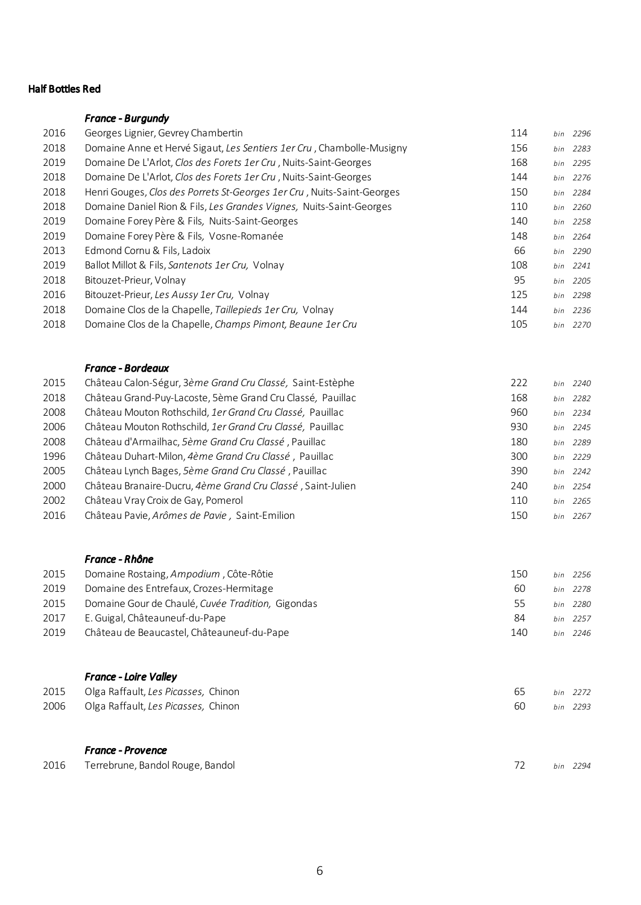**Half Bottles Red**

***France - Burgundy***

| | | | |
|---|---|---|---|
| 2016 | Georges Lignier, Gevrey Chambertin | 114 | *bin 2296* |
| 2018 | Domaine Anne et Hervé Sigaut, *Les Sentiers 1er Cru* , Chambolle-Musigny | 156 | *bin 2283* |
| 2019 | Domaine De L'Arlot, *Clos des Forets 1er Cru* , Nuits-Saint-Georges | 168 | *bin 2295* |
| 2018 | Domaine De L'Arlot, *Clos des Forets 1er Cru* , Nuits-Saint-Georges | 144 | *bin 2276* |
| 2018 | Henri Gouges, *Clos des Porrets St-Georges 1er Cru* , Nuits-Saint-Georges | 150 | *bin 2284* |
| 2018 | Domaine Daniel Rion & Fils, *Les Grandes Vignes,* Nuits-Saint-Georges | 110 | *bin 2260* |
| 2019 | Domaine Forey Père & Fils, Nuits-Saint-Georges | 140 | *bin 2258* |
| 2019 | Domaine Forey Père & Fils, Vosne-Romanée | 148 | *bin 2264* |
| 2013 | Edmond Cornu & Fils, Ladoix | 66 | *bin 2290* |
| 2019 | Ballot Millot & Fils, *Santenots 1er Cru,* Volnay | 108 | *bin 2241* |
| 2018 | Bitouzet-Prieur, Volnay | 95 | *bin 2205* |
| 2016 | Bitouzet-Prieur, *Les Aussy 1er Cru,* Volnay | 125 | *bin 2298* |
| 2018 | Domaine Clos de la Chapelle, *Taillepieds 1er Cru,* Volnay | 144 | *bin 2236* |
| 2018 | Domaine Clos de la Chapelle, *Champs Pimont, Beaune 1er Cru* | 105 | *bin 2270* |

***France - Bordeaux***

| | | | |
|---|---|---|---|
| 2015 | Château Calon-Ségur, 3*ème Grand Cru Classé,* Saint-Estèphe | 222 | *bin 2240* |
| 2018 | Château Grand-Puy-Lacoste, 5ème Grand Cru Classé, Pauillac | 168 | *bin 2282* |
| 2008 | Château Mouton Rothschild, *1er Grand Cru Classé,* Pauillac | 960 | *bin 2234* |
| 2006 | Château Mouton Rothschild, *1er Grand Cru Classé,* Pauillac | 930 | *bin 2245* |
| 2008 | Château d'Armailhac, *5ème Grand Cru Classé* , Pauillac | 180 | *bin 2289* |
| 1996 | Château Duhart-Milon, *4ème Grand Cru Classé* , Pauillac | 300 | *bin 2229* |
| 2005 | Château Lynch Bages, *5ème Grand Cru Classé* , Pauillac | 390 | *bin 2242* |
| 2000 | Château Branaire-Ducru, *4ème Grand Cru Classé* , Saint-Julien | 240 | *bin 2254* |
| 2002 | Château Vray Croix de Gay, Pomerol | 110 | *bin 2265* |
| 2016 | Château Pavie, *Arômes de Pavie ,* Saint-Emilion | 150 | *bin 2267* |

***France - Rhône***

| | | | |
|---|---|---|---|
| 2015 | Domaine Rostaing, *Ampodium* , Côte-Rôtie | 150 | *bin 2256* |
| 2019 | Domaine des Entrefaux, Crozes-Hermitage | 60 | *bin 2278* |
| 2015 | Domaine Gour de Chaulé, *Cuvée Tradition,* Gigondas | 55 | *bin 2280* |
| 2017 | E. Guigal, Châteauneuf-du-Pape | 84 | *bin 2257* |
| 2019 | Château de Beaucastel, Châteauneuf-du-Pape | 140 | *bin 2246* |

***France - Loire Valley***

| | | | |
|---|---|---|---|
| 2015 | Olga Raffault, *Les Picasses,* Chinon | 65 | *bin 2272* |
| 2006 | Olga Raffault, *Les Picasses,* Chinon | 60 | *bin 2293* |

***France - Provence***

| | | | |
|---|---|---|---|
| 2016 | Terrebrune, Bandol Rouge, Bandol | 72 | *bin 2294* |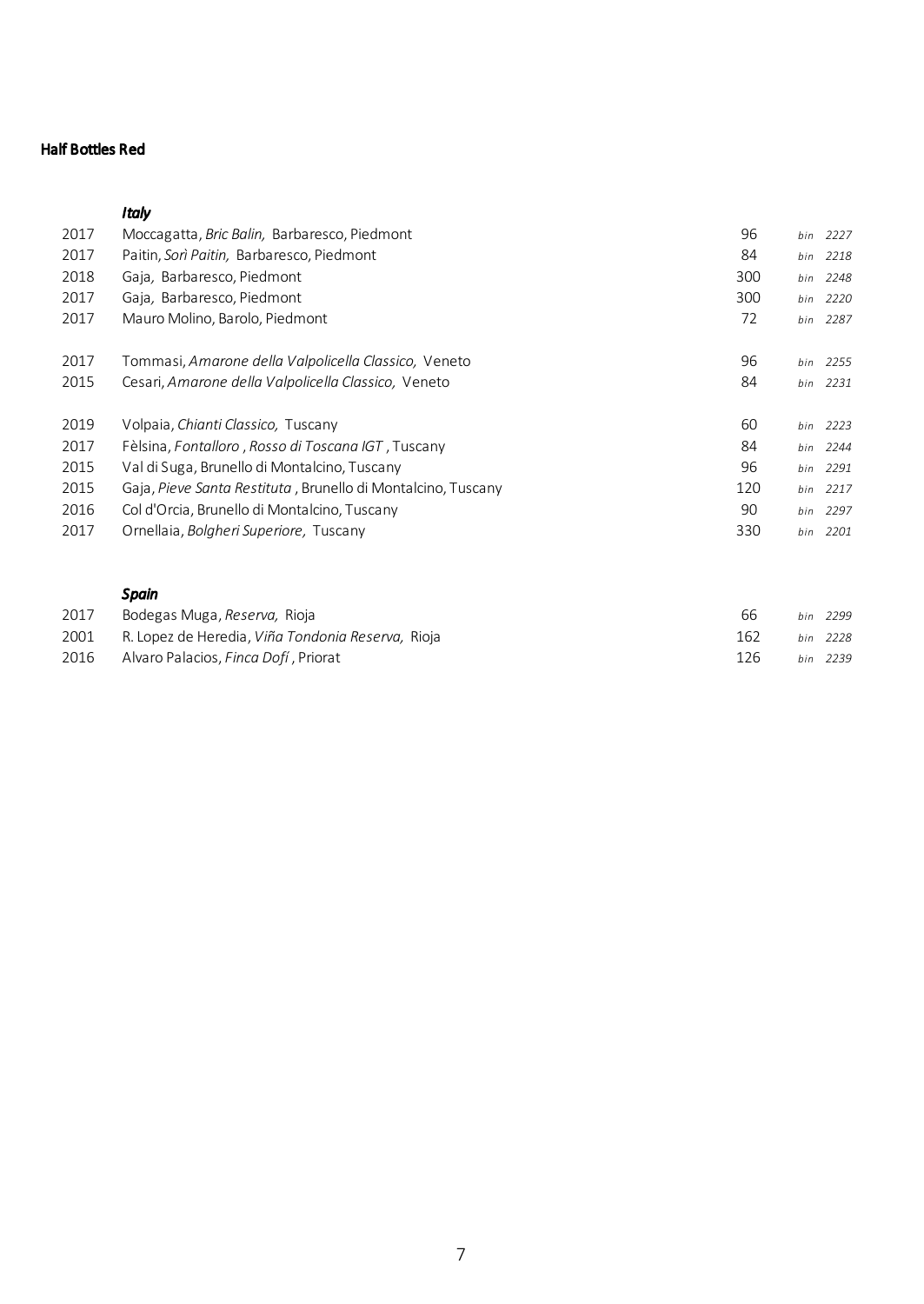## Half Bottles Red

### *Italy*

| | | | |
|---|---|---|---|
| 2017 | Moccagatta, *Bric Balin,* Barbaresco, Piedmont | 96 | *bin 2227* |
| 2017 | Paitin, *Sorì Paitin,* Barbaresco, Piedmont | 84 | *bin 2218* |
| 2018 | Gaja, Barbaresco, Piedmont | 300 | *bin 2248* |
| 2017 | Gaja, Barbaresco, Piedmont | 300 | *bin 2220* |
| 2017 | Mauro Molino, Barolo, Piedmont | 72 | *bin 2287* |
| 2017 | Tommasi, *Amarone della Valpolicella Classico,* Veneto | 96 | *bin 2255* |
| 2015 | Cesari, *Amarone della Valpolicella Classico,* Veneto | 84 | *bin 2231* |
| 2019 | Volpaia, *Chianti Classico,* Tuscany | 60 | *bin 2223* |
| 2017 | Fèlsina, *Fontalloro*, *Rosso di Toscana IGT*, Tuscany | 84 | *bin 2244* |
| 2015 | Val di Suga, Brunello di Montalcino, Tuscany | 96 | *bin 2291* |
| 2015 | Gaja, *Pieve Santa Restituta*, Brunello di Montalcino, Tuscany | 120 | *bin 2217* |
| 2016 | Col d'Orcia, Brunello di Montalcino, Tuscany | 90 | *bin 2297* |
| 2017 | Ornellaia, *Bolgheri Superiore,* Tuscany | 330 | *bin 2201* |

### *Spain*

| | | | |
|---|---|---|---|
| 2017 | Bodegas Muga, *Reserva,* Rioja | 66 | *bin 2299* |
| 2001 | R. Lopez de Heredia, *Viña Tondonia Reserva,* Rioja | 162 | *bin 2228* |
| 2016 | Alvaro Palacios, *Finca Dofí*, Priorat | 126 | *bin 2239* |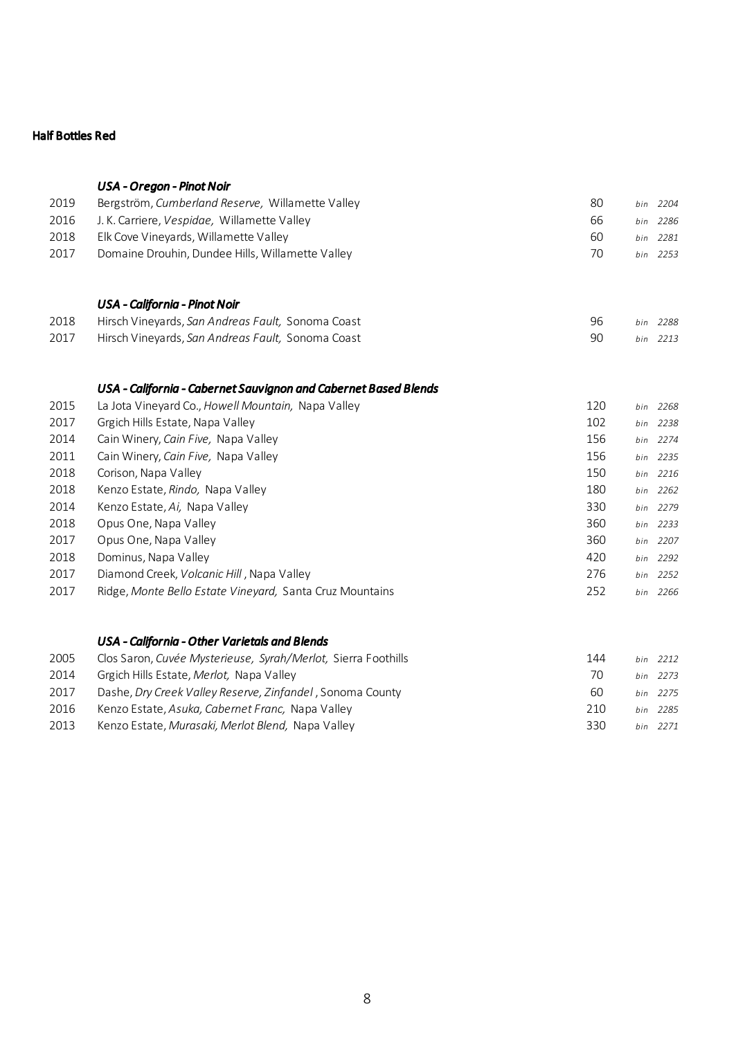## Half Bottles Red

### *USA - Oregon - Pinot Noir*

| | | | |
|---|---|---|---|
| 2019 | Bergström, *Cumberland Reserve,* Willamette Valley | 80 | *bin 2204* |
| 2016 | J. K. Carriere, *Vespidae,* Willamette Valley | 66 | *bin 2286* |
| 2018 | Elk Cove Vineyards, Willamette Valley | 60 | *bin 2281* |
| 2017 | Domaine Drouhin, Dundee Hills, Willamette Valley | 70 | *bin 2253* |

### *USA - California - Pinot Noir*

| | | | |
|---|---|---|---|
| 2018 | Hirsch Vineyards, *San Andreas Fault,* Sonoma Coast | 96 | *bin 2288* |
| 2017 | Hirsch Vineyards, *San Andreas Fault,* Sonoma Coast | 90 | *bin 2213* |

### *USA - California - Cabernet Sauvignon and Cabernet Based Blends*

| | | | |
|---|---|---|---|
| 2015 | La Jota Vineyard Co., *Howell Mountain,* Napa Valley | 120 | *bin 2268* |
| 2017 | Grgich Hills Estate, Napa Valley | 102 | *bin 2238* |
| 2014 | Cain Winery, *Cain Five,* Napa Valley | 156 | *bin 2274* |
| 2011 | Cain Winery, *Cain Five,* Napa Valley | 156 | *bin 2235* |
| 2018 | Corison, Napa Valley | 150 | *bin 2216* |
| 2018 | Kenzo Estate, *Rindo,* Napa Valley | 180 | *bin 2262* |
| 2014 | Kenzo Estate, *Ai,* Napa Valley | 330 | *bin 2279* |
| 2018 | Opus One, Napa Valley | 360 | *bin 2233* |
| 2017 | Opus One, Napa Valley | 360 | *bin 2207* |
| 2018 | Dominus, Napa Valley | 420 | *bin 2292* |
| 2017 | Diamond Creek, *Volcanic Hill*, Napa Valley | 276 | *bin 2252* |
| 2017 | Ridge, *Monte Bello Estate Vineyard,* Santa Cruz Mountains | 252 | *bin 2266* |

### *USA - California - Other Varietals and Blends*

| | | | |
|---|---|---|---|
| 2005 | Clos Saron, *Cuvée Mysterieuse, Syrah/Merlot,* Sierra Foothills | 144 | *bin 2212* |
| 2014 | Grgich Hills Estate, *Merlot,* Napa Valley | 70 | *bin 2273* |
| 2017 | Dashe, *Dry Creek Valley Reserve, Zinfandel*, Sonoma County | 60 | *bin 2275* |
| 2016 | Kenzo Estate, *Asuka, Cabernet Franc,* Napa Valley | 210 | *bin 2285* |
| 2013 | Kenzo Estate, *Murasaki, Merlot Blend,* Napa Valley | 330 | *bin 2271* |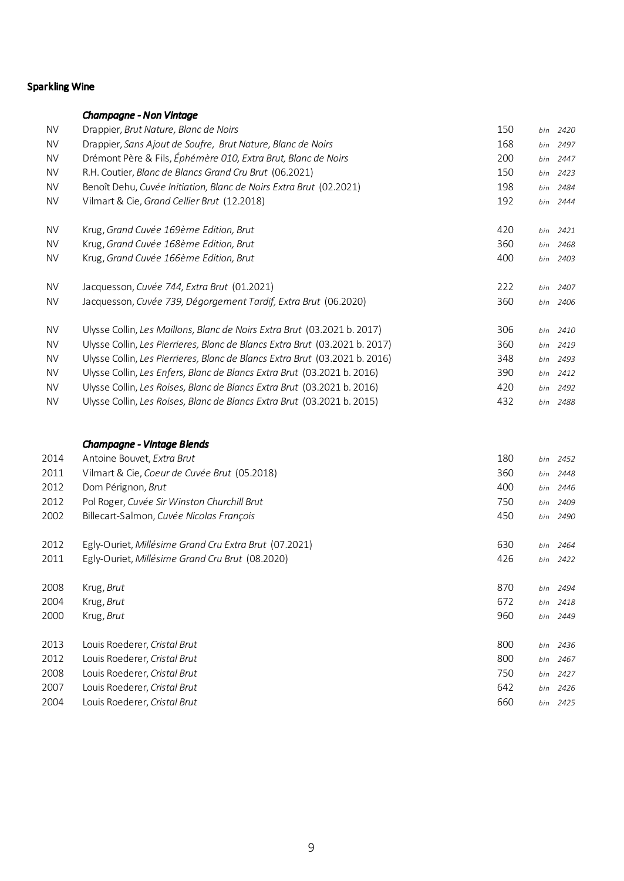## Sparkling Wine

### *Champagne - Non Vintage*

| | | | |
|---|---|---|---|
| NV | Drappier, *Brut Nature, Blanc de Noirs* | 150 | *bin 2420* |
| NV | Drappier, *Sans Ajout de Soufre, Brut Nature, Blanc de Noirs* | 168 | *bin 2497* |
| NV | Drémont Père & Fils, *Éphémère 010, Extra Brut, Blanc de Noirs* | 200 | *bin 2447* |
| NV | R.H. Coutier, *Blanc de Blancs Grand Cru Brut* (06.2021) | 150 | *bin 2423* |
| NV | Benoît Dehu, *Cuvée Initiation, Blanc de Noirs Extra Brut* (02.2021) | 198 | *bin 2484* |
| NV | Vilmart & Cie, *Grand Cellier Brut* (12.2018) | 192 | *bin 2444* |
| NV | Krug, *Grand Cuvée 169ème Edition, Brut* | 420 | *bin 2421* |
| NV | Krug, *Grand Cuvée 168ème Edition, Brut* | 360 | *bin 2468* |
| NV | Krug, *Grand Cuvée 166ème Edition, Brut* | 400 | *bin 2403* |
| NV | Jacquesson, *Cuvée 744, Extra Brut* (01.2021) | 222 | *bin 2407* |
| NV | Jacquesson, *Cuvée 739, Dégorgement Tardif, Extra Brut* (06.2020) | 360 | *bin 2406* |
| NV | Ulysse Collin, *Les Maillons, Blanc de Noirs Extra Brut* (03.2021 b. 2017) | 306 | *bin 2410* |
| NV | Ulysse Collin, *Les Pierrieres, Blanc de Blancs Extra Brut* (03.2021 b. 2017) | 360 | *bin 2419* |
| NV | Ulysse Collin, *Les Pierrieres, Blanc de Blancs Extra Brut* (03.2021 b. 2016) | 348 | *bin 2493* |
| NV | Ulysse Collin, *Les Enfers, Blanc de Blancs Extra Brut* (03.2021 b. 2016) | 390 | *bin 2412* |
| NV | Ulysse Collin, *Les Roises, Blanc de Blancs Extra Brut* (03.2021 b. 2016) | 420 | *bin 2492* |
| NV | Ulysse Collin, *Les Roises, Blanc de Blancs Extra Brut* (03.2021 b. 2015) | 432 | *bin 2488* |

### *Champagne - Vintage Blends*

| | | | |
|---|---|---|---|
| 2014 | Antoine Bouvet, *Extra Brut* | 180 | *bin 2452* |
| 2011 | Vilmart & Cie, *Coeur de Cuvée Brut* (05.2018) | 360 | *bin 2448* |
| 2012 | Dom Pérignon, *Brut* | 400 | *bin 2446* |
| 2012 | Pol Roger, *Cuvée Sir Winston Churchill Brut* | 750 | *bin 2409* |
| 2002 | Billecart-Salmon, *Cuvée Nicolas François* | 450 | *bin 2490* |
| 2012 | Egly-Ouriet, *Millésime Grand Cru Extra Brut* (07.2021) | 630 | *bin 2464* |
| 2011 | Egly-Ouriet, *Millésime Grand Cru Brut* (08.2020) | 426 | *bin 2422* |
| 2008 | Krug, *Brut* | 870 | *bin 2494* |
| 2004 | Krug, *Brut* | 672 | *bin 2418* |
| 2000 | Krug, *Brut* | 960 | *bin 2449* |
| 2013 | Louis Roederer, *Cristal Brut* | 800 | *bin 2436* |
| 2012 | Louis Roederer, *Cristal Brut* | 800 | *bin 2467* |
| 2008 | Louis Roederer, *Cristal Brut* | 750 | *bin 2427* |
| 2007 | Louis Roederer, *Cristal Brut* | 642 | *bin 2426* |
| 2004 | Louis Roederer, *Cristal Brut* | 660 | *bin 2425* |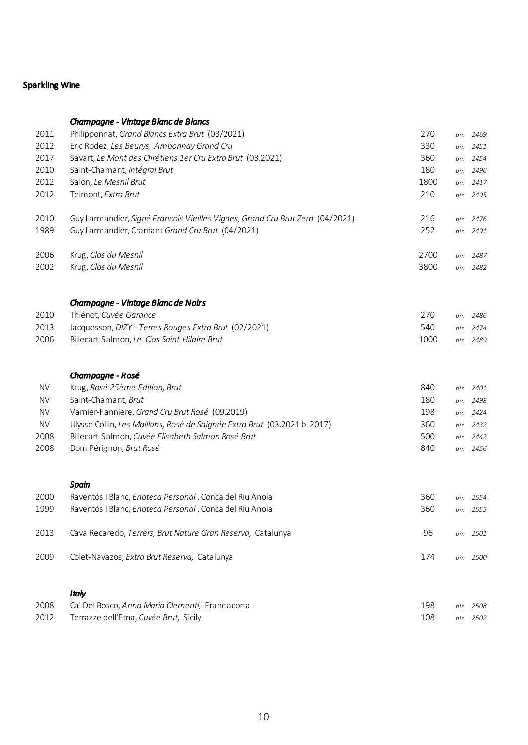## Sparkling Wine

### *Champagne - Vintage Blanc de Blancs*

| | | | |
|---|---|---|---|
| 2011 | Philipponnat, *Grand Blancs Extra Brut* (03/2021) | 270 | *bin 2469* |
| 2012 | Eric Rodez, *Les Beurys, Ambonnay Grand Cru* | 330 | *bin 2451* |
| 2017 | Savart, *Le Mont des Chrétiens 1er Cru Extra Brut* (03.2021) | 360 | *bin 2454* |
| 2010 | Saint-Chamant, *Intégral Brut* | 180 | *bin 2496* |
| 2012 | Salon, *Le Mesnil Brut* | 1800 | *bin 2417* |
| 2012 | Telmont, *Extra Brut* | 210 | *bin 2495* |
| 2010 | Guy Larmandier, *Signé Francois Vieilles Vignes, Grand Cru Brut Zero* (04/2021) | 216 | *bin 2476* |
| 1989 | Guy Larmandier, Cramant *Grand Cru Brut* (04/2021) | 252 | *bin 2491* |
| 2006 | Krug, *Clos du Mesnil* | 2700 | *bin 2487* |
| 2002 | Krug, *Clos du Mesnil* | 3800 | *bin 2482* |

### *Champagne - Vintage Blanc de Noirs*

| | | | |
|---|---|---|---|
| 2010 | Thiénot, *Cuvée Garance* | 270 | *bin 2486* |
| 2013 | Jacquesson, *DIZY - Terres Rouges Extra Brut* (02/2021) | 540 | *bin 2474* |
| 2006 | Billecart-Salmon, *Le Clos Saint-Hilaire Brut* | 1000 | *bin 2489* |

### *Champagne - Rosé*

| | | | |
|---|---|---|---|
| NV | Krug, *Rosé 25ème Edition, Brut* | 840 | *bin 2401* |
| NV | Saint-Chamant, *Brut* | 180 | *bin 2498* |
| NV | Varnier-Fanniere, *Grand Cru Brut Rosé* (09.2019) | 198 | *bin 2424* |
| NV | Ulysse Collin, *Les Maillons, Rosé de Saignée Extra Brut* (03.2021 b. 2017) | 360 | *bin 2432* |
| 2008 | Billecart-Salmon, *Cuvée Elisabeth Salmon Rosé Brut* | 500 | *bin 2442* |
| 2008 | Dom Pérignon, *Brut Rosé* | 840 | *bin 2456* |

### *Spain*

| | | | |
|---|---|---|---|
| 2000 | Raventós I Blanc, *Enoteca Personal*, Conca del Riu Anoia | 360 | *bin 2554* |
| 1999 | Raventós I Blanc, *Enoteca Personal*, Conca del Riu Anoia | 360 | *bin 2555* |
| 2013 | Cava Recaredo, *Terrers, Brut Nature Gran Reserva,* Catalunya | 96 | *bin 2501* |
| 2009 | Colet-Navazos, *Extra Brut Reserva,* Catalunya | 174 | *bin 2500* |

### *Italy*

| | | | |
|---|---|---|---|
| 2008 | Ca' Del Bosco, *Anna Maria Clementi,* Franciacorta | 198 | *bin 2508* |
| 2012 | Terrazze dell'Etna, *Cuvée Brut,* Sicily | 108 | *bin 2502* |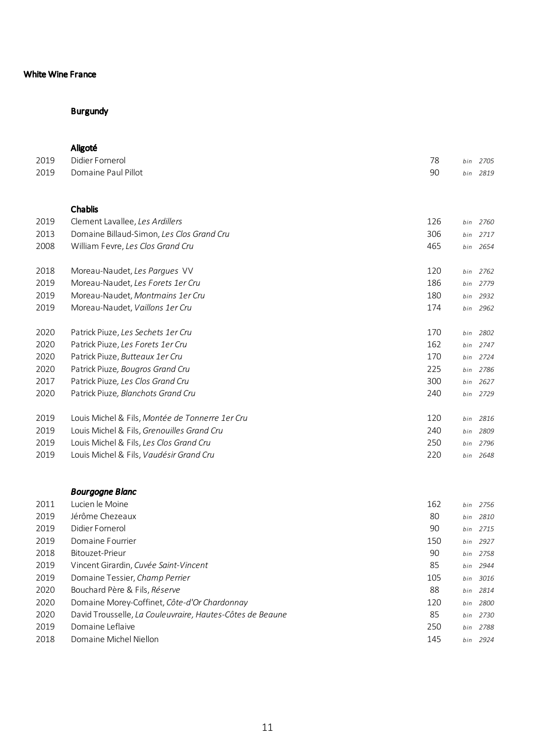## White Wine France

### Burgundy

#### Aligoté

| | | | |
|---|---|---|---|
| 2019 | Didier Fornerol | 78 | *bin 2705* |
| 2019 | Domaine Paul Pillot | 90 | *bin 2819* |

#### Chablis

| | | | |
|---|---|---|---|
| 2019 | Clement Lavallee, *Les Ardillers* | 126 | *bin 2760* |
| 2013 | Domaine Billaud-Simon, *Les Clos Grand Cru* | 306 | *bin 2717* |
| 2008 | William Fevre, *Les Clos Grand Cru* | 465 | *bin 2654* |
| | | | |
| 2018 | Moreau-Naudet, *Les Pargues* VV | 120 | *bin 2762* |
| 2019 | Moreau-Naudet, *Les Forets 1er Cru* | 186 | *bin 2779* |
| 2019 | Moreau-Naudet, *Montmains 1er Cru* | 180 | *bin 2932* |
| 2019 | Moreau-Naudet, *Vaillons 1er Cru* | 174 | *bin 2962* |
| | | | |
| 2020 | Patrick Piuze, *Les Sechets 1er Cru* | 170 | *bin 2802* |
| 2020 | Patrick Piuze, *Les Forets 1er Cru* | 162 | *bin 2747* |
| 2020 | Patrick Piuze, *Butteaux 1er Cru* | 170 | *bin 2724* |
| 2020 | Patrick Piuze, *Bougros Grand Cru* | 225 | *bin 2786* |
| 2017 | Patrick Piuze, *Les Clos Grand Cru* | 300 | *bin 2627* |
| 2020 | Patrick Piuze, *Blanchots Grand Cru* | 240 | *bin 2729* |
| | | | |
| 2019 | Louis Michel & Fils, *Montée de Tonnerre 1er Cru* | 120 | *bin 2816* |
| 2019 | Louis Michel & Fils, *Grenouilles Grand Cru* | 240 | *bin 2809* |
| 2019 | Louis Michel & Fils, *Les Clos Grand Cru* | 250 | *bin 2796* |
| 2019 | Louis Michel & Fils, *Vaudésir Grand Cru* | 220 | *bin 2648* |

#### *Bourgogne Blanc*

| | | | |
|---|---|---|---|
| 2011 | Lucien le Moine | 162 | *bin 2756* |
| 2019 | Jérôme Chezeaux | 80 | *bin 2810* |
| 2019 | Didier Fornerol | 90 | *bin 2715* |
| 2019 | Domaine Fourrier | 150 | *bin 2927* |
| 2018 | Bitouzet-Prieur | 90 | *bin 2758* |
| 2019 | Vincent Girardin, *Cuvée Saint-Vincent* | 85 | *bin 2944* |
| 2019 | Domaine Tessier, *Champ Perrier* | 105 | *bin 3016* |
| 2020 | Bouchard Père & Fils, *Réserve* | 88 | *bin 2814* |
| 2020 | Domaine Morey-Coffinet, *Côte-d'Or Chardonnay* | 120 | *bin 2800* |
| 2020 | David Trousselle, *La Couleuvraire, Hautes-Côtes de Beaune* | 85 | *bin 2730* |
| 2019 | Domaine Leflaive | 250 | *bin 2788* |
| 2018 | Domaine Michel Niellon | 145 | *bin 2924* |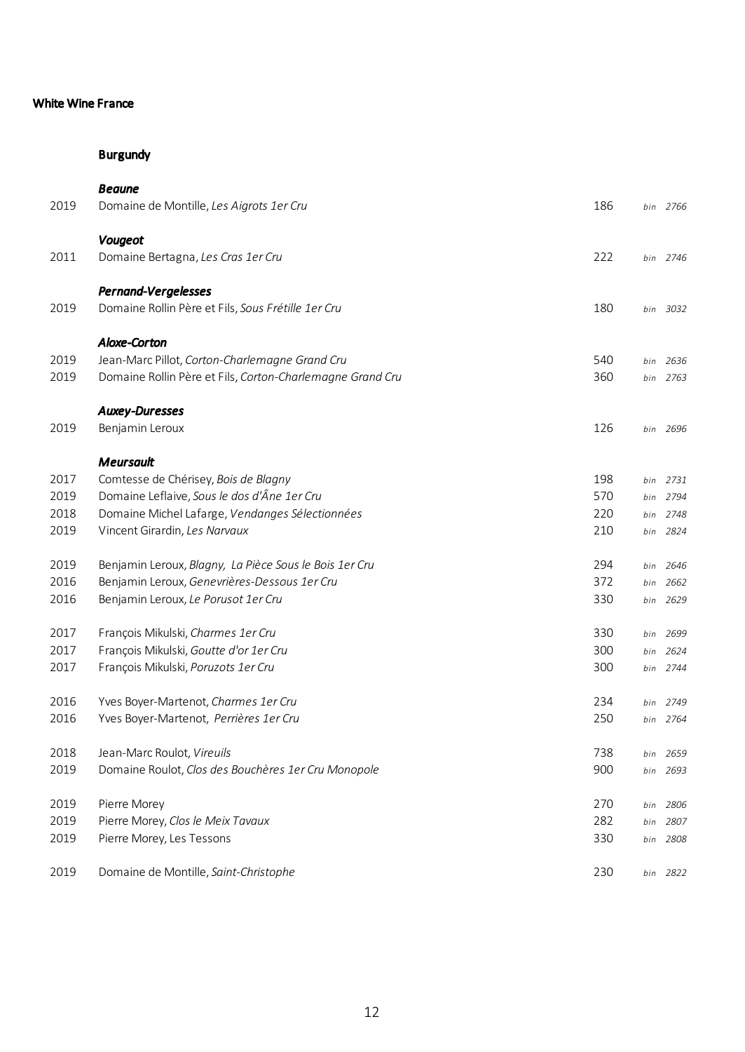# White Wine France

## Burgundy

### *Beaune*

| | | | |
|---|---|---|---|
| 2019 | Domaine de Montille, *Les Aigrots 1er Cru* | 186 | bin 2766 |

### *Vougeot*

| | | | |
|---|---|---|---|
| 2011 | Domaine Bertagna, *Les Cras 1er Cru* | 222 | bin 2746 |

### *Pernand-Vergelesses*

| | | | |
|---|---|---|---|
| 2019 | Domaine Rollin Père et Fils, *Sous Frétille 1er Cru* | 180 | bin 3032 |

### *Aloxe-Corton*

| | | | |
|---|---|---|---|
| 2019 | Jean-Marc Pillot, *Corton-Charlemagne Grand Cru* | 540 | bin 2636 |
| 2019 | Domaine Rollin Père et Fils, *Corton-Charlemagne Grand Cru* | 360 | bin 2763 |

### *Auxey-Duresses*

| | | | |
|---|---|---|---|
| 2019 | Benjamin Leroux | 126 | bin 2696 |

### *Meursault*

| | | | |
|---|---|---|---|
| 2017 | Comtesse de Chérisey, *Bois de Blagny* | 198 | bin 2731 |
| 2019 | Domaine Leflaive, *Sous le dos d'Âne 1er Cru* | 570 | bin 2794 |
| 2018 | Domaine Michel Lafarge, *Vendanges Sélectionnées* | 220 | bin 2748 |
| 2019 | Vincent Girardin, *Les Narvaux* | 210 | bin 2824 |
| | | | |
| 2019 | Benjamin Leroux, *Blagny, La Pièce Sous le Bois 1er Cru* | 294 | bin 2646 |
| 2016 | Benjamin Leroux, *Genevrières-Dessous 1er Cru* | 372 | bin 2662 |
| 2016 | Benjamin Leroux, *Le Porusot 1er Cru* | 330 | bin 2629 |
| | | | |
| 2017 | François Mikulski, *Charmes 1er Cru* | 330 | bin 2699 |
| 2017 | François Mikulski, *Goutte d'or 1er Cru* | 300 | bin 2624 |
| 2017 | François Mikulski, *Poruzots 1er Cru* | 300 | bin 2744 |
| | | | |
| 2016 | Yves Boyer-Martenot, *Charmes 1er Cru* | 234 | bin 2749 |
| 2016 | Yves Boyer-Martenot, *Perrières 1er Cru* | 250 | bin 2764 |
| | | | |
| 2018 | Jean-Marc Roulot, *Vireuils* | 738 | bin 2659 |
| 2019 | Domaine Roulot, *Clos des Bouchères 1er Cru Monopole* | 900 | bin 2693 |
| | | | |
| 2019 | Pierre Morey | 270 | bin 2806 |
| 2019 | Pierre Morey, *Clos le Meix Tavaux* | 282 | bin 2807 |
| 2019 | Pierre Morey, Les Tessons | 330 | bin 2808 |
| | | | |
| 2019 | Domaine de Montille, *Saint-Christophe* | 230 | bin 2822 |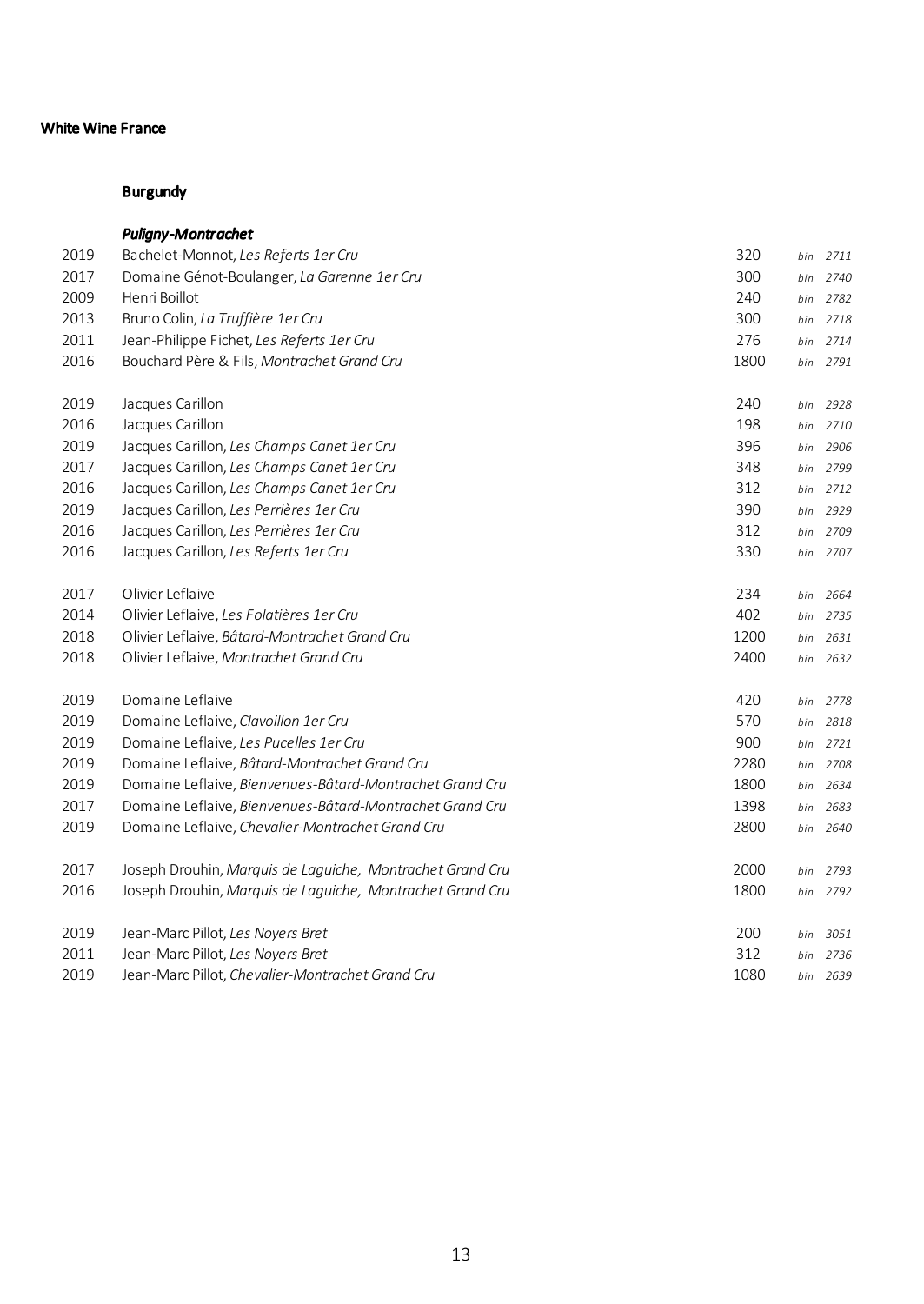**White Wine France**

## Burgundy

### *Puligny-Montrachet*

| Vintage | Wine | Price | Bin |
|---|---|---|---|
| 2019 | Bachelet-Monnot, *Les Referts 1er Cru* | 320 | *bin 2711* |
| 2017 | Domaine Génot-Boulanger, *La Garenne 1er Cru* | 300 | *bin 2740* |
| 2009 | Henri Boillot | 240 | *bin 2782* |
| 2013 | Bruno Colin, *La Truffière 1er Cru* | 300 | *bin 2718* |
| 2011 | Jean-Philippe Fichet, *Les Referts 1er Cru* | 276 | *bin 2714* |
| 2016 | Bouchard Père & Fils, *Montrachet Grand Cru* | 1800 | *bin 2791* |
| | | | |
| 2019 | Jacques Carillon | 240 | *bin 2928* |
| 2016 | Jacques Carillon | 198 | *bin 2710* |
| 2019 | Jacques Carillon, *Les Champs Canet 1er Cru* | 396 | *bin 2906* |
| 2017 | Jacques Carillon, *Les Champs Canet 1er Cru* | 348 | *bin 2799* |
| 2016 | Jacques Carillon, *Les Champs Canet 1er Cru* | 312 | *bin 2712* |
| 2019 | Jacques Carillon, *Les Perrières 1er Cru* | 390 | *bin 2929* |
| 2016 | Jacques Carillon, *Les Perrières 1er Cru* | 312 | *bin 2709* |
| 2016 | Jacques Carillon, *Les Referts 1er Cru* | 330 | *bin 2707* |
| | | | |
| 2017 | Olivier Leflaive | 234 | *bin 2664* |
| 2014 | Olivier Leflaive, *Les Folatières 1er Cru* | 402 | *bin 2735* |
| 2018 | Olivier Leflaive, *Bâtard-Montrachet Grand Cru* | 1200 | *bin 2631* |
| 2018 | Olivier Leflaive, *Montrachet Grand Cru* | 2400 | *bin 2632* |
| | | | |
| 2019 | Domaine Leflaive | 420 | *bin 2778* |
| 2019 | Domaine Leflaive, *Clavoillon 1er Cru* | 570 | *bin 2818* |
| 2019 | Domaine Leflaive, *Les Pucelles 1er Cru* | 900 | *bin 2721* |
| 2019 | Domaine Leflaive, *Bâtard-Montrachet Grand Cru* | 2280 | *bin 2708* |
| 2019 | Domaine Leflaive, *Bienvenues-Bâtard-Montrachet Grand Cru* | 1800 | *bin 2634* |
| 2017 | Domaine Leflaive, *Bienvenues-Bâtard-Montrachet Grand Cru* | 1398 | *bin 2683* |
| 2019 | Domaine Leflaive, *Chevalier-Montrachet Grand Cru* | 2800 | *bin 2640* |
| | | | |
| 2017 | Joseph Drouhin, *Marquis de Laguiche, Montrachet Grand Cru* | 2000 | *bin 2793* |
| 2016 | Joseph Drouhin, *Marquis de Laguiche, Montrachet Grand Cru* | 1800 | *bin 2792* |
| | | | |
| 2019 | Jean-Marc Pillot, *Les Noyers Bret* | 200 | *bin 3051* |
| 2011 | Jean-Marc Pillot, *Les Noyers Bret* | 312 | *bin 2736* |
| 2019 | Jean-Marc Pillot, *Chevalier-Montrachet Grand Cru* | 1080 | *bin 2639* |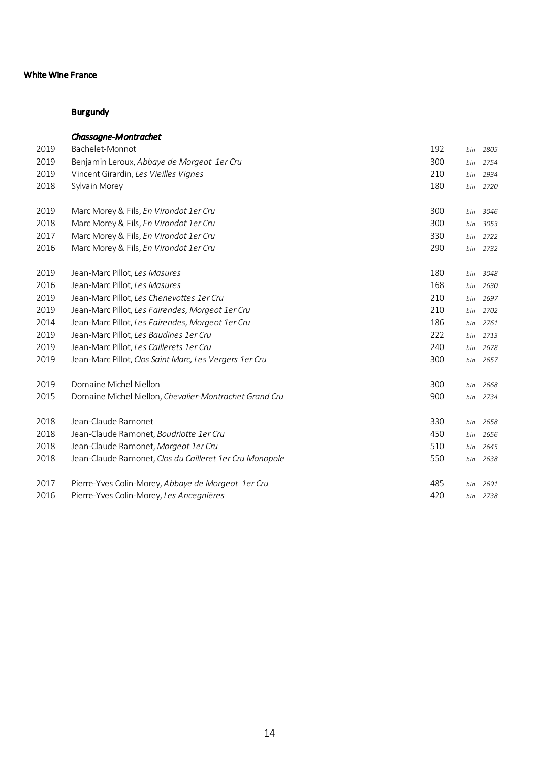**White Wine France**

**Burgundy**

***Chassagne-Montrachet***

| | | | |
|---|---|---|---|
| 2019 | Bachelet-Monnot | 192 | *bin 2805* |
| 2019 | Benjamin Leroux, *Abbaye de Morgeot 1er Cru* | 300 | *bin 2754* |
| 2019 | Vincent Girardin, *Les Vieilles Vignes* | 210 | *bin 2934* |
| 2018 | Sylvain Morey | 180 | *bin 2720* |
| | | | |
| 2019 | Marc Morey & Fils, *En Virondot 1er Cru* | 300 | *bin 3046* |
| 2018 | Marc Morey & Fils, *En Virondot 1er Cru* | 300 | *bin 3053* |
| 2017 | Marc Morey & Fils, *En Virondot 1er Cru* | 330 | *bin 2722* |
| 2016 | Marc Morey & Fils, *En Virondot 1er Cru* | 290 | *bin 2732* |
| | | | |
| 2019 | Jean-Marc Pillot, *Les Masures* | 180 | *bin 3048* |
| 2016 | Jean-Marc Pillot, *Les Masures* | 168 | *bin 2630* |
| 2019 | Jean-Marc Pillot, *Les Chenevottes 1er Cru* | 210 | *bin 2697* |
| 2019 | Jean-Marc Pillot, *Les Fairendes, Morgeot 1er Cru* | 210 | *bin 2702* |
| 2014 | Jean-Marc Pillot, *Les Fairendes, Morgeot 1er Cru* | 186 | *bin 2761* |
| 2019 | Jean-Marc Pillot, *Les Baudines 1er Cru* | 222 | *bin 2713* |
| 2019 | Jean-Marc Pillot, *Les Caillerets 1er Cru* | 240 | *bin 2678* |
| 2019 | Jean-Marc Pillot, *Clos Saint Marc, Les Vergers 1er Cru* | 300 | *bin 2657* |
| | | | |
| 2019 | Domaine Michel Niellon | 300 | *bin 2668* |
| 2015 | Domaine Michel Niellon, *Chevalier-Montrachet Grand Cru* | 900 | *bin 2734* |
| | | | |
| 2018 | Jean-Claude Ramonet | 330 | *bin 2658* |
| 2018 | Jean-Claude Ramonet, *Boudriotte 1er Cru* | 450 | *bin 2656* |
| 2018 | Jean-Claude Ramonet, *Morgeot 1er Cru* | 510 | *bin 2645* |
| 2018 | Jean-Claude Ramonet, *Clos du Cailleret 1er Cru Monopole* | 550 | *bin 2638* |
| | | | |
| 2017 | Pierre-Yves Colin-Morey, *Abbaye de Morgeot 1er Cru* | 485 | *bin 2691* |
| 2016 | Pierre-Yves Colin-Morey, *Les Ancegnières* | 420 | *bin 2738* |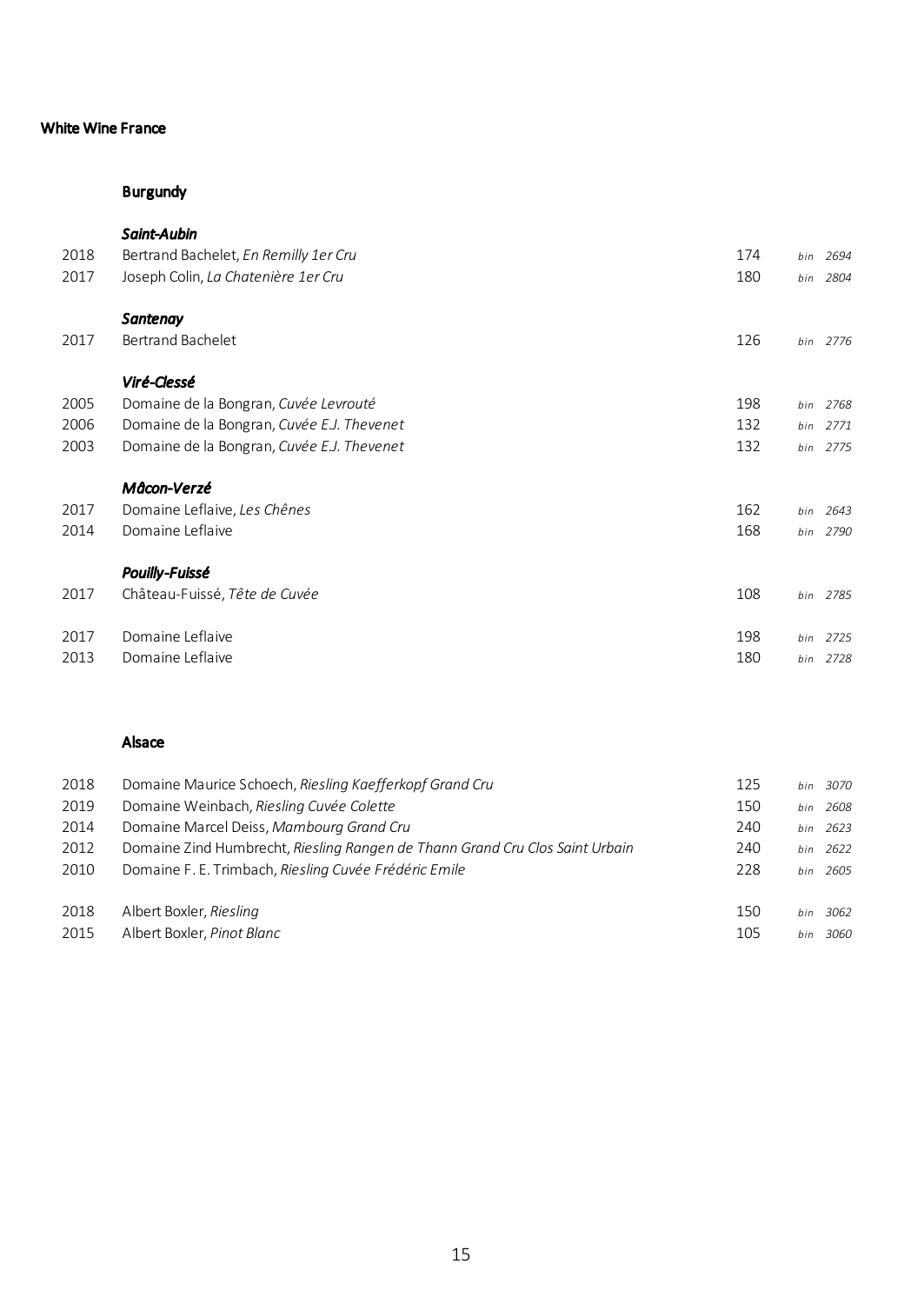# White Wine France

## Burgundy

### *Saint-Aubin*

| | | | |
|---|---|---|---|
| 2018 | Bertrand Bachelet, *En Remilly 1er Cru* | 174 | *bin 2694* |
| 2017 | Joseph Colin, *La Chatenière 1er Cru* | 180 | *bin 2804* |

### *Santenay*

| | | | |
|---|---|---|---|
| 2017 | Bertrand Bachelet | 126 | *bin 2776* |

### *Viré-Clessé*

| | | | |
|---|---|---|---|
| 2005 | Domaine de la Bongran, *Cuvée Levrouté* | 198 | *bin 2768* |
| 2006 | Domaine de la Bongran, *Cuvée E.J. Thevenet* | 132 | *bin 2771* |
| 2003 | Domaine de la Bongran, *Cuvée E.J. Thevenet* | 132 | *bin 2775* |

### *Mâcon-Verzé*

| | | | |
|---|---|---|---|
| 2017 | Domaine Leflaive, *Les Chênes* | 162 | *bin 2643* |
| 2014 | Domaine Leflaive | 168 | *bin 2790* |

### *Pouilly-Fuissé*

| | | | |
|---|---|---|---|
| 2017 | Château-Fuissé, *Tête de Cuvée* | 108 | *bin 2785* |
| | | | |
| 2017 | Domaine Leflaive | 198 | *bin 2725* |
| 2013 | Domaine Leflaive | 180 | *bin 2728* |

## Alsace

| | | | |
|---|---|---|---|
| 2018 | Domaine Maurice Schoech, *Riesling Kaefferkopf Grand Cru* | 125 | *bin 3070* |
| 2019 | Domaine Weinbach, *Riesling Cuvée Colette* | 150 | *bin 2608* |
| 2014 | Domaine Marcel Deiss, *Mambourg Grand Cru* | 240 | *bin 2623* |
| 2012 | Domaine Zind Humbrecht, *Riesling Rangen de Thann Grand Cru Clos Saint Urbain* | 240 | *bin 2622* |
| 2010 | Domaine F. E. Trimbach, *Riesling Cuvée Frédéric Emile* | 228 | *bin 2605* |
| | | | |
| 2018 | Albert Boxler, *Riesling* | 150 | *bin 3062* |
| 2015 | Albert Boxler, *Pinot Blanc* | 105 | *bin 3060* |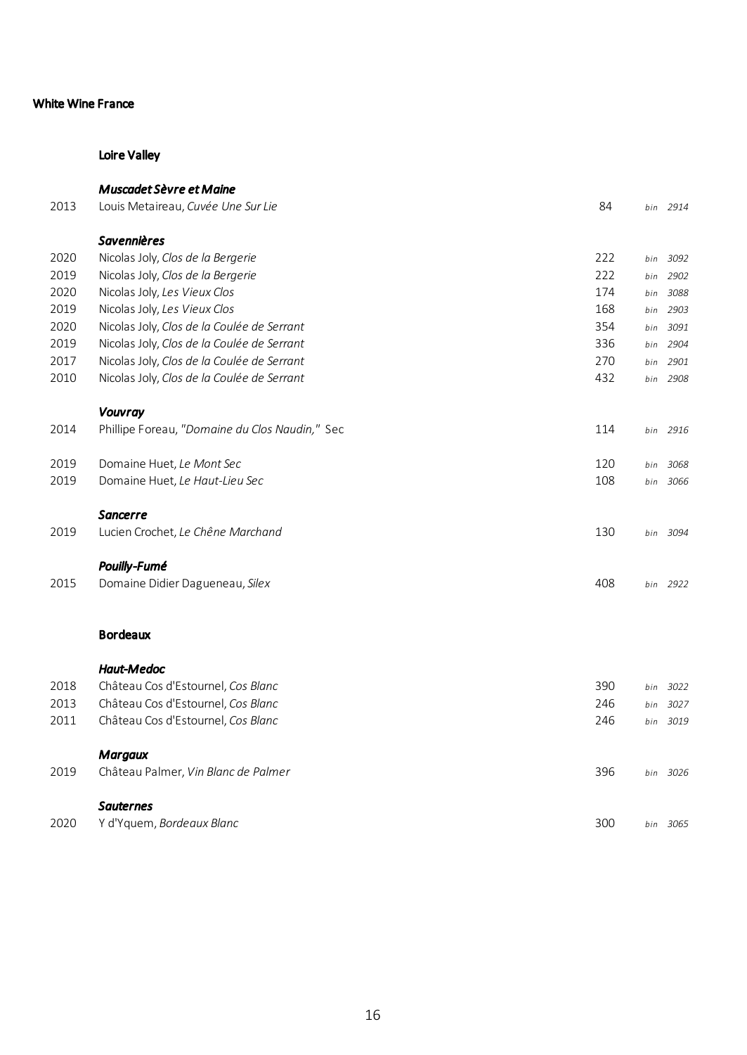# White Wine France

## Loire Valley

### *Muscadet Sèvre et Maine*

| | | | |
|---|---|---|---|
| 2013 | Louis Metaireau, *Cuvée Une Sur Lie* | 84 | bin 2914 |

### *Savennières*

| | | | |
|---|---|---|---|
| 2020 | Nicolas Joly, *Clos de la Bergerie* | 222 | bin 3092 |
| 2019 | Nicolas Joly, *Clos de la Bergerie* | 222 | bin 2902 |
| 2020 | Nicolas Joly, *Les Vieux Clos* | 174 | bin 3088 |
| 2019 | Nicolas Joly, *Les Vieux Clos* | 168 | bin 2903 |
| 2020 | Nicolas Joly, *Clos de la Coulée de Serrant* | 354 | bin 3091 |
| 2019 | Nicolas Joly, *Clos de la Coulée de Serrant* | 336 | bin 2904 |
| 2017 | Nicolas Joly, *Clos de la Coulée de Serrant* | 270 | bin 2901 |
| 2010 | Nicolas Joly, *Clos de la Coulée de Serrant* | 432 | bin 2908 |

### *Vouvray*

| | | | |
|---|---|---|---|
| 2014 | Phillipe Foreau, "*Domaine du Clos Naudin,*" Sec | 114 | bin 2916 |
| 2019 | Domaine Huet, *Le Mont Sec* | 120 | bin 3068 |
| 2019 | Domaine Huet, *Le Haut-Lieu Sec* | 108 | bin 3066 |

### *Sancerre*

| | | | |
|---|---|---|---|
| 2019 | Lucien Crochet, *Le Chêne Marchand* | 130 | bin 3094 |

### *Pouilly-Fumé*

| | | | |
|---|---|---|---|
| 2015 | Domaine Didier Dagueneau, *Silex* | 408 | bin 2922 |

## Bordeaux

### *Haut-Medoc*

| | | | |
|---|---|---|---|
| 2018 | Château Cos d'Estournel, *Cos Blanc* | 390 | bin 3022 |
| 2013 | Château Cos d'Estournel, *Cos Blanc* | 246 | bin 3027 |
| 2011 | Château Cos d'Estournel, *Cos Blanc* | 246 | bin 3019 |

### *Margaux*

| | | | |
|---|---|---|---|
| 2019 | Château Palmer, *Vin Blanc de Palmer* | 396 | bin 3026 |

### *Sauternes*

| | | | |
|---|---|---|---|
| 2020 | Y d'Yquem, *Bordeaux Blanc* | 300 | bin 3065 |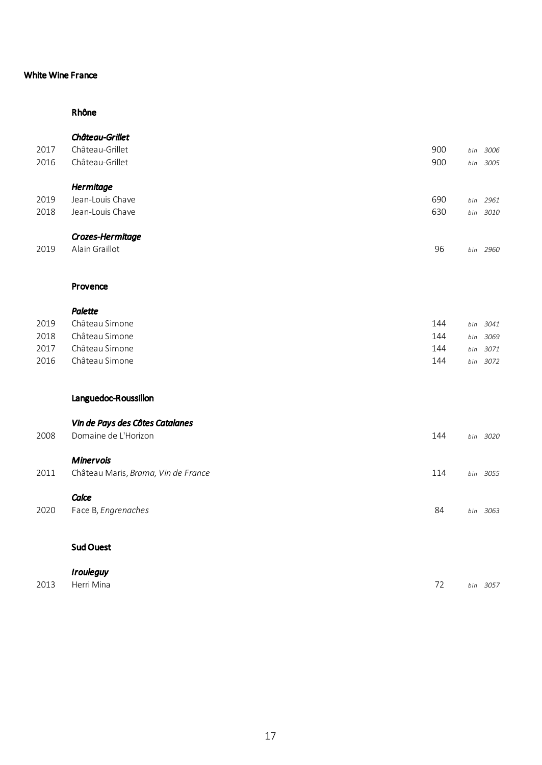## White Wine France

### Rhône

***Château-Grillet***

| | | | |
|---|---|---|---|
| 2017 | Château-Grillet | 900 | *bin 3006* |
| 2016 | Château-Grillet | 900 | *bin 3005* |

***Hermitage***

| | | | |
|---|---|---|---|
| 2019 | Jean-Louis Chave | 690 | *bin 2961* |
| 2018 | Jean-Louis Chave | 630 | *bin 3010* |

***Crozes-Hermitage***

| | | | |
|---|---|---|---|
| 2019 | Alain Graillot | 96 | *bin 2960* |

### Provence

***Palette***

| | | | |
|---|---|---|---|
| 2019 | Château Simone | 144 | *bin 3041* |
| 2018 | Château Simone | 144 | *bin 3069* |
| 2017 | Château Simone | 144 | *bin 3071* |
| 2016 | Château Simone | 144 | *bin 3072* |

### Languedoc-Roussillon

***Vin de Pays des Côtes Catalanes***

| | | | |
|---|---|---|---|
| 2008 | Domaine de L'Horizon | 144 | *bin 3020* |

***Minervois***

| | | | |
|---|---|---|---|
| 2011 | Château Maris, *Brama, Vin de France* | 114 | *bin 3055* |

***Calce***

| | | | |
|---|---|---|---|
| 2020 | Face B, *Engrenaches* | 84 | *bin 3063* |

### Sud Ouest

***Irouleguy***

| | | | |
|---|---|---|---|
| 2013 | Herri Mina | 72 | *bin 3057* |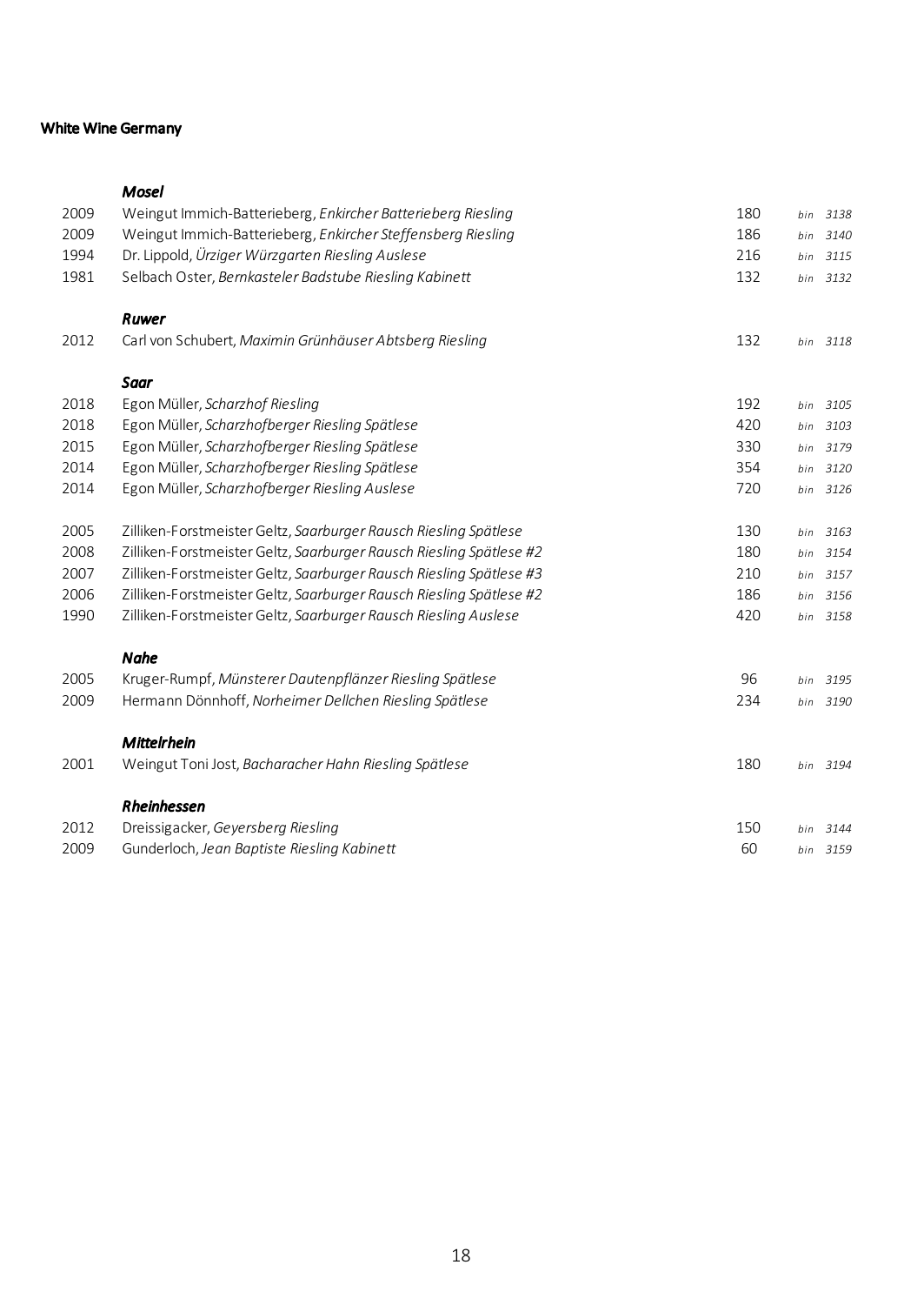## White Wine Germany

### *Mosel*

| | | | |
|---|---|---|---|
| 2009 | Weingut Immich-Batterieberg, *Enkircher Batterieberg Riesling* | 180 | *bin 3138* |
| 2009 | Weingut Immich-Batterieberg, *Enkircher Steffensberg Riesling* | 186 | *bin 3140* |
| 1994 | Dr. Lippold, *Ürziger Würzgarten Riesling Auslese* | 216 | *bin 3115* |
| 1981 | Selbach Oster, *Bernkasteler Badstube Riesling Kabinett* | 132 | *bin 3132* |

### *Ruwer*

| | | | |
|---|---|---|---|
| 2012 | Carl von Schubert, *Maximin Grünhäuser Abtsberg Riesling* | 132 | *bin 3118* |

### *Saar*

| | | | |
|---|---|---|---|
| 2018 | Egon Müller, *Scharzhof Riesling* | 192 | *bin 3105* |
| 2018 | Egon Müller, *Scharzhofberger Riesling Spätlese* | 420 | *bin 3103* |
| 2015 | Egon Müller, *Scharzhofberger Riesling Spätlese* | 330 | *bin 3179* |
| 2014 | Egon Müller, *Scharzhofberger Riesling Spätlese* | 354 | *bin 3120* |
| 2014 | Egon Müller, *Scharzhofberger Riesling Auslese* | 720 | *bin 3126* |
| 2005 | Zilliken-Forstmeister Geltz, *Saarburger Rausch Riesling Spätlese* | 130 | *bin 3163* |
| 2008 | Zilliken-Forstmeister Geltz, *Saarburger Rausch Riesling Spätlese #2* | 180 | *bin 3154* |
| 2007 | Zilliken-Forstmeister Geltz, *Saarburger Rausch Riesling Spätlese #3* | 210 | *bin 3157* |
| 2006 | Zilliken-Forstmeister Geltz, *Saarburger Rausch Riesling Spätlese #2* | 186 | *bin 3156* |
| 1990 | Zilliken-Forstmeister Geltz, *Saarburger Rausch Riesling Auslese* | 420 | *bin 3158* |

### *Nahe*

| | | | |
|---|---|---|---|
| 2005 | Kruger-Rumpf, *Münsterer Dautenpflänzer Riesling Spätlese* | 96 | *bin 3195* |
| 2009 | Hermann Dönnhoff, *Norheimer Dellchen Riesling Spätlese* | 234 | *bin 3190* |

### *Mittelrhein*

| | | | |
|---|---|---|---|
| 2001 | Weingut Toni Jost, *Bacharacher Hahn Riesling Spätlese* | 180 | *bin 3194* |

### *Rheinhessen*

| | | | |
|---|---|---|---|
| 2012 | Dreissigacker, *Geyersberg Riesling* | 150 | *bin 3144* |
| 2009 | Gunderloch, *Jean Baptiste Riesling Kabinett* | 60 | *bin 3159* |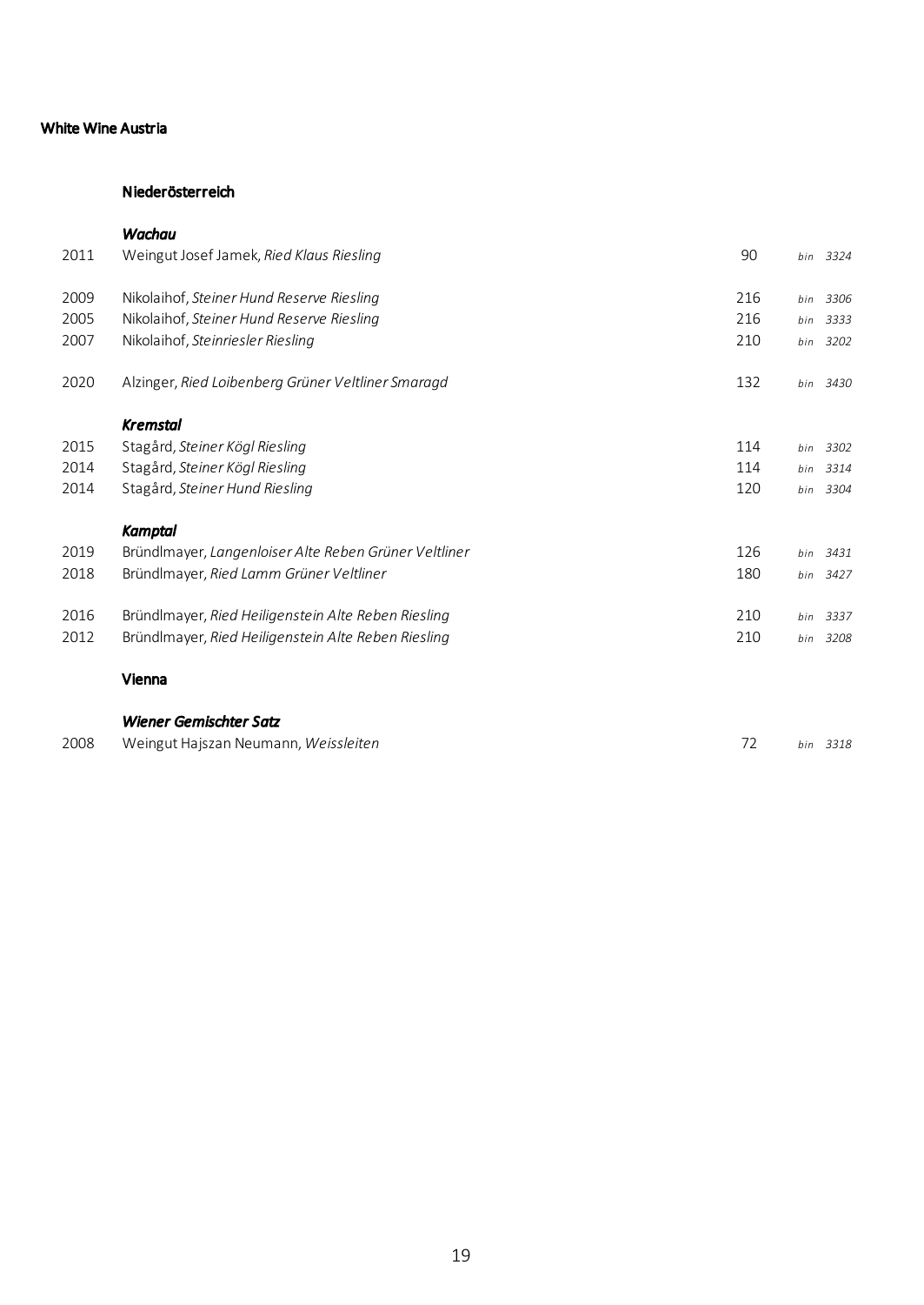## White Wine Austria

### Niederösterreich

#### *Wachau*

| | | | |
|---|---|---|---|
| 2011 | Weingut Josef Jamek, *Ried Klaus Riesling* | 90 | *bin 3324* |
| 2009 | Nikolaihof, *Steiner Hund Reserve Riesling* | 216 | *bin 3306* |
| 2005 | Nikolaihof, *Steiner Hund Reserve Riesling* | 216 | *bin 3333* |
| 2007 | Nikolaihof, *Steinriesler Riesling* | 210 | *bin 3202* |
| 2020 | Alzinger, *Ried Loibenberg Grüner Veltliner Smaragd* | 132 | *bin 3430* |

#### *Kremstal*

| | | | |
|---|---|---|---|
| 2015 | Stagård, *Steiner Kögl Riesling* | 114 | *bin 3302* |
| 2014 | Stagård, *Steiner Kögl Riesling* | 114 | *bin 3314* |
| 2014 | Stagård, *Steiner Hund Riesling* | 120 | *bin 3304* |

#### *Kamptal*

| | | | |
|---|---|---|---|
| 2019 | Bründlmayer, *Langenloiser Alte Reben Grüner Veltliner* | 126 | *bin 3431* |
| 2018 | Bründlmayer, *Ried Lamm Grüner Veltliner* | 180 | *bin 3427* |
| 2016 | Bründlmayer, *Ried Heiligenstein Alte Reben Riesling* | 210 | *bin 3337* |
| 2012 | Bründlmayer, *Ried Heiligenstein Alte Reben Riesling* | 210 | *bin 3208* |

### Vienna

#### *Wiener Gemischter Satz*

| | | | |
|---|---|---|---|
| 2008 | Weingut Hajszan Neumann, *Weissleiten* | 72 | *bin 3318* |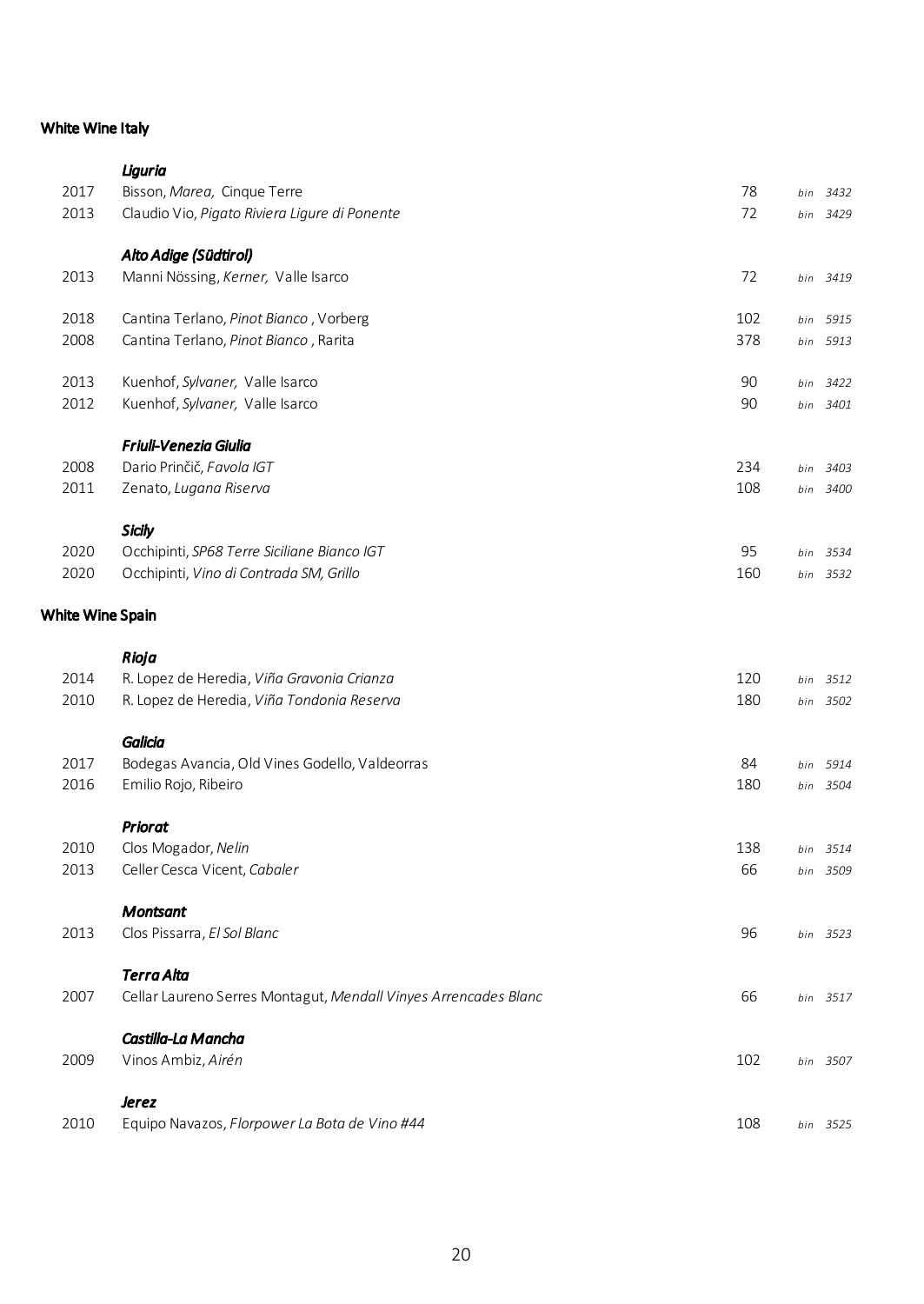## White Wine Italy

### *Liguria*

| | | | |
|---|---|---|---|
| 2017 | Bisson, *Marea,* Cinque Terre | 78 | *bin 3432* |
| 2013 | Claudio Vio, *Pigato Riviera Ligure di Ponente* | 72 | *bin 3429* |

### *Alto Adige (Südtirol)*

| | | | |
|---|---|---|---|
| 2013 | Manni Nössing, *Kerner,* Valle Isarco | 72 | *bin 3419* |
| 2018 | Cantina Terlano, *Pinot Bianco*, Vorberg | 102 | *bin 5915* |
| 2008 | Cantina Terlano, *Pinot Bianco*, Rarita | 378 | *bin 5913* |
| 2013 | Kuenhof, *Sylvaner,* Valle Isarco | 90 | *bin 3422* |
| 2012 | Kuenhof, *Sylvaner,* Valle Isarco | 90 | *bin 3401* |

### *Friuli-Venezia Giulia*

| | | | |
|---|---|---|---|
| 2008 | Dario Prinčič, *Favola IGT* | 234 | *bin 3403* |
| 2011 | Zenato, *Lugana Riserva* | 108 | *bin 3400* |

### *Sicily*

| | | | |
|---|---|---|---|
| 2020 | Occhipinti, *SP68 Terre Siciliane Bianco IGT* | 95 | *bin 3534* |
| 2020 | Occhipinti, *Vino di Contrada SM, Grillo* | 160 | *bin 3532* |

## White Wine Spain

### *Rioja*

| | | | |
|---|---|---|---|
| 2014 | R. Lopez de Heredia, *Viña Gravonia Crianza* | 120 | *bin 3512* |
| 2010 | R. Lopez de Heredia, *Viña Tondonia Reserva* | 180 | *bin 3502* |

### *Galicia*

| | | | |
|---|---|---|---|
| 2017 | Bodegas Avancia, Old Vines Godello, Valdeorras | 84 | *bin 5914* |
| 2016 | Emilio Rojo, Ribeiro | 180 | *bin 3504* |

### *Priorat*

| | | | |
|---|---|---|---|
| 2010 | Clos Mogador, *Nelin* | 138 | *bin 3514* |
| 2013 | Celler Cesca Vicent, *Cabaler* | 66 | *bin 3509* |

### *Montsant*

| | | | |
|---|---|---|---|
| 2013 | Clos Pissarra, *El Sol Blanc* | 96 | *bin 3523* |

### *Terra Alta*

| | | | |
|---|---|---|---|
| 2007 | Cellar Laureno Serres Montagut, *Mendall Vinyes Arrencades Blanc* | 66 | *bin 3517* |

### *Castilla-La Mancha*

| | | | |
|---|---|---|---|
| 2009 | Vinos Ambiz, *Airén* | 102 | *bin 3507* |

### *Jerez*

| | | | |
|---|---|---|---|
| 2010 | Equipo Navazos, *Florpower La Bota de Vino #44* | 108 | *bin 3525* |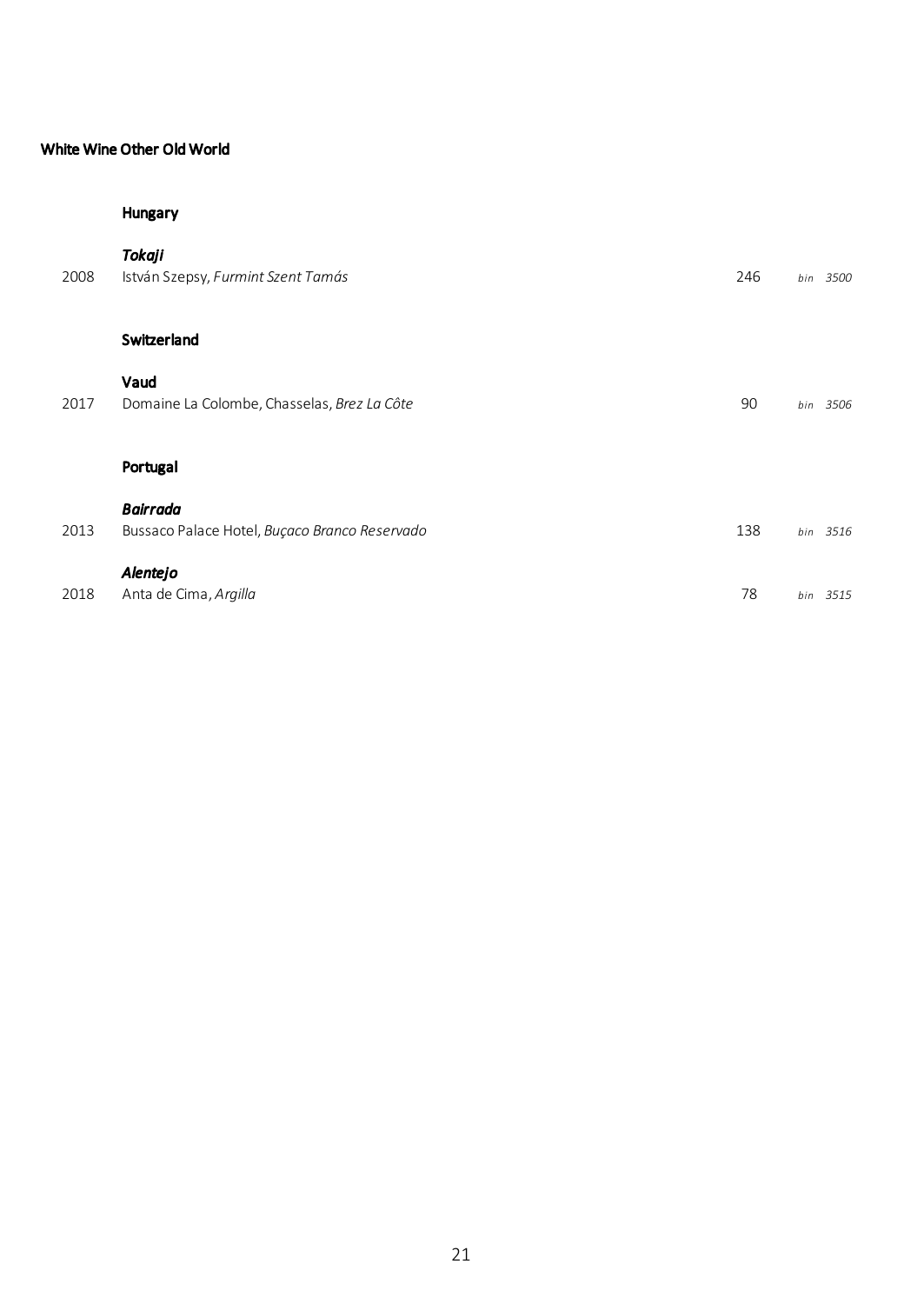## White Wine Other Old World

### Hungary

***Tokaji***

| | | | |
|---|---|---|---|
| 2008 | István Szepsy, *Furmint Szent Tamás* | 246 | *bin 3500* |

### Switzerland

**Vaud**

| | | | |
|---|---|---|---|
| 2017 | Domaine La Colombe, Chasselas, *Brez La Côte* | 90 | *bin 3506* |

### Portugal

***Bairrada***

| | | | |
|---|---|---|---|
| 2013 | Bussaco Palace Hotel, *Buçaco Branco Reservado* | 138 | *bin 3516* |

***Alentejo***

| | | | |
|---|---|---|---|
| 2018 | Anta de Cima, *Argilla* | 78 | *bin 3515* |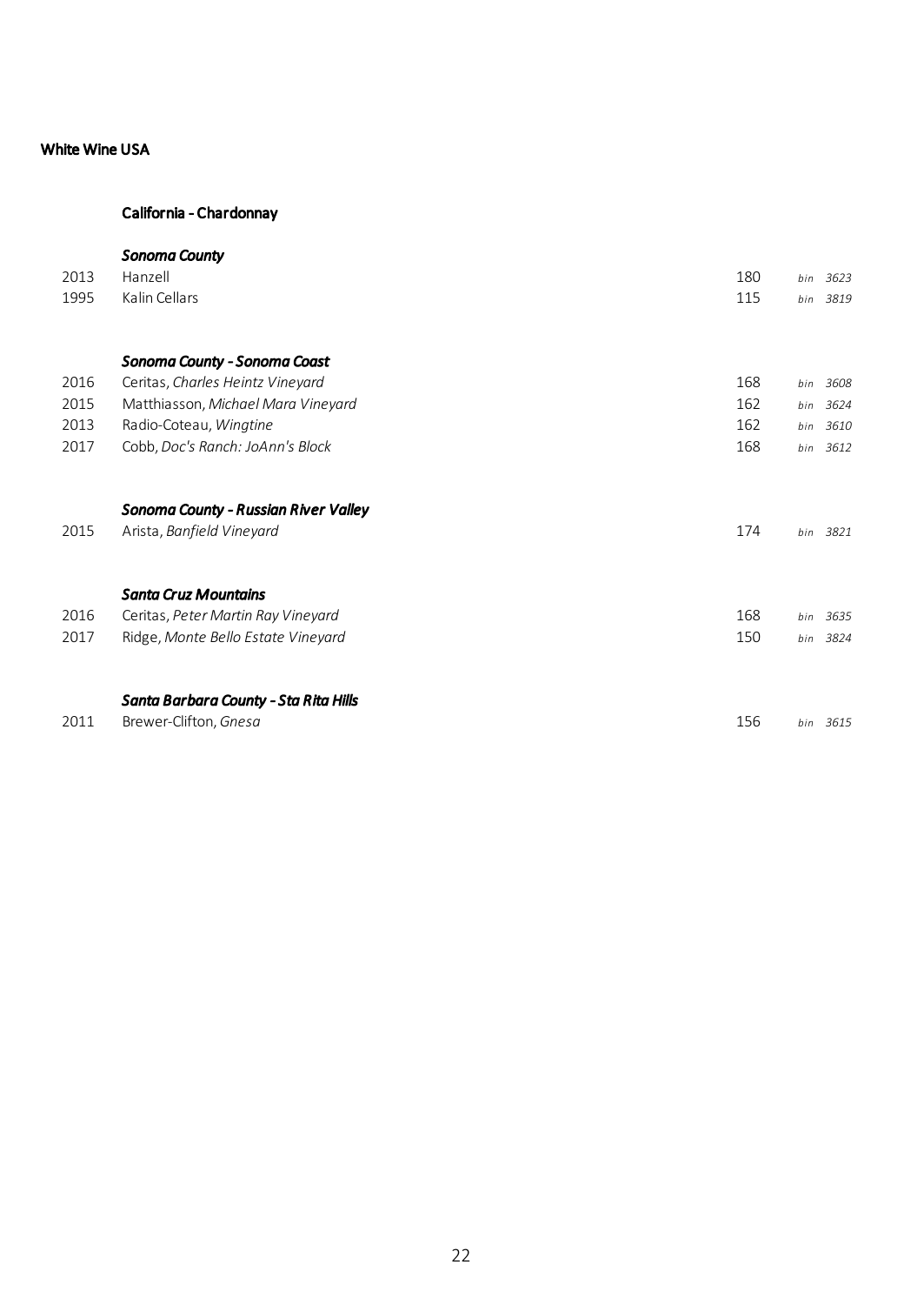## White Wine USA

### California - Chardonnay

***Sonoma County***

| | | | |
|---|---|---|---|
| 2013 | Hanzell | 180 | *bin 3623* |
| 1995 | Kalin Cellars | 115 | *bin 3819* |

***Sonoma County - Sonoma Coast***

| | | | |
|---|---|---|---|
| 2016 | Ceritas, *Charles Heintz Vineyard* | 168 | *bin 3608* |
| 2015 | Matthiasson, *Michael Mara Vineyard* | 162 | *bin 3624* |
| 2013 | Radio-Coteau, *Wingtine* | 162 | *bin 3610* |
| 2017 | Cobb, *Doc's Ranch: JoAnn's Block* | 168 | *bin 3612* |

***Sonoma County - Russian River Valley***

| | | | |
|---|---|---|---|
| 2015 | Arista, *Banfield Vineyard* | 174 | *bin 3821* |

***Santa Cruz Mountains***

| | | | |
|---|---|---|---|
| 2016 | Ceritas, *Peter Martin Ray Vineyard* | 168 | *bin 3635* |
| 2017 | Ridge, *Monte Bello Estate Vineyard* | 150 | *bin 3824* |

***Santa Barbara County - Sta Rita Hills***

| | | | |
|---|---|---|---|
| 2011 | Brewer-Clifton, *Gnesa* | 156 | *bin 3615* |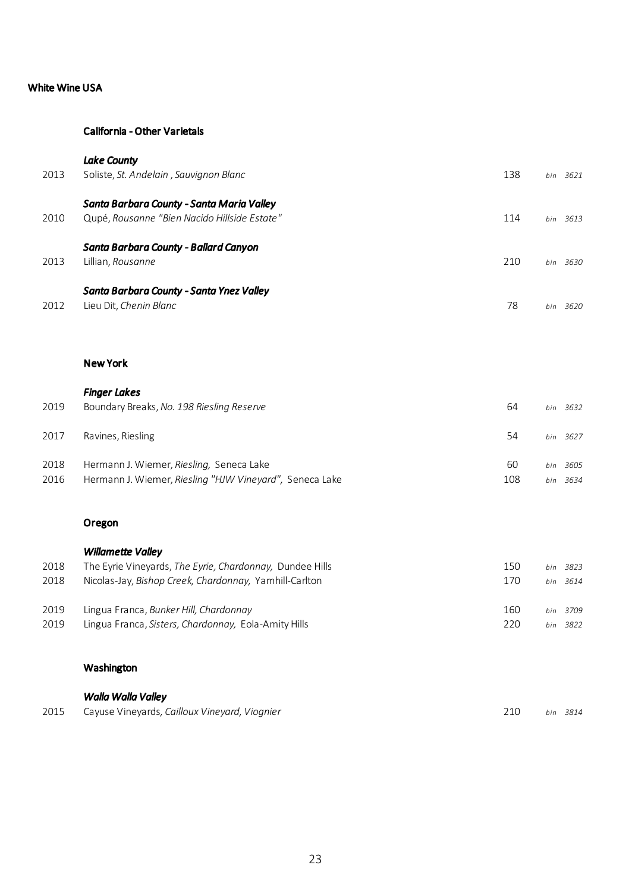# White Wine USA

## California - Other Varietals

### *Lake County*

| | | | |
|---|---|---|---|
| 2013 | Soliste, *St. Andelain , Sauvignon Blanc* | 138 | *bin 3621* |

### *Santa Barbara County - Santa Maria Valley*

| | | | |
|---|---|---|---|
| 2010 | Qupé, *Rousanne "Bien Nacido Hillside Estate"* | 114 | *bin 3613* |

### *Santa Barbara County - Ballard Canyon*

| | | | |
|---|---|---|---|
| 2013 | Lillian, *Rousanne* | 210 | *bin 3630* |

### *Santa Barbara County - Santa Ynez Valley*

| | | | |
|---|---|---|---|
| 2012 | Lieu Dit, *Chenin Blanc* | 78 | *bin 3620* |

## New York

### *Finger Lakes*

| | | | |
|---|---|---|---|
| 2019 | Boundary Breaks, *No. 198 Riesling Reserve* | 64 | *bin 3632* |
| 2017 | Ravines, Riesling | 54 | *bin 3627* |
| 2018 | Hermann J. Wiemer, *Riesling,* Seneca Lake | 60 | *bin 3605* |
| 2016 | Hermann J. Wiemer, *Riesling "HJW Vineyard",* Seneca Lake | 108 | *bin 3634* |

## Oregon

### *Willamette Valley*

| | | | |
|---|---|---|---|
| 2018 | The Eyrie Vineyards, *The Eyrie, Chardonnay,* Dundee Hills | 150 | *bin 3823* |
| 2018 | Nicolas-Jay, *Bishop Creek, Chardonnay,* Yamhill-Carlton | 170 | *bin 3614* |
| 2019 | Lingua Franca, *Bunker Hill, Chardonnay* | 160 | *bin 3709* |
| 2019 | Lingua Franca, *Sisters, Chardonnay,* Eola-Amity Hills | 220 | *bin 3822* |

## Washington

### *Walla Walla Valley*

| | | | |
|---|---|---|---|
| 2015 | Cayuse Vineyards, *Cailloux Vineyard, Viognier* | 210 | *bin 3814* |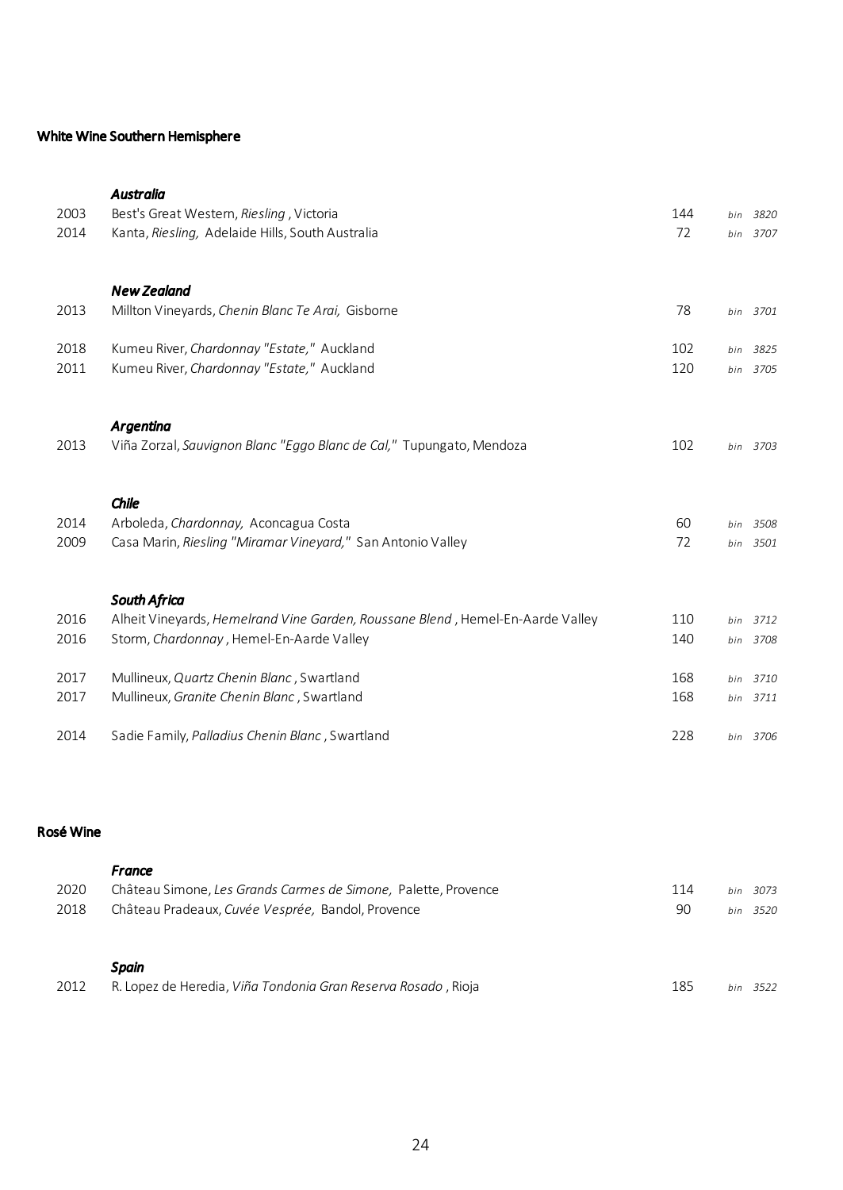## White Wine Southern Hemisphere

### *Australia*

| | | | |
|---|---|---|---|
| 2003 | Best's Great Western, *Riesling* , Victoria | 144 | *bin 3820* |
| 2014 | Kanta, *Riesling,* Adelaide Hills, South Australia | 72 | *bin 3707* |

### *New Zealand*

| | | | |
|---|---|---|---|
| 2013 | Millton Vineyards, *Chenin Blanc Te Arai,* Gisborne | 78 | *bin 3701* |
| 2018 | Kumeu River, *Chardonnay "Estate,"* Auckland | 102 | *bin 3825* |
| 2011 | Kumeu River, *Chardonnay "Estate,"* Auckland | 120 | *bin 3705* |

### *Argentina*

| | | | |
|---|---|---|---|
| 2013 | Viña Zorzal, *Sauvignon Blanc "Eggo Blanc de Cal,"* Tupungato, Mendoza | 102 | *bin 3703* |

### *Chile*

| | | | |
|---|---|---|---|
| 2014 | Arboleda, *Chardonnay,* Aconcagua Costa | 60 | *bin 3508* |
| 2009 | Casa Marin, *Riesling "Miramar Vineyard,"* San Antonio Valley | 72 | *bin 3501* |

### *South Africa*

| | | | |
|---|---|---|---|
| 2016 | Alheit Vineyards, *Hemelrand Vine Garden, Roussane Blend* , Hemel-En-Aarde Valley | 110 | *bin 3712* |
| 2016 | Storm, *Chardonnay* , Hemel-En-Aarde Valley | 140 | *bin 3708* |
| 2017 | Mullineux, *Quartz Chenin Blanc* , Swartland | 168 | *bin 3710* |
| 2017 | Mullineux, *Granite Chenin Blanc* , Swartland | 168 | *bin 3711* |
| 2014 | Sadie Family, *Palladius Chenin Blanc* , Swartland | 228 | *bin 3706* |

## Rosé Wine

### *France*

| | | | |
|---|---|---|---|
| 2020 | Château Simone, *Les Grands Carmes de Simone,* Palette, Provence | 114 | *bin 3073* |
| 2018 | Château Pradeaux, *Cuvée Vesprée,* Bandol, Provence | 90 | *bin 3520* |

### *Spain*

| | | | |
|---|---|---|---|
| 2012 | R. Lopez de Heredia, *Viña Tondonia Gran Reserva Rosado* , Rioja | 185 | *bin 3522* |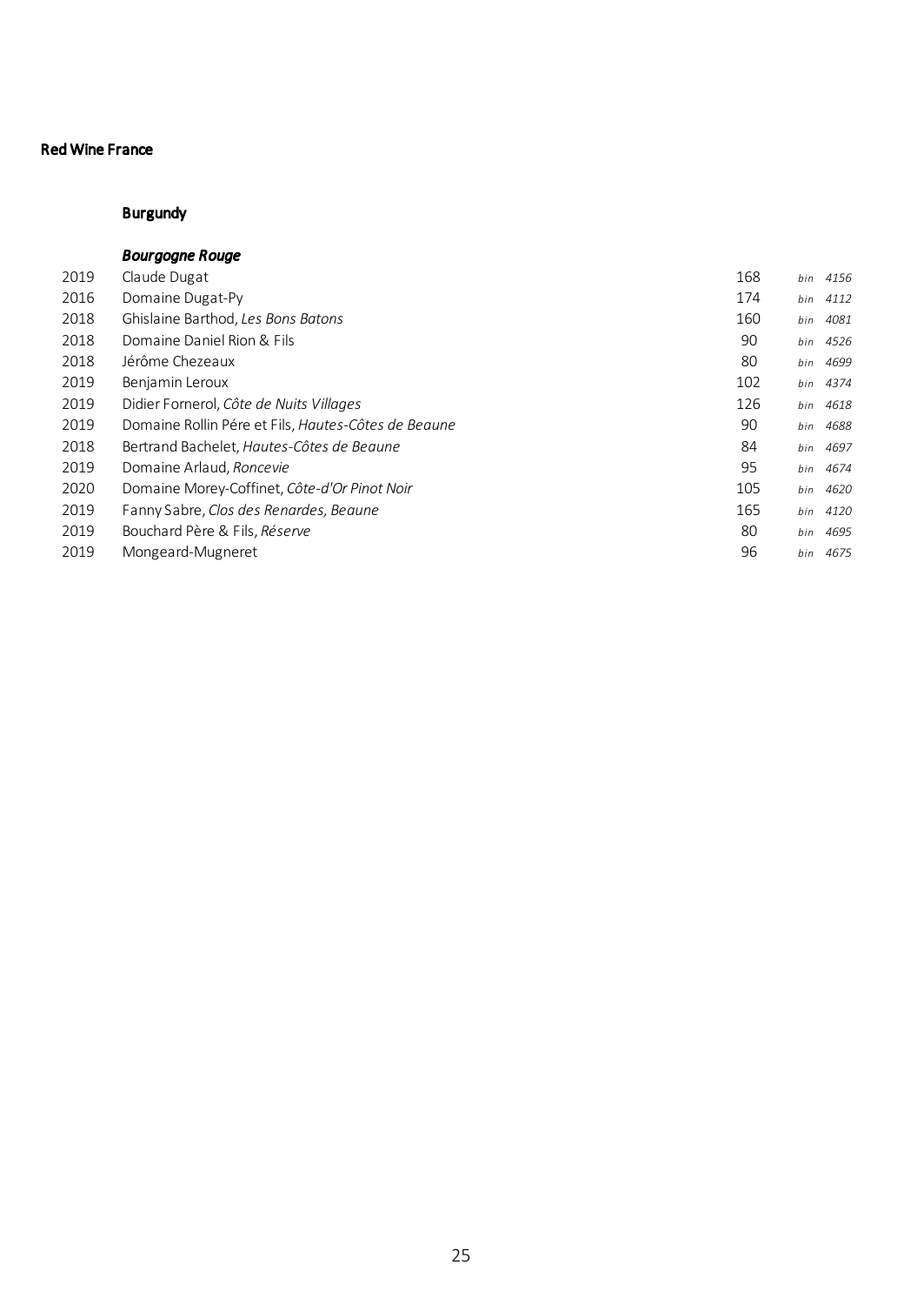# Red Wine France

## Burgundy

### *Bourgogne Rouge*

| | | | |
|---|---|---|---|
| 2019 | Claude Dugat | 168 | *bin 4156* |
| 2016 | Domaine Dugat-Py | 174 | *bin 4112* |
| 2018 | Ghislaine Barthod, *Les Bons Batons* | 160 | *bin 4081* |
| 2018 | Domaine Daniel Rion & Fils | 90 | *bin 4526* |
| 2018 | Jérôme Chezeaux | 80 | *bin 4699* |
| 2019 | Benjamin Leroux | 102 | *bin 4374* |
| 2019 | Didier Fornerol, *Côte de Nuits Villages* | 126 | *bin 4618* |
| 2019 | Domaine Rollin Pére et Fils, *Hautes-Côtes de Beaune* | 90 | *bin 4688* |
| 2018 | Bertrand Bachelet, *Hautes-Côtes de Beaune* | 84 | *bin 4697* |
| 2019 | Domaine Arlaud, *Roncevie* | 95 | *bin 4674* |
| 2020 | Domaine Morey-Coffinet, *Côte-d'Or Pinot Noir* | 105 | *bin 4620* |
| 2019 | Fanny Sabre, *Clos des Renardes, Beaune* | 165 | *bin 4120* |
| 2019 | Bouchard Père & Fils, *Réserve* | 80 | *bin 4695* |
| 2019 | Mongeard-Mugneret | 96 | *bin 4675* |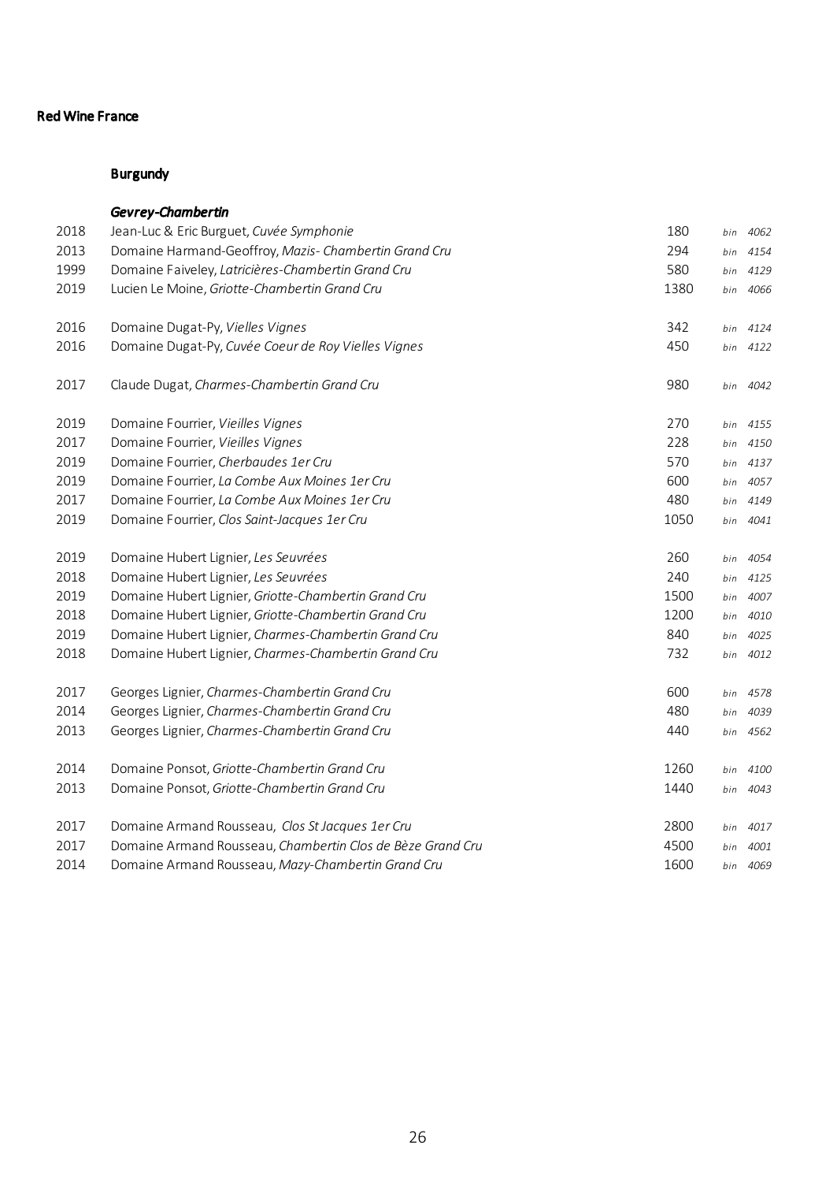# Red Wine France

## Burgundy

### *Gevrey-Chambertin*

| Vintage | Wine | Price | Bin |
|---|---|---|---|
| 2018 | Jean-Luc & Eric Burguet, *Cuvée Symphonie* | 180 | bin 4062 |
| 2013 | Domaine Harmand-Geoffroy, *Mazis- Chambertin Grand Cru* | 294 | bin 4154 |
| 1999 | Domaine Faiveley, *Latricières-Chambertin Grand Cru* | 580 | bin 4129 |
| 2019 | Lucien Le Moine, *Griotte-Chambertin Grand Cru* | 1380 | bin 4066 |
| 2016 | Domaine Dugat-Py, *Vielles Vignes* | 342 | bin 4124 |
| 2016 | Domaine Dugat-Py, *Cuvée Coeur de Roy Vielles Vignes* | 450 | bin 4122 |
| 2017 | Claude Dugat, *Charmes-Chambertin Grand Cru* | 980 | bin 4042 |
| 2019 | Domaine Fourrier, *Vieilles Vignes* | 270 | bin 4155 |
| 2017 | Domaine Fourrier, *Vieilles Vignes* | 228 | bin 4150 |
| 2019 | Domaine Fourrier, *Cherbaudes 1er Cru* | 570 | bin 4137 |
| 2019 | Domaine Fourrier, *La Combe Aux Moines 1er Cru* | 600 | bin 4057 |
| 2017 | Domaine Fourrier, *La Combe Aux Moines 1er Cru* | 480 | bin 4149 |
| 2019 | Domaine Fourrier, *Clos Saint-Jacques 1er Cru* | 1050 | bin 4041 |
| 2019 | Domaine Hubert Lignier, *Les Seuvrées* | 260 | bin 4054 |
| 2018 | Domaine Hubert Lignier, *Les Seuvrées* | 240 | bin 4125 |
| 2019 | Domaine Hubert Lignier, *Griotte-Chambertin Grand Cru* | 1500 | bin 4007 |
| 2018 | Domaine Hubert Lignier, *Griotte-Chambertin Grand Cru* | 1200 | bin 4010 |
| 2019 | Domaine Hubert Lignier, *Charmes-Chambertin Grand Cru* | 840 | bin 4025 |
| 2018 | Domaine Hubert Lignier, *Charmes-Chambertin Grand Cru* | 732 | bin 4012 |
| 2017 | Georges Lignier, *Charmes-Chambertin Grand Cru* | 600 | bin 4578 |
| 2014 | Georges Lignier, *Charmes-Chambertin Grand Cru* | 480 | bin 4039 |
| 2013 | Georges Lignier, *Charmes-Chambertin Grand Cru* | 440 | bin 4562 |
| 2014 | Domaine Ponsot, *Griotte-Chambertin Grand Cru* | 1260 | bin 4100 |
| 2013 | Domaine Ponsot, *Griotte-Chambertin Grand Cru* | 1440 | bin 4043 |
| 2017 | Domaine Armand Rousseau, *Clos St Jacques 1er Cru* | 2800 | bin 4017 |
| 2017 | Domaine Armand Rousseau, *Chambertin Clos de Bèze Grand Cru* | 4500 | bin 4001 |
| 2014 | Domaine Armand Rousseau, *Mazy-Chambertin Grand Cru* | 1600 | bin 4069 |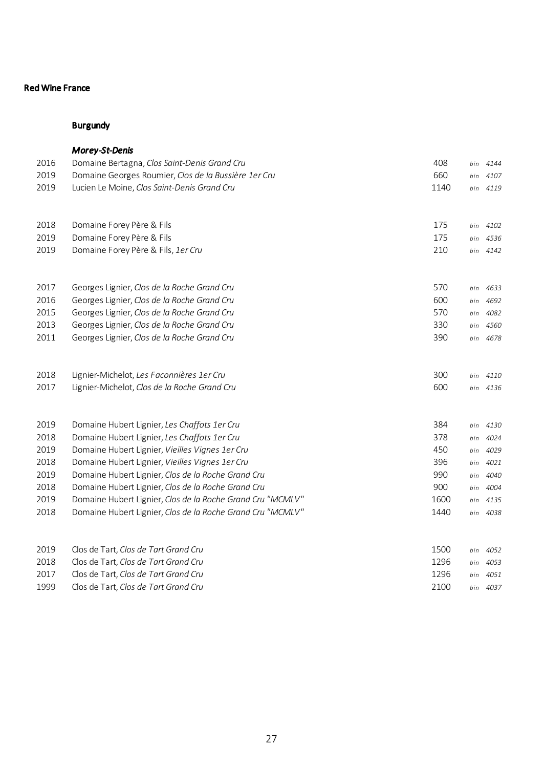# Red Wine France

## Burgundy

### *Morey-St-Denis*

| | | | |
|---|---|---|---|
| 2016 | Domaine Bertagna, *Clos Saint-Denis Grand Cru* | 408 | *bin 4144* |
| 2019 | Domaine Georges Roumier, *Clos de la Bussière 1er Cru* | 660 | *bin 4107* |
| 2019 | Lucien Le Moine, *Clos Saint-Denis Grand Cru* | 1140 | *bin 4119* |
| | | | |
| 2018 | Domaine Forey Père & Fils | 175 | *bin 4102* |
| 2019 | Domaine Forey Père & Fils | 175 | *bin 4536* |
| 2019 | Domaine Forey Père & Fils, *1er Cru* | 210 | *bin 4142* |
| | | | |
| 2017 | Georges Lignier, *Clos de la Roche Grand Cru* | 570 | *bin 4633* |
| 2016 | Georges Lignier, *Clos de la Roche Grand Cru* | 600 | *bin 4692* |
| 2015 | Georges Lignier, *Clos de la Roche Grand Cru* | 570 | *bin 4082* |
| 2013 | Georges Lignier, *Clos de la Roche Grand Cru* | 330 | *bin 4560* |
| 2011 | Georges Lignier, *Clos de la Roche Grand Cru* | 390 | *bin 4678* |
| | | | |
| 2018 | Lignier-Michelot, *Les Faconnières 1er Cru* | 300 | *bin 4110* |
| 2017 | Lignier-Michelot, *Clos de la Roche Grand Cru* | 600 | *bin 4136* |
| | | | |
| 2019 | Domaine Hubert Lignier, *Les Chaffots 1er Cru* | 384 | *bin 4130* |
| 2018 | Domaine Hubert Lignier, *Les Chaffots 1er Cru* | 378 | *bin 4024* |
| 2019 | Domaine Hubert Lignier, *Vieilles Vignes 1er Cru* | 450 | *bin 4029* |
| 2018 | Domaine Hubert Lignier, *Vieilles Vignes 1er Cru* | 396 | *bin 4021* |
| 2019 | Domaine Hubert Lignier, *Clos de la Roche Grand Cru* | 990 | *bin 4040* |
| 2018 | Domaine Hubert Lignier, *Clos de la Roche Grand Cru* | 900 | *bin 4004* |
| 2019 | Domaine Hubert Lignier, *Clos de la Roche Grand Cru "MCMLV"* | 1600 | *bin 4135* |
| 2018 | Domaine Hubert Lignier, *Clos de la Roche Grand Cru "MCMLV"* | 1440 | *bin 4038* |
| | | | |
| 2019 | Clos de Tart, *Clos de Tart Grand Cru* | 1500 | *bin 4052* |
| 2018 | Clos de Tart, *Clos de Tart Grand Cru* | 1296 | *bin 4053* |
| 2017 | Clos de Tart, *Clos de Tart Grand Cru* | 1296 | *bin 4051* |
| 1999 | Clos de Tart, *Clos de Tart Grand Cru* | 2100 | *bin 4037* |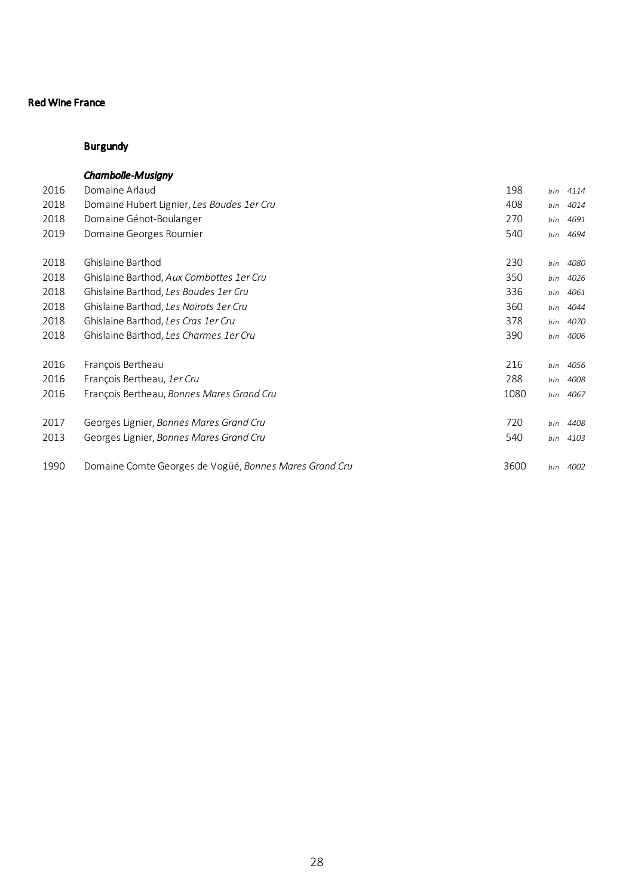# Red Wine France

## Burgundy

### *Chambolle-Musigny*

| Vintage | Wine | Price | Bin |
|---|---|---|---|
| 2016 | Domaine Arlaud | 198 | *bin 4114* |
| 2018 | Domaine Hubert Lignier, *Les Baudes 1er Cru* | 408 | *bin 4014* |
| 2018 | Domaine Génot-Boulanger | 270 | *bin 4691* |
| 2019 | Domaine Georges Roumier | 540 | *bin 4694* |
| | | | |
| 2018 | Ghislaine Barthod | 230 | *bin 4080* |
| 2018 | Ghislaine Barthod, *Aux Combottes 1er Cru* | 350 | *bin 4026* |
| 2018 | Ghislaine Barthod, *Les Baudes 1er Cru* | 336 | *bin 4061* |
| 2018 | Ghislaine Barthod, *Les Noirots 1er Cru* | 360 | *bin 4044* |
| 2018 | Ghislaine Barthod, *Les Cras 1er Cru* | 378 | *bin 4070* |
| 2018 | Ghislaine Barthod, *Les Charmes 1er Cru* | 390 | *bin 4006* |
| | | | |
| 2016 | François Bertheau | 216 | *bin 4056* |
| 2016 | François Bertheau, *1er Cru* | 288 | *bin 4008* |
| 2016 | François Bertheau, *Bonnes Mares Grand Cru* | 1080 | *bin 4067* |
| | | | |
| 2017 | Georges Lignier, *Bonnes Mares Grand Cru* | 720 | *bin 4408* |
| 2013 | Georges Lignier, *Bonnes Mares Grand Cru* | 540 | *bin 4103* |
| | | | |
| 1990 | Domaine Comte Georges de Vogüé, *Bonnes Mares Grand Cru* | 3600 | *bin 4002* |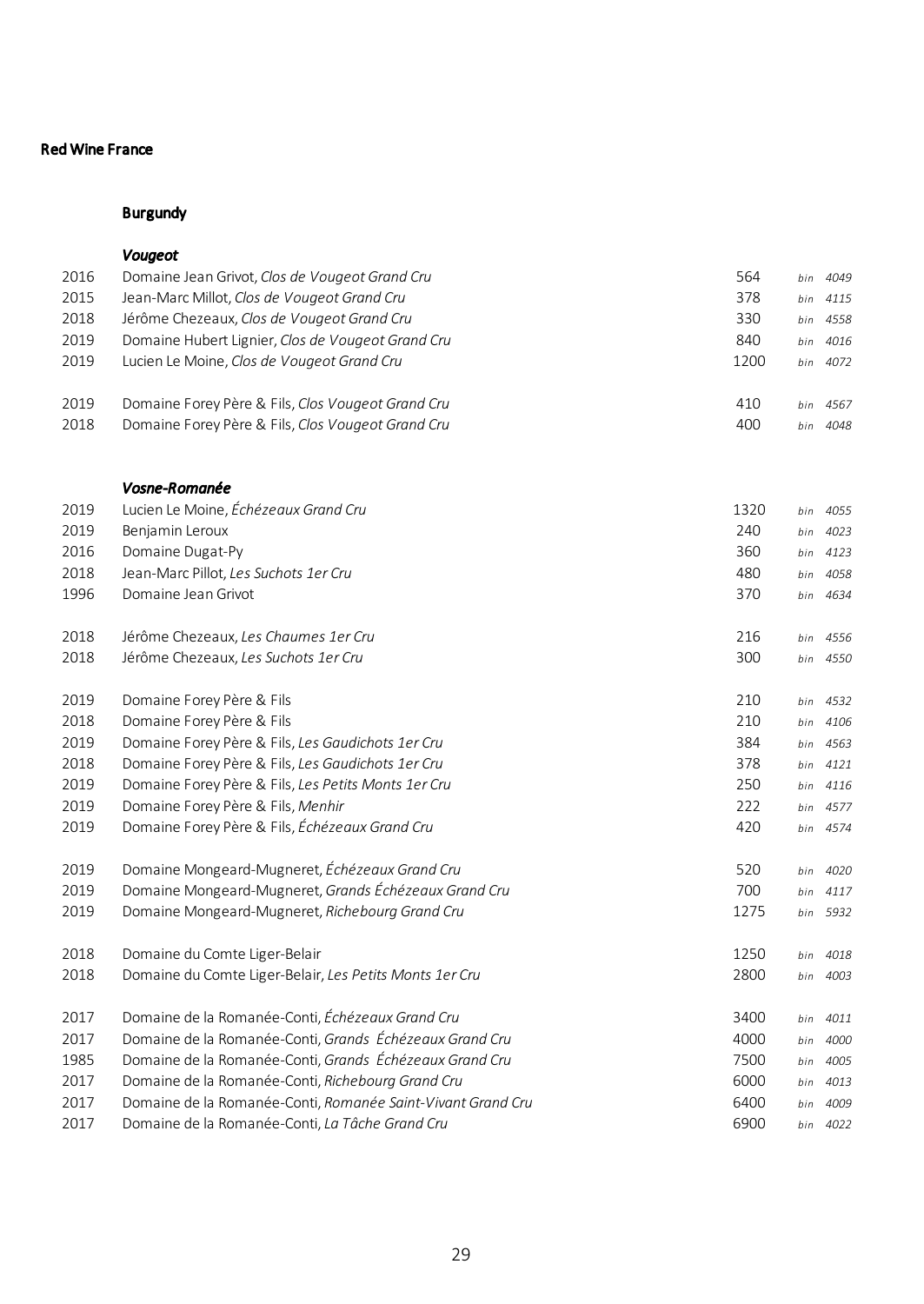# Red Wine France

## Burgundy

### *Vougeot*

| | | | |
|---|---|---|---|
| 2016 | Domaine Jean Grivot, *Clos de Vougeot Grand Cru* | 564 | *bin 4049* |
| 2015 | Jean-Marc Millot, *Clos de Vougeot Grand Cru* | 378 | *bin 4115* |
| 2018 | Jérôme Chezeaux, *Clos de Vougeot Grand Cru* | 330 | *bin 4558* |
| 2019 | Domaine Hubert Lignier, *Clos de Vougeot Grand Cru* | 840 | *bin 4016* |
| 2019 | Lucien Le Moine, *Clos de Vougeot Grand Cru* | 1200 | *bin 4072* |
| 2019 | Domaine Forey Père & Fils, *Clos Vougeot Grand Cru* | 410 | *bin 4567* |
| 2018 | Domaine Forey Père & Fils, *Clos Vougeot Grand Cru* | 400 | *bin 4048* |

### *Vosne-Romanée*

| | | | |
|---|---|---|---|
| 2019 | Lucien Le Moine, *Échézeaux Grand Cru* | 1320 | *bin 4055* |
| 2019 | Benjamin Leroux | 240 | *bin 4023* |
| 2016 | Domaine Dugat-Py | 360 | *bin 4123* |
| 2018 | Jean-Marc Pillot, *Les Suchots 1er Cru* | 480 | *bin 4058* |
| 1996 | Domaine Jean Grivot | 370 | *bin 4634* |
| 2018 | Jérôme Chezeaux, *Les Chaumes 1er Cru* | 216 | *bin 4556* |
| 2018 | Jérôme Chezeaux, *Les Suchots 1er Cru* | 300 | *bin 4550* |
| 2019 | Domaine Forey Père & Fils | 210 | *bin 4532* |
| 2018 | Domaine Forey Père & Fils | 210 | *bin 4106* |
| 2019 | Domaine Forey Père & Fils, *Les Gaudichots 1er Cru* | 384 | *bin 4563* |
| 2018 | Domaine Forey Père & Fils, *Les Gaudichots 1er Cru* | 378 | *bin 4121* |
| 2019 | Domaine Forey Père & Fils, *Les Petits Monts 1er Cru* | 250 | *bin 4116* |
| 2019 | Domaine Forey Père & Fils, *Menhir* | 222 | *bin 4577* |
| 2019 | Domaine Forey Père & Fils, *Échézeaux Grand Cru* | 420 | *bin 4574* |
| 2019 | Domaine Mongeard-Mugneret, *Échézeaux Grand Cru* | 520 | *bin 4020* |
| 2019 | Domaine Mongeard-Mugneret, *Grands Échézeaux Grand Cru* | 700 | *bin 4117* |
| 2019 | Domaine Mongeard-Mugneret, *Richebourg Grand Cru* | 1275 | *bin 5932* |
| 2018 | Domaine du Comte Liger-Belair | 1250 | *bin 4018* |
| 2018 | Domaine du Comte Liger-Belair, *Les Petits Monts 1er Cru* | 2800 | *bin 4003* |
| 2017 | Domaine de la Romanée-Conti, *Échézeaux Grand Cru* | 3400 | *bin 4011* |
| 2017 | Domaine de la Romanée-Conti, *Grands Échézeaux Grand Cru* | 4000 | *bin 4000* |
| 1985 | Domaine de la Romanée-Conti, *Grands Échézeaux Grand Cru* | 7500 | *bin 4005* |
| 2017 | Domaine de la Romanée-Conti, *Richebourg Grand Cru* | 6000 | *bin 4013* |
| 2017 | Domaine de la Romanée-Conti, *Romanée Saint-Vivant Grand Cru* | 6400 | *bin 4009* |
| 2017 | Domaine de la Romanée-Conti, *La Tâche Grand Cru* | 6900 | *bin 4022* |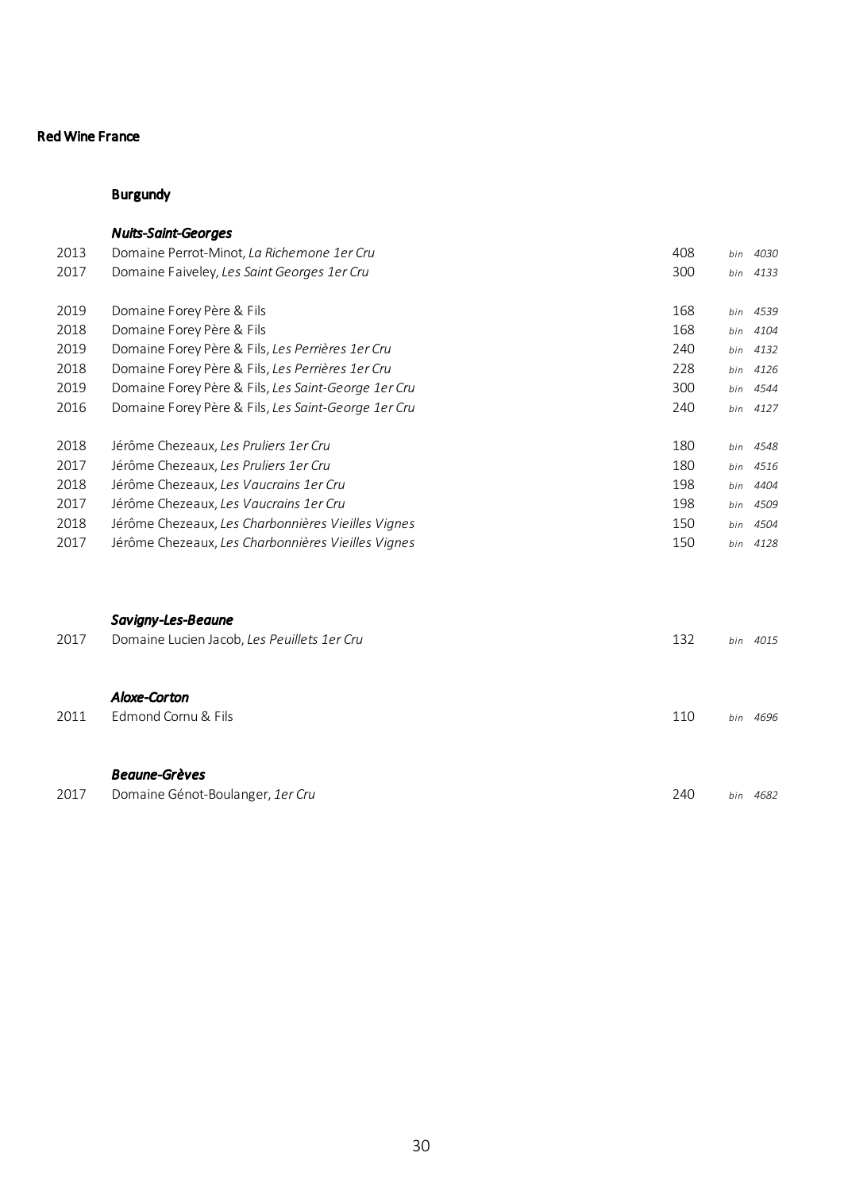# Red Wine France

## Burgundy

### *Nuits-Saint-Georges*

| | | | |
|---|---|---|---|
| 2013 | Domaine Perrot-Minot, *La Richemone 1er Cru* | 408 | *bin 4030* |
| 2017 | Domaine Faiveley, *Les Saint Georges 1er Cru* | 300 | *bin 4133* |
| | | | |
| 2019 | Domaine Forey Père & Fils | 168 | *bin 4539* |
| 2018 | Domaine Forey Père & Fils | 168 | *bin 4104* |
| 2019 | Domaine Forey Père & Fils, *Les Perrières 1er Cru* | 240 | *bin 4132* |
| 2018 | Domaine Forey Père & Fils, *Les Perrières 1er Cru* | 228 | *bin 4126* |
| 2019 | Domaine Forey Père & Fils, *Les Saint-George 1er Cru* | 300 | *bin 4544* |
| 2016 | Domaine Forey Père & Fils, *Les Saint-George 1er Cru* | 240 | *bin 4127* |
| | | | |
| 2018 | Jérôme Chezeaux, *Les Pruliers 1er Cru* | 180 | *bin 4548* |
| 2017 | Jérôme Chezeaux, *Les Pruliers 1er Cru* | 180 | *bin 4516* |
| 2018 | Jérôme Chezeaux, *Les Vaucrains 1er Cru* | 198 | *bin 4404* |
| 2017 | Jérôme Chezeaux, *Les Vaucrains 1er Cru* | 198 | *bin 4509* |
| 2018 | Jérôme Chezeaux, *Les Charbonnières Vieilles Vignes* | 150 | *bin 4504* |
| 2017 | Jérôme Chezeaux, *Les Charbonnières Vieilles Vignes* | 150 | *bin 4128* |

### *Savigny-Les-Beaune*

| | | | |
|---|---|---|---|
| 2017 | Domaine Lucien Jacob, *Les Peuillets 1er Cru* | 132 | *bin 4015* |

### *Aloxe-Corton*

| | | | |
|---|---|---|---|
| 2011 | Edmond Cornu & Fils | 110 | *bin 4696* |

### *Beaune-Grèves*

| | | | |
|---|---|---|---|
| 2017 | Domaine Génot-Boulanger, *1er Cru* | 240 | *bin 4682* |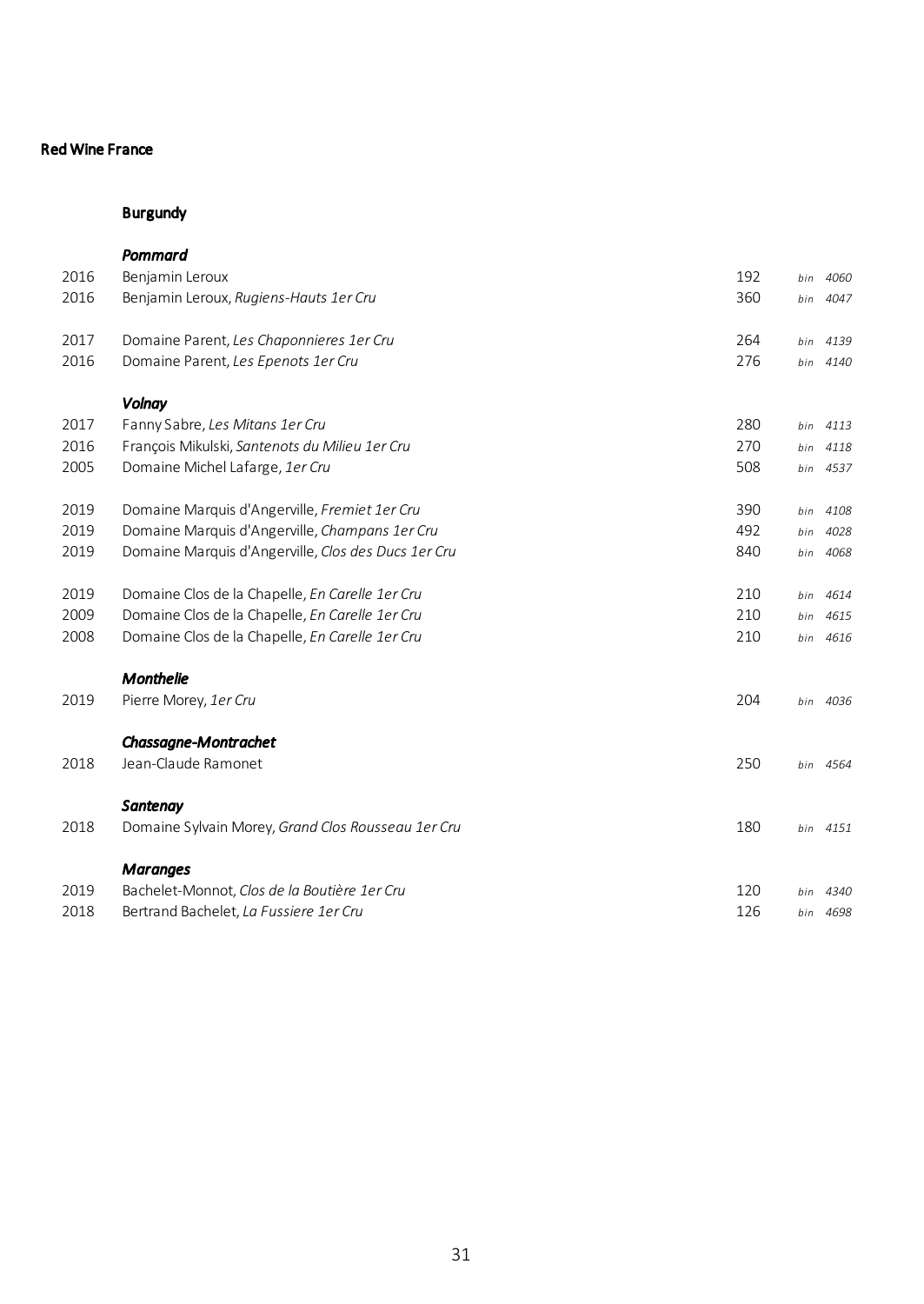# Red Wine France

## Burgundy

### *Pommard*

| | | | |
|---|---|---|---|
| 2016 | Benjamin Leroux | 192 | bin 4060 |
| 2016 | Benjamin Leroux, *Rugiens-Hauts 1er Cru* | 360 | bin 4047 |
| 2017 | Domaine Parent, *Les Chaponnieres 1er Cru* | 264 | bin 4139 |
| 2016 | Domaine Parent, *Les Epenots 1er Cru* | 276 | bin 4140 |

### *Volnay*

| | | | |
|---|---|---|---|
| 2017 | Fanny Sabre, *Les Mitans 1er Cru* | 280 | bin 4113 |
| 2016 | François Mikulski, *Santenots du Milieu 1er Cru* | 270 | bin 4118 |
| 2005 | Domaine Michel Lafarge, *1er Cru* | 508 | bin 4537 |
| 2019 | Domaine Marquis d'Angerville, *Fremiet 1er Cru* | 390 | bin 4108 |
| 2019 | Domaine Marquis d'Angerville, *Champans 1er Cru* | 492 | bin 4028 |
| 2019 | Domaine Marquis d'Angerville, *Clos des Ducs 1er Cru* | 840 | bin 4068 |
| 2019 | Domaine Clos de la Chapelle, *En Carelle 1er Cru* | 210 | bin 4614 |
| 2009 | Domaine Clos de la Chapelle, *En Carelle 1er Cru* | 210 | bin 4615 |
| 2008 | Domaine Clos de la Chapelle, *En Carelle 1er Cru* | 210 | bin 4616 |

### *Monthelie*

| | | | |
|---|---|---|---|
| 2019 | Pierre Morey, *1er Cru* | 204 | bin 4036 |

### *Chassagne-Montrachet*

| | | | |
|---|---|---|---|
| 2018 | Jean-Claude Ramonet | 250 | bin 4564 |

### *Santenay*

| | | | |
|---|---|---|---|
| 2018 | Domaine Sylvain Morey, *Grand Clos Rousseau 1er Cru* | 180 | bin 4151 |

### *Maranges*

| | | | |
|---|---|---|---|
| 2019 | Bachelet-Monnot, *Clos de la Boutière 1er Cru* | 120 | bin 4340 |
| 2018 | Bertrand Bachelet, *La Fussiere 1er Cru* | 126 | bin 4698 |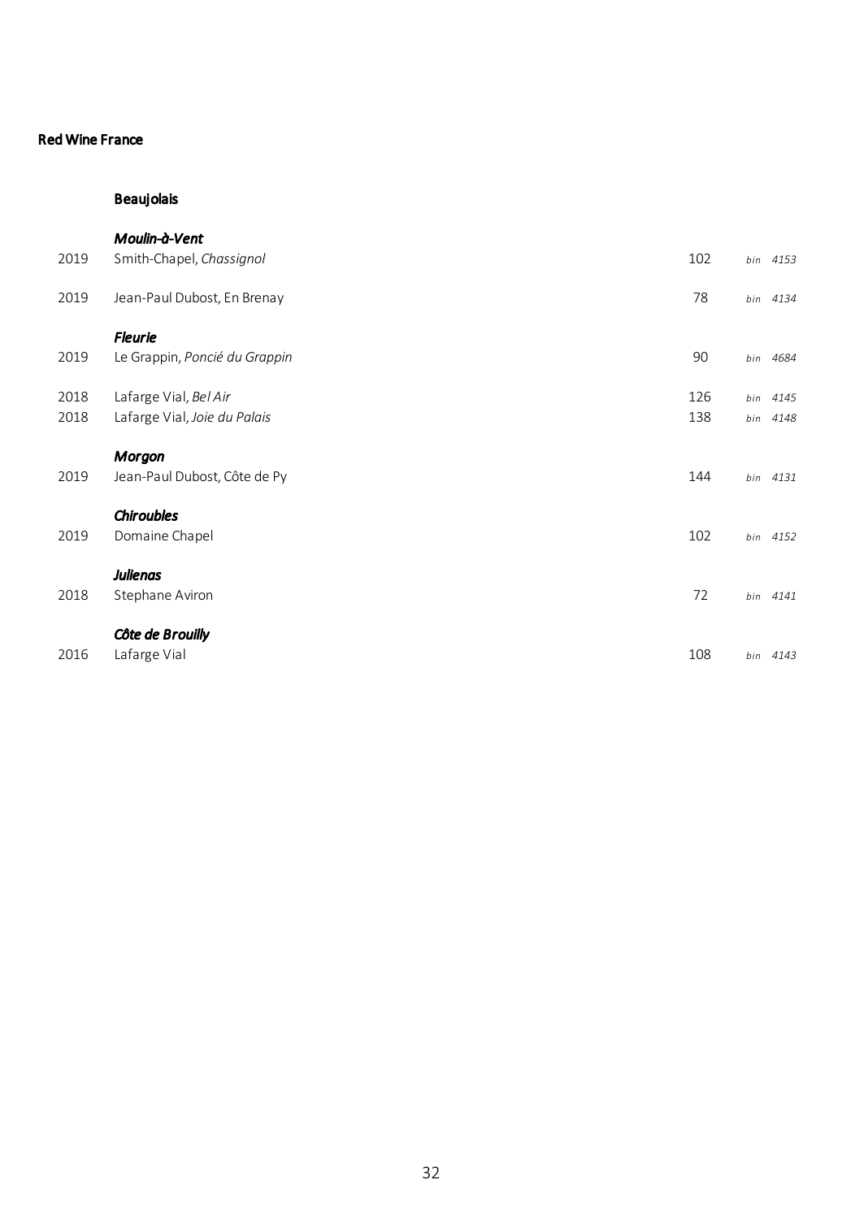## Red Wine France

### Beaujolais

***Moulin-à-Vent***

| | | | |
|---|---|---|---|
| 2019 | Smith-Chapel, *Chassignol* | 102 | *bin 4153* |
| 2019 | Jean-Paul Dubost, En Brenay | 78 | *bin 4134* |

***Fleurie***

| | | | |
|---|---|---|---|
| 2019 | Le Grappin, *Poncié du Grappin* | 90 | *bin 4684* |
| 2018 | Lafarge Vial, *Bel Air* | 126 | *bin 4145* |
| 2018 | Lafarge Vial, *Joie du Palais* | 138 | *bin 4148* |

***Morgon***

| | | | |
|---|---|---|---|
| 2019 | Jean-Paul Dubost, Côte de Py | 144 | *bin 4131* |

***Chiroubles***

| | | | |
|---|---|---|---|
| 2019 | Domaine Chapel | 102 | *bin 4152* |

***Julienas***

| | | | |
|---|---|---|---|
| 2018 | Stephane Aviron | 72 | *bin 4141* |

***Côte de Brouilly***

| | | | |
|---|---|---|---|
| 2016 | Lafarge Vial | 108 | *bin 4143* |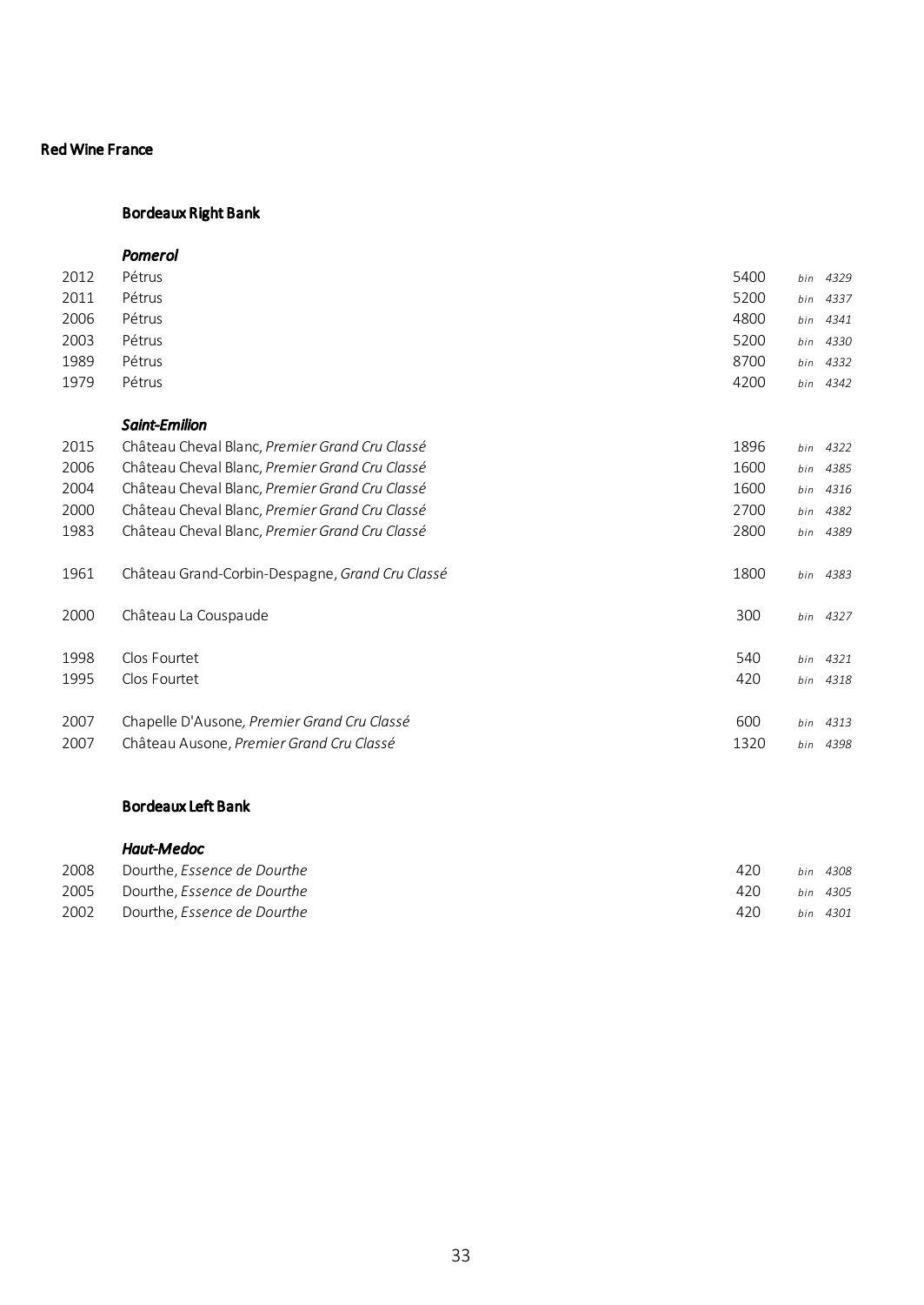# Red Wine France

## Bordeaux Right Bank

### *Pomerol*

| | | | |
|---|---|---|---|
| 2012 | Pétrus | 5400 | *bin 4329* |
| 2011 | Pétrus | 5200 | *bin 4337* |
| 2006 | Pétrus | 4800 | *bin 4341* |
| 2003 | Pétrus | 5200 | *bin 4330* |
| 1989 | Pétrus | 8700 | *bin 4332* |
| 1979 | Pétrus | 4200 | *bin 4342* |

### *Saint-Emilion*

| | | | |
|---|---|---|---|
| 2015 | Château Cheval Blanc, *Premier Grand Cru Classé* | 1896 | *bin 4322* |
| 2006 | Château Cheval Blanc, *Premier Grand Cru Classé* | 1600 | *bin 4385* |
| 2004 | Château Cheval Blanc, *Premier Grand Cru Classé* | 1600 | *bin 4316* |
| 2000 | Château Cheval Blanc, *Premier Grand Cru Classé* | 2700 | *bin 4382* |
| 1983 | Château Cheval Blanc, *Premier Grand Cru Classé* | 2800 | *bin 4389* |
| 1961 | Château Grand-Corbin-Despagne, *Grand Cru Classé* | 1800 | *bin 4383* |
| 2000 | Château La Couspaude | 300 | *bin 4327* |
| 1998 | Clos Fourtet | 540 | *bin 4321* |
| 1995 | Clos Fourtet | 420 | *bin 4318* |
| 2007 | Chapelle D'Ausone, *Premier Grand Cru Classé* | 600 | *bin 4313* |
| 2007 | Château Ausone, *Premier Grand Cru Classé* | 1320 | *bin 4398* |

## Bordeaux Left Bank

### *Haut-Medoc*

| | | | |
|---|---|---|---|
| 2008 | Dourthe, *Essence de Dourthe* | 420 | *bin 4308* |
| 2005 | Dourthe, *Essence de Dourthe* | 420 | *bin 4305* |
| 2002 | Dourthe, *Essence de Dourthe* | 420 | *bin 4301* |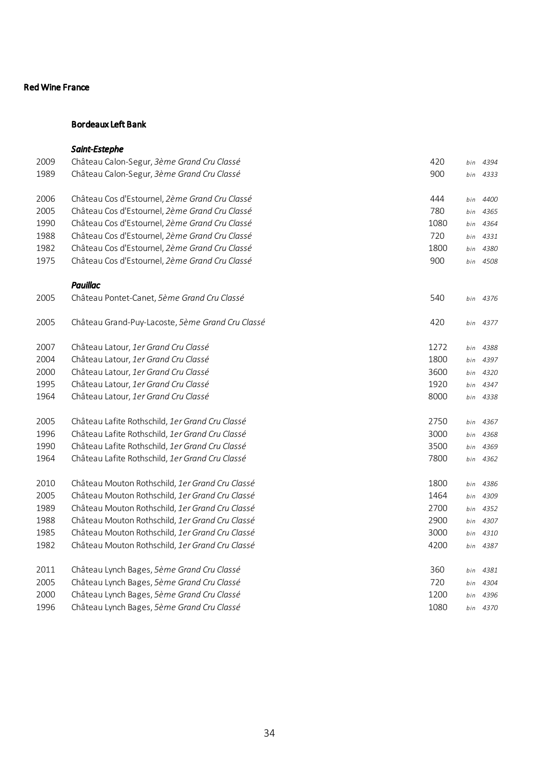# Red Wine France

## Bordeaux Left Bank

### *Saint-Estephe*

| | | | |
|---|---|---|---|
| 2009 | Château Calon-Segur, *3ème Grand Cru Classé* | 420 | *bin 4394* |
| 1989 | Château Calon-Segur, *3ème Grand Cru Classé* | 900 | *bin 4333* |
| | | | |
| 2006 | Château Cos d'Estournel, *2ème Grand Cru Classé* | 444 | *bin 4400* |
| 2005 | Château Cos d'Estournel, *2ème Grand Cru Classé* | 780 | *bin 4365* |
| 1990 | Château Cos d'Estournel, *2ème Grand Cru Classé* | 1080 | *bin 4364* |
| 1988 | Château Cos d'Estournel, *2ème Grand Cru Classé* | 720 | *bin 4331* |
| 1982 | Château Cos d'Estournel, *2ème Grand Cru Classé* | 1800 | *bin 4380* |
| 1975 | Château Cos d'Estournel, *2ème Grand Cru Classé* | 900 | *bin 4508* |

### *Pauillac*

| | | | |
|---|---|---|---|
| 2005 | Château Pontet-Canet, *5ème Grand Cru Classé* | 540 | *bin 4376* |
| | | | |
| 2005 | Château Grand-Puy-Lacoste, *5ème Grand Cru Classé* | 420 | *bin 4377* |
| | | | |
| 2007 | Château Latour, *1er Grand Cru Classé* | 1272 | *bin 4388* |
| 2004 | Château Latour, *1er Grand Cru Classé* | 1800 | *bin 4397* |
| 2000 | Château Latour, *1er Grand Cru Classé* | 3600 | *bin 4320* |
| 1995 | Château Latour, *1er Grand Cru Classé* | 1920 | *bin 4347* |
| 1964 | Château Latour, *1er Grand Cru Classé* | 8000 | *bin 4338* |
| | | | |
| 2005 | Château Lafite Rothschild, *1er Grand Cru Classé* | 2750 | *bin 4367* |
| 1996 | Château Lafite Rothschild, *1er Grand Cru Classé* | 3000 | *bin 4368* |
| 1990 | Château Lafite Rothschild, *1er Grand Cru Classé* | 3500 | *bin 4369* |
| 1964 | Château Lafite Rothschild, *1er Grand Cru Classé* | 7800 | *bin 4362* |
| | | | |
| 2010 | Château Mouton Rothschild, *1er Grand Cru Classé* | 1800 | *bin 4386* |
| 2005 | Château Mouton Rothschild, *1er Grand Cru Classé* | 1464 | *bin 4309* |
| 1989 | Château Mouton Rothschild, *1er Grand Cru Classé* | 2700 | *bin 4352* |
| 1988 | Château Mouton Rothschild, *1er Grand Cru Classé* | 2900 | *bin 4307* |
| 1985 | Château Mouton Rothschild, *1er Grand Cru Classé* | 3000 | *bin 4310* |
| 1982 | Château Mouton Rothschild, *1er Grand Cru Classé* | 4200 | *bin 4387* |
| | | | |
| 2011 | Château Lynch Bages, *5ème Grand Cru Classé* | 360 | *bin 4381* |
| 2005 | Château Lynch Bages, *5ème Grand Cru Classé* | 720 | *bin 4304* |
| 2000 | Château Lynch Bages, *5ème Grand Cru Classé* | 1200 | *bin 4396* |
| 1996 | Château Lynch Bages, *5ème Grand Cru Classé* | 1080 | *bin 4370* |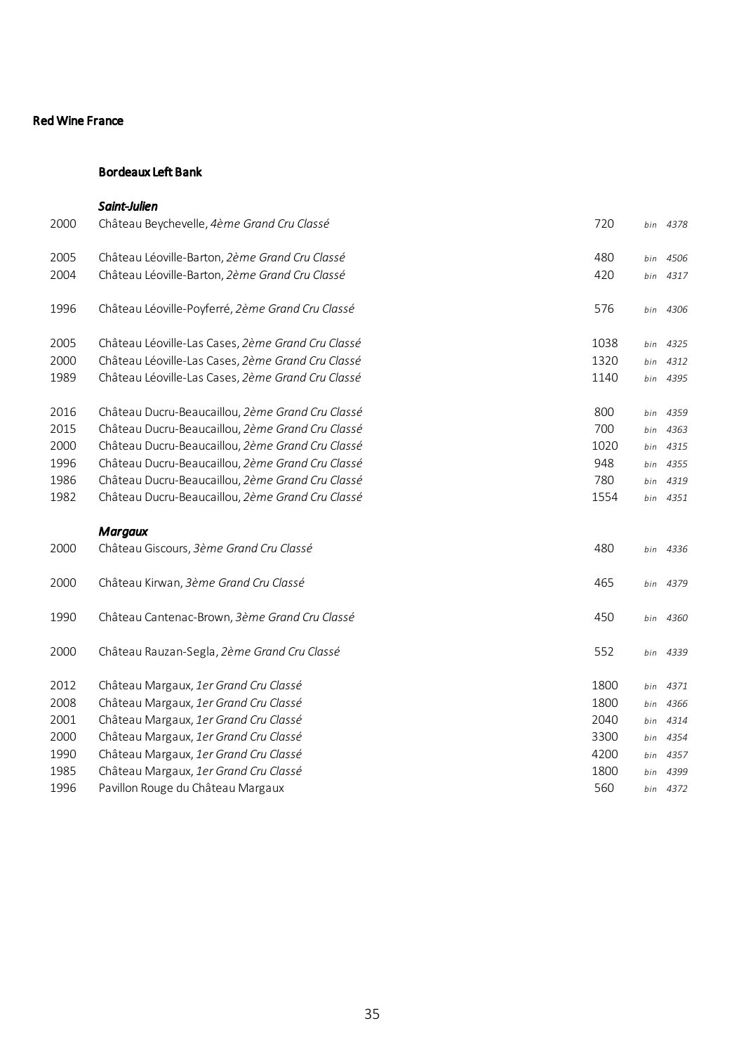## Red Wine France

### Bordeaux Left Bank

***Saint-Julien***

| | | | |
|---|---|---|---|
| 2000 | Château Beychevelle, *4ème Grand Cru Classé* | 720 | *bin 4378* |
| 2005 | Château Léoville-Barton, *2ème Grand Cru Classé* | 480 | *bin 4506* |
| 2004 | Château Léoville-Barton, *2ème Grand Cru Classé* | 420 | *bin 4317* |
| 1996 | Château Léoville-Poyferré, *2ème Grand Cru Classé* | 576 | *bin 4306* |
| 2005 | Château Léoville-Las Cases, *2ème Grand Cru Classé* | 1038 | *bin 4325* |
| 2000 | Château Léoville-Las Cases, *2ème Grand Cru Classé* | 1320 | *bin 4312* |
| 1989 | Château Léoville-Las Cases, *2ème Grand Cru Classé* | 1140 | *bin 4395* |
| 2016 | Château Ducru-Beaucaillou, *2ème Grand Cru Classé* | 800 | *bin 4359* |
| 2015 | Château Ducru-Beaucaillou, *2ème Grand Cru Classé* | 700 | *bin 4363* |
| 2000 | Château Ducru-Beaucaillou, *2ème Grand Cru Classé* | 1020 | *bin 4315* |
| 1996 | Château Ducru-Beaucaillou, *2ème Grand Cru Classé* | 948 | *bin 4355* |
| 1986 | Château Ducru-Beaucaillou, *2ème Grand Cru Classé* | 780 | *bin 4319* |
| 1982 | Château Ducru-Beaucaillou, *2ème Grand Cru Classé* | 1554 | *bin 4351* |

***Margaux***

| | | | |
|---|---|---|---|
| 2000 | Château Giscours, *3ème Grand Cru Classé* | 480 | *bin 4336* |
| 2000 | Château Kirwan, *3ème Grand Cru Classé* | 465 | *bin 4379* |
| 1990 | Château Cantenac-Brown, *3ème Grand Cru Classé* | 450 | *bin 4360* |
| 2000 | Château Rauzan-Segla, *2ème Grand Cru Classé* | 552 | *bin 4339* |
| 2012 | Château Margaux, *1er Grand Cru Classé* | 1800 | *bin 4371* |
| 2008 | Château Margaux, *1er Grand Cru Classé* | 1800 | *bin 4366* |
| 2001 | Château Margaux, *1er Grand Cru Classé* | 2040 | *bin 4314* |
| 2000 | Château Margaux, *1er Grand Cru Classé* | 3300 | *bin 4354* |
| 1990 | Château Margaux, *1er Grand Cru Classé* | 4200 | *bin 4357* |
| 1985 | Château Margaux, *1er Grand Cru Classé* | 1800 | *bin 4399* |
| 1996 | Pavillon Rouge du Château Margaux | 560 | *bin 4372* |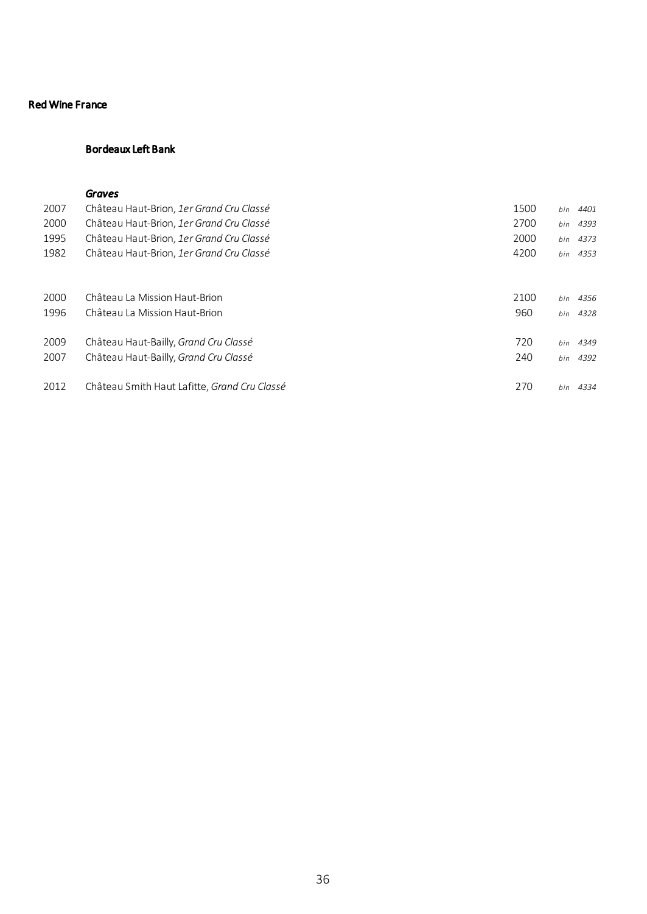## Red Wine France

### Bordeaux Left Bank

#### *Graves*

| Vintage | Wine | Price | Bin |
|---|---|---|---|
| 2007 | Château Haut-Brion, *1er Grand Cru Classé* | 1500 | *bin 4401* |
| 2000 | Château Haut-Brion, *1er Grand Cru Classé* | 2700 | *bin 4393* |
| 1995 | Château Haut-Brion, *1er Grand Cru Classé* | 2000 | *bin 4373* |
| 1982 | Château Haut-Brion, *1er Grand Cru Classé* | 4200 | *bin 4353* |
| 2000 | Château La Mission Haut-Brion | 2100 | *bin 4356* |
| 1996 | Château La Mission Haut-Brion | 960 | *bin 4328* |
| 2009 | Château Haut-Bailly, *Grand Cru Classé* | 720 | *bin 4349* |
| 2007 | Château Haut-Bailly, *Grand Cru Classé* | 240 | *bin 4392* |
| 2012 | Château Smith Haut Lafitte, *Grand Cru Classé* | 270 | *bin 4334* |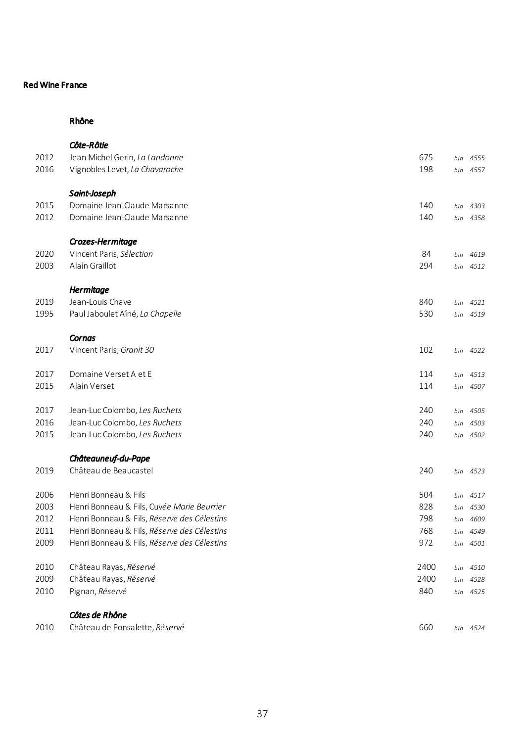## Red Wine France

### Rhône

***Côte-Rôtie***

| | | | |
|---|---|---|---|
| 2012 | Jean Michel Gerin, *La Landonne* | 675 | *bin 4555* |
| 2016 | Vignobles Levet, *La Chavaroche* | 198 | *bin 4557* |

***Saint-Joseph***

| | | | |
|---|---|---|---|
| 2015 | Domaine Jean-Claude Marsanne | 140 | *bin 4303* |
| 2012 | Domaine Jean-Claude Marsanne | 140 | *bin 4358* |

***Crozes-Hermitage***

| | | | |
|---|---|---|---|
| 2020 | Vincent Paris, *Sélection* | 84 | *bin 4619* |
| 2003 | Alain Graillot | 294 | *bin 4512* |

***Hermitage***

| | | | |
|---|---|---|---|
| 2019 | Jean-Louis Chave | 840 | *bin 4521* |
| 1995 | Paul Jaboulet Aîné, *La Chapelle* | 530 | *bin 4519* |

***Cornas***

| | | | |
|---|---|---|---|
| 2017 | Vincent Paris, *Granit 30* | 102 | *bin 4522* |
| 2017 | Domaine Verset A et E | 114 | *bin 4513* |
| 2015 | Alain Verset | 114 | *bin 4507* |
| 2017 | Jean-Luc Colombo, *Les Ruchets* | 240 | *bin 4505* |
| 2016 | Jean-Luc Colombo, *Les Ruchets* | 240 | *bin 4503* |
| 2015 | Jean-Luc Colombo, *Les Ruchets* | 240 | *bin 4502* |

***Châteauneuf-du-Pape***

| | | | |
|---|---|---|---|
| 2019 | Château de Beaucastel | 240 | *bin 4523* |
| 2006 | Henri Bonneau & Fils | 504 | *bin 4517* |
| 2003 | Henri Bonneau & Fils, Cu*vée Marie Beurrier* | 828 | *bin 4530* |
| 2012 | Henri Bonneau & Fils, *Réserve des Célestins* | 798 | *bin 4609* |
| 2011 | Henri Bonneau & Fils, *Réserve des Célestins* | 768 | *bin 4549* |
| 2009 | Henri Bonneau & Fils, *Réserve des Célestins* | 972 | *bin 4501* |
| 2010 | Château Rayas, *Réservé* | 2400 | *bin 4510* |
| 2009 | Château Rayas, *Réservé* | 2400 | *bin 4528* |
| 2010 | Pignan, *Réservé* | 840 | *bin 4525* |

***Côtes de Rhône***

| | | | |
|---|---|---|---|
| 2010 | Château de Fonsalette, *Réservé* | 660 | *bin 4524* |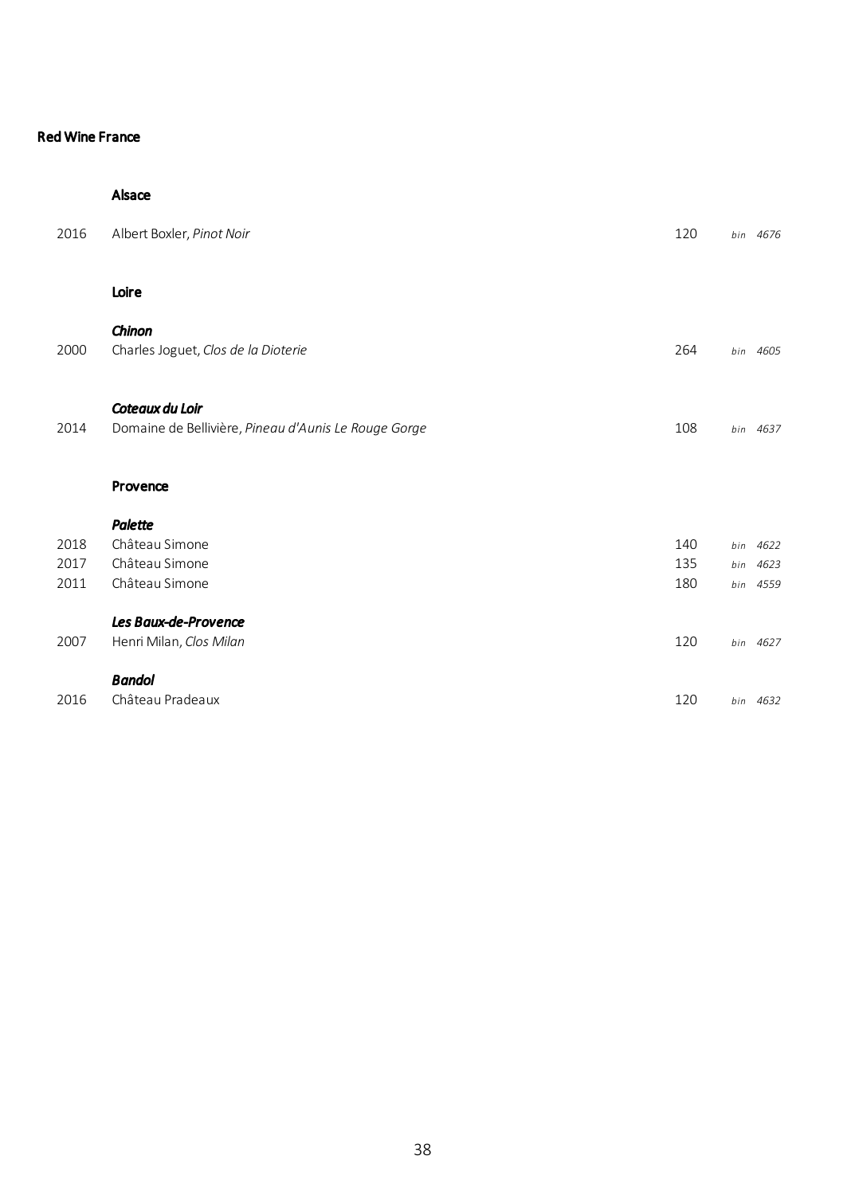# Red Wine France

## Alsace

| | | | |
|---|---|---|---|
| 2016 | Albert Boxler, *Pinot Noir* | 120 | *bin 4676* |

## Loire

### *Chinon*

| | | | |
|---|---|---|---|
| 2000 | Charles Joguet, *Clos de la Dioterie* | 264 | *bin 4605* |

### *Coteaux du Loir*

| | | | |
|---|---|---|---|
| 2014 | Domaine de Bellivière, *Pineau d'Aunis Le Rouge Gorge* | 108 | *bin 4637* |

## Provence

### *Palette*

| | | | |
|---|---|---|---|
| 2018 | Château Simone | 140 | *bin 4622* |
| 2017 | Château Simone | 135 | *bin 4623* |
| 2011 | Château Simone | 180 | *bin 4559* |

### *Les Baux-de-Provence*

| | | | |
|---|---|---|---|
| 2007 | Henri Milan, *Clos Milan* | 120 | *bin 4627* |

### *Bandol*

| | | | |
|---|---|---|---|
| 2016 | Château Pradeaux | 120 | *bin 4632* |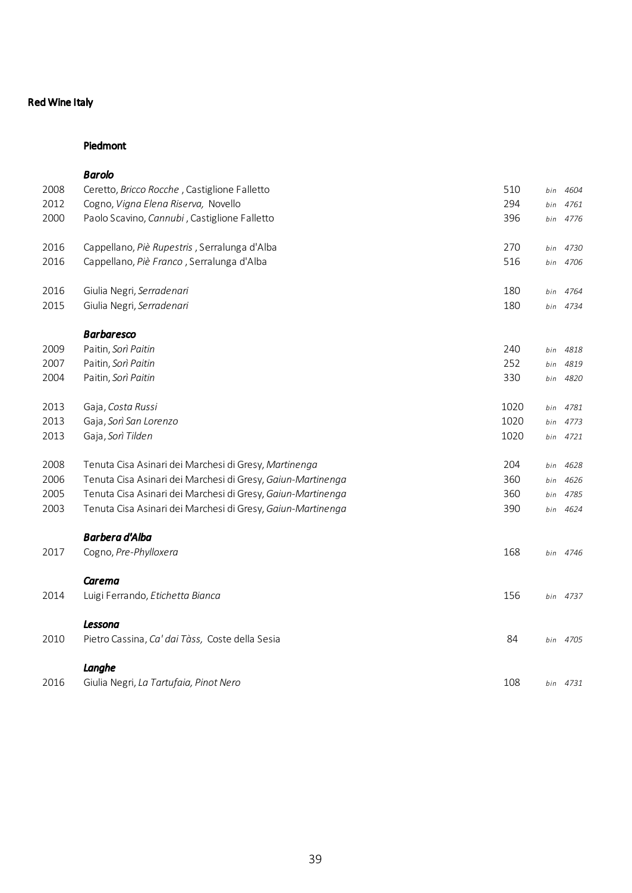# Red Wine Italy

## Piedmont

### *Barolo*

| | | | |
|---|---|---|---|
| 2008 | Ceretto, *Bricco Rocche* , Castiglione Falletto | 510 | *bin 4604* |
| 2012 | Cogno, *Vigna Elena Riserva,* Novello | 294 | *bin 4761* |
| 2000 | Paolo Scavino, *Cannubi* , Castiglione Falletto | 396 | *bin 4776* |
| 2016 | Cappellano, *Piè Rupestris* , Serralunga d'Alba | 270 | *bin 4730* |
| 2016 | Cappellano, *Piè Franco* , Serralunga d'Alba | 516 | *bin 4706* |
| 2016 | Giulia Negri, *Serradenari* | 180 | *bin 4764* |
| 2015 | Giulia Negri, *Serradenari* | 180 | *bin 4734* |

### *Barbaresco*

| | | | |
|---|---|---|---|
| 2009 | Paitin, *Sorì Paitin* | 240 | *bin 4818* |
| 2007 | Paitin, *Sorì Paitin* | 252 | *bin 4819* |
| 2004 | Paitin, *Sorì Paitin* | 330 | *bin 4820* |
| 2013 | Gaja, *Costa Russi* | 1020 | *bin 4781* |
| 2013 | Gaja, *Sorì San Lorenzo* | 1020 | *bin 4773* |
| 2013 | Gaja, *Sorì Tilden* | 1020 | *bin 4721* |
| 2008 | Tenuta Cisa Asinari dei Marchesi di Gresy, *Martinenga* | 204 | *bin 4628* |
| 2006 | Tenuta Cisa Asinari dei Marchesi di Gresy, *Gaiun-Martinenga* | 360 | *bin 4626* |
| 2005 | Tenuta Cisa Asinari dei Marchesi di Gresy, *Gaiun-Martinenga* | 360 | *bin 4785* |
| 2003 | Tenuta Cisa Asinari dei Marchesi di Gresy, *Gaiun-Martinenga* | 390 | *bin 4624* |

### *Barbera d'Alba*

| | | | |
|---|---|---|---|
| 2017 | Cogno, *Pre-Phylloxera* | 168 | *bin 4746* |

### *Carema*

| | | | |
|---|---|---|---|
| 2014 | Luigi Ferrando, *Etichetta Bianca* | 156 | *bin 4737* |

### *Lessona*

| | | | |
|---|---|---|---|
| 2010 | Pietro Cassina, *Ca' dai Tàss,* Coste della Sesia | 84 | *bin 4705* |

### *Langhe*

| | | | |
|---|---|---|---|
| 2016 | Giulia Negri, *La Tartufaia, Pinot Nero* | 108 | *bin 4731* |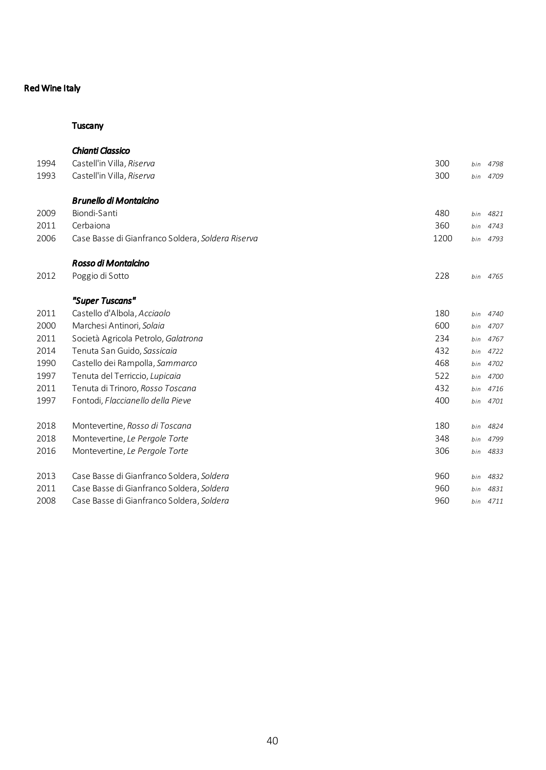## Red Wine Italy

### Tuscany

#### *Chianti Classico*

| | | | |
|---|---|---|---|
| 1994 | Castell'in Villa, *Riserva* | 300 | *bin 4798* |
| 1993 | Castell'in Villa, *Riserva* | 300 | *bin 4709* |

#### *Brunello di Montalcino*

| | | | |
|---|---|---|---|
| 2009 | Biondi-Santi | 480 | *bin 4821* |
| 2011 | Cerbaiona | 360 | *bin 4743* |
| 2006 | Case Basse di Gianfranco Soldera, *Soldera Riserva* | 1200 | *bin 4793* |

#### *Rosso di Montalcino*

| | | | |
|---|---|---|---|
| 2012 | Poggio di Sotto | 228 | *bin 4765* |

#### *"Super Tuscans"*

| | | | |
|---|---|---|---|
| 2011 | Castello d'Albola, *Acciaolo* | 180 | *bin 4740* |
| 2000 | Marchesi Antinori, *Solaia* | 600 | *bin 4707* |
| 2011 | Società Agricola Petrolo, *Galatrona* | 234 | *bin 4767* |
| 2014 | Tenuta San Guido, *Sassicaia* | 432 | *bin 4722* |
| 1990 | Castello dei Rampolla, *Sammarco* | 468 | *bin 4702* |
| 1997 | Tenuta del Terriccio, *Lupicaia* | 522 | *bin 4700* |
| 2011 | Tenuta di Trinoro, *Rosso Toscana* | 432 | *bin 4716* |
| 1997 | Fontodi, *Flaccianello della Pieve* | 400 | *bin 4701* |
| | | | |
| 2018 | Montevertine, *Rosso di Toscana* | 180 | *bin 4824* |
| 2018 | Montevertine, *Le Pergole Torte* | 348 | *bin 4799* |
| 2016 | Montevertine, *Le Pergole Torte* | 306 | *bin 4833* |
| | | | |
| 2013 | Case Basse di Gianfranco Soldera, *Soldera* | 960 | *bin 4832* |
| 2011 | Case Basse di Gianfranco Soldera, *Soldera* | 960 | *bin 4831* |
| 2008 | Case Basse di Gianfranco Soldera, *Soldera* | 960 | *bin 4711* |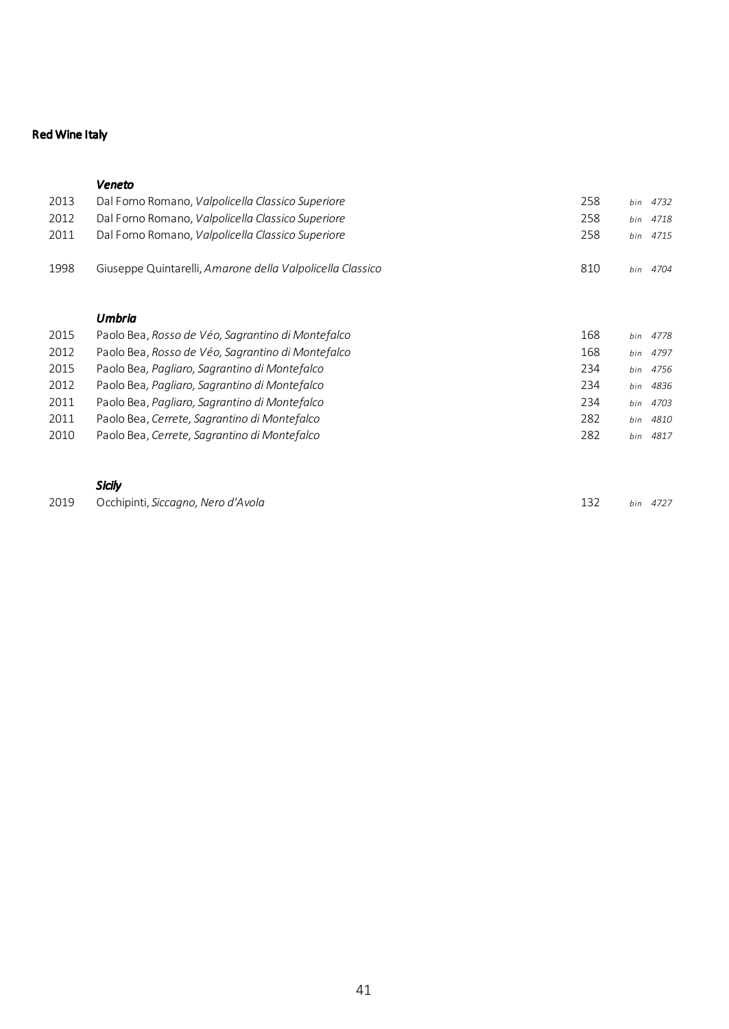## Red Wine Italy

### *Veneto*

| Vintage | Wine | Price | Bin |
|---|---|---|---|
| 2013 | Dal Forno Romano, *Valpolicella Classico Superiore* | 258 | bin 4732 |
| 2012 | Dal Forno Romano, *Valpolicella Classico Superiore* | 258 | bin 4718 |
| 2011 | Dal Forno Romano, *Valpolicella Classico Superiore* | 258 | bin 4715 |
| 1998 | Giuseppe Quintarelli, *Amarone della Valpolicella Classico* | 810 | bin 4704 |

### *Umbria*

| Vintage | Wine | Price | Bin |
|---|---|---|---|
| 2015 | Paolo Bea, *Rosso de Véo, Sagrantino di Montefalco* | 168 | bin 4778 |
| 2012 | Paolo Bea, *Rosso de Véo, Sagrantino di Montefalco* | 168 | bin 4797 |
| 2015 | Paolo Bea, *Pagliaro, Sagrantino di Montefalco* | 234 | bin 4756 |
| 2012 | Paolo Bea, *Pagliaro, Sagrantino di Montefalco* | 234 | bin 4836 |
| 2011 | Paolo Bea, *Pagliaro, Sagrantino di Montefalco* | 234 | bin 4703 |
| 2011 | Paolo Bea, *Cerrete, Sagrantino di Montefalco* | 282 | bin 4810 |
| 2010 | Paolo Bea, *Cerrete, Sagrantino di Montefalco* | 282 | bin 4817 |

### *Sicily*

| Vintage | Wine | Price | Bin |
|---|---|---|---|
| 2019 | Occhipinti, *Siccagno, Nero d'Avola* | 132 | bin 4727 |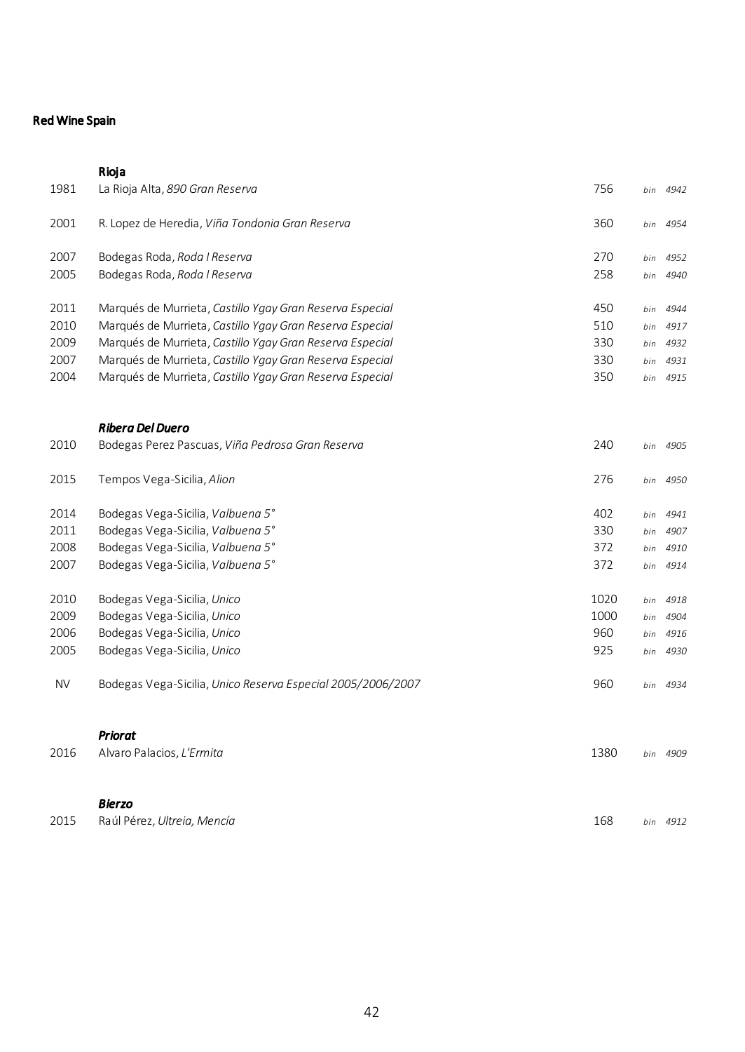## Red Wine Spain

### Rioja

| Vintage | Wine | Price | Bin |
|---|---|---|---|
| 1981 | La Rioja Alta, *890 Gran Reserva* | 756 | *bin 4942* |
| 2001 | R. Lopez de Heredia, *Viña Tondonia Gran Reserva* | 360 | *bin 4954* |
| 2007 | Bodegas Roda, *Roda I Reserva* | 270 | *bin 4952* |
| 2005 | Bodegas Roda, *Roda I Reserva* | 258 | *bin 4940* |
| 2011 | Marqués de Murrieta, *Castillo Ygay Gran Reserva Especial* | 450 | *bin 4944* |
| 2010 | Marqués de Murrieta, *Castillo Ygay Gran Reserva Especial* | 510 | *bin 4917* |
| 2009 | Marqués de Murrieta, *Castillo Ygay Gran Reserva Especial* | 330 | *bin 4932* |
| 2007 | Marqués de Murrieta, *Castillo Ygay Gran Reserva Especial* | 330 | *bin 4931* |
| 2004 | Marqués de Murrieta, *Castillo Ygay Gran Reserva Especial* | 350 | *bin 4915* |

### *Ribera Del Duero*

| Vintage | Wine | Price | Bin |
|---|---|---|---|
| 2010 | Bodegas Perez Pascuas, *Viña Pedrosa Gran Reserva* | 240 | *bin 4905* |
| 2015 | Tempos Vega-Sicilia, *Alion* | 276 | *bin 4950* |
| 2014 | Bodegas Vega-Sicilia, *Valbuena 5°* | 402 | *bin 4941* |
| 2011 | Bodegas Vega-Sicilia, *Valbuena 5°* | 330 | *bin 4907* |
| 2008 | Bodegas Vega-Sicilia, *Valbuena 5°* | 372 | *bin 4910* |
| 2007 | Bodegas Vega-Sicilia, *Valbuena 5°* | 372 | *bin 4914* |
| 2010 | Bodegas Vega-Sicilia, *Unico* | 1020 | *bin 4918* |
| 2009 | Bodegas Vega-Sicilia, *Unico* | 1000 | *bin 4904* |
| 2006 | Bodegas Vega-Sicilia, *Unico* | 960 | *bin 4916* |
| 2005 | Bodegas Vega-Sicilia, *Unico* | 925 | *bin 4930* |
| NV | Bodegas Vega-Sicilia, *Unico Reserva Especial 2005/2006/2007* | 960 | *bin 4934* |

### *Priorat*

| Vintage | Wine | Price | Bin |
|---|---|---|---|
| 2016 | Alvaro Palacios, *L'Ermita* | 1380 | *bin 4909* |

### *Bierzo*

| Vintage | Wine | Price | Bin |
|---|---|---|---|
| 2015 | Raúl Pérez, *Ultreia, Mencía* | 168 | *bin 4912* |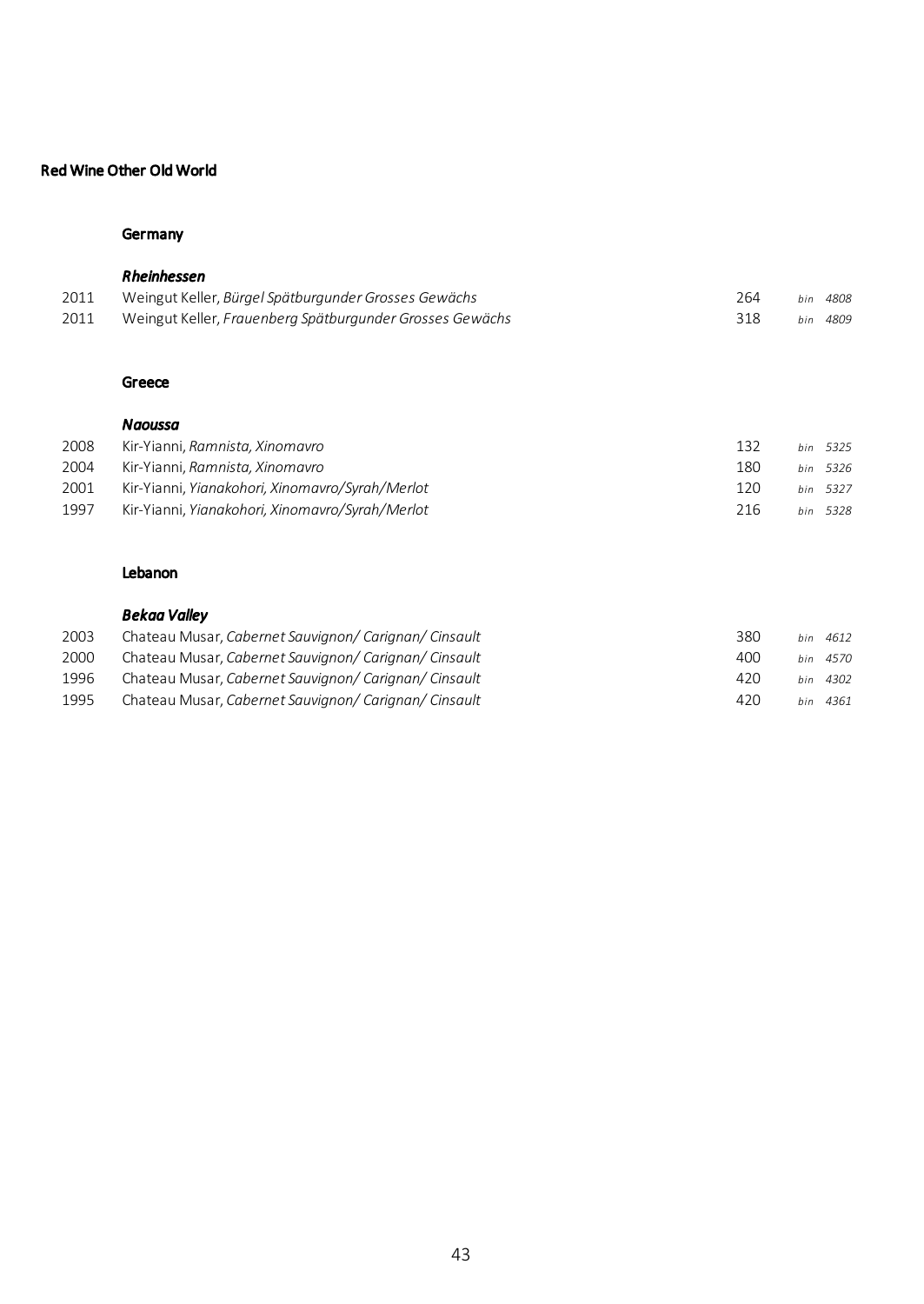# Red Wine Other Old World

## Germany

### *Rheinhessen*

| Vintage | Wine | Price | Bin |
|---|---|---|---|
| 2011 | Weingut Keller, *Bürgel Spätburgunder Grosses Gewächs* | 264 | *bin 4808* |
| 2011 | Weingut Keller, *Frauenberg Spätburgunder Grosses Gewächs* | 318 | *bin 4809* |

## Greece

### *Naoussa*

| Vintage | Wine | Price | Bin |
|---|---|---|---|
| 2008 | Kir-Yianni, *Ramnista, Xinomavro* | 132 | *bin 5325* |
| 2004 | Kir-Yianni, *Ramnista, Xinomavro* | 180 | *bin 5326* |
| 2001 | Kir-Yianni, *Yianakohori, Xinomavro/Syrah/Merlot* | 120 | *bin 5327* |
| 1997 | Kir-Yianni, *Yianakohori, Xinomavro/Syrah/Merlot* | 216 | *bin 5328* |

## Lebanon

### *Bekaa Valley*

| Vintage | Wine | Price | Bin |
|---|---|---|---|
| 2003 | Chateau Musar, *Cabernet Sauvignon/ Carignan/ Cinsault* | 380 | *bin 4612* |
| 2000 | Chateau Musar, *Cabernet Sauvignon/ Carignan/ Cinsault* | 400 | *bin 4570* |
| 1996 | Chateau Musar, *Cabernet Sauvignon/ Carignan/ Cinsault* | 420 | *bin 4302* |
| 1995 | Chateau Musar, *Cabernet Sauvignon/ Carignan/ Cinsault* | 420 | *bin 4361* |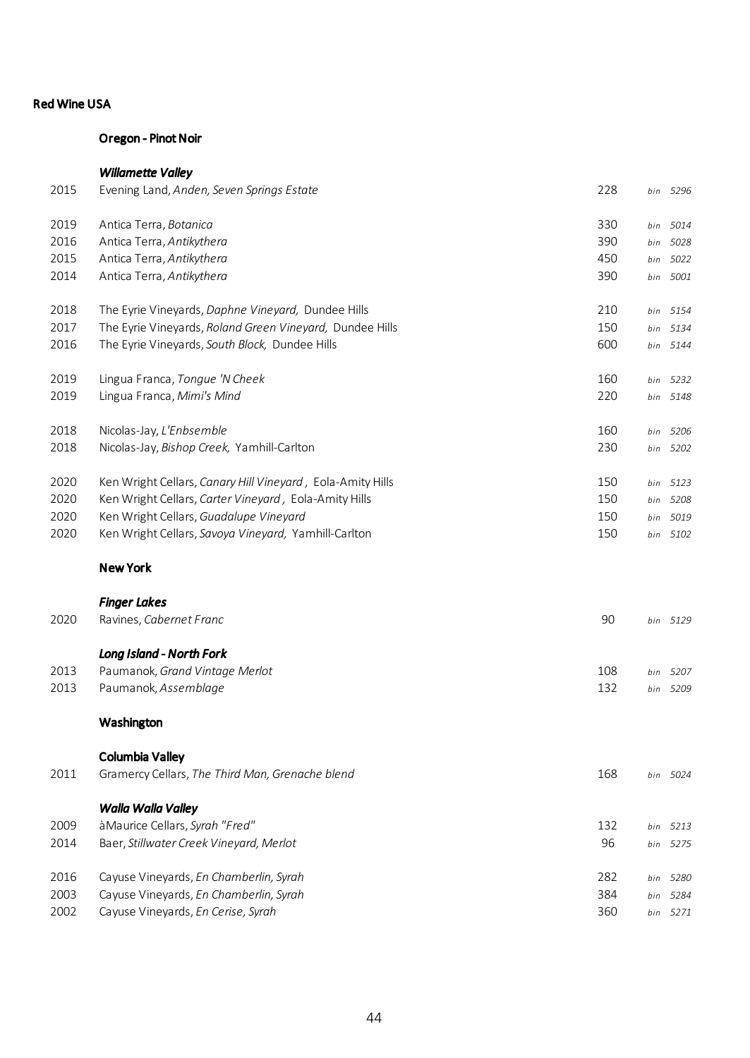## Red Wine USA

### Oregon - Pinot Noir

***Willamette Valley***

| | | | |
|---|---|---|---|
| 2015 | Evening Land, *Anden, Seven Springs Estate* | 228 | *bin 5296* |
| 2019 | Antica Terra, *Botanica* | 330 | *bin 5014* |
| 2016 | Antica Terra, *Antikythera* | 390 | *bin 5028* |
| 2015 | Antica Terra, *Antikythera* | 450 | *bin 5022* |
| 2014 | Antica Terra, *Antikythera* | 390 | *bin 5001* |
| 2018 | The Eyrie Vineyards, *Daphne Vineyard,* Dundee Hills | 210 | *bin 5154* |
| 2017 | The Eyrie Vineyards, *Roland Green Vineyard,* Dundee Hills | 150 | *bin 5134* |
| 2016 | The Eyrie Vineyards, *South Block,* Dundee Hills | 600 | *bin 5144* |
| 2019 | Lingua Franca, *Tongue 'N Cheek* | 160 | *bin 5232* |
| 2019 | Lingua Franca, *Mimi's Mind* | 220 | *bin 5148* |
| 2018 | Nicolas-Jay, *L'Enbsemble* | 160 | *bin 5206* |
| 2018 | Nicolas-Jay, *Bishop Creek,* Yamhill-Carlton | 230 | *bin 5202* |
| 2020 | Ken Wright Cellars, *Canary Hill Vineyard ,* Eola-Amity Hills | 150 | *bin 5123* |
| 2020 | Ken Wright Cellars, *Carter Vineyard ,* Eola-Amity Hills | 150 | *bin 5208* |
| 2020 | Ken Wright Cellars, *Guadalupe Vineyard* | 150 | *bin 5019* |
| 2020 | Ken Wright Cellars, *Savoya Vineyard,* Yamhill-Carlton | 150 | *bin 5102* |

### New York

***Finger Lakes***

| | | | |
|---|---|---|---|
| 2020 | Ravines, *Cabernet Franc* | 90 | *bin 5129* |

***Long Island - North Fork***

| | | | |
|---|---|---|---|
| 2013 | Paumanok, *Grand Vintage Merlot* | 108 | *bin 5207* |
| 2013 | Paumanok, *Assemblage* | 132 | *bin 5209* |

### Washington

**Columbia Valley**

| | | | |
|---|---|---|---|
| 2011 | Gramercy Cellars, *The Third Man, Grenache blend* | 168 | *bin 5024* |

***Walla Walla Valley***

| | | | |
|---|---|---|---|
| 2009 | àMaurice Cellars, *Syrah "Fred"* | 132 | *bin 5213* |
| 2014 | Baer, *Stillwater Creek Vineyard, Merlot* | 96 | *bin 5275* |
| 2016 | Cayuse Vineyards, *En Chamberlin, Syrah* | 282 | *bin 5280* |
| 2003 | Cayuse Vineyards, *En Chamberlin, Syrah* | 384 | *bin 5284* |
| 2002 | Cayuse Vineyards, *En Cerise, Syrah* | 360 | *bin 5271* |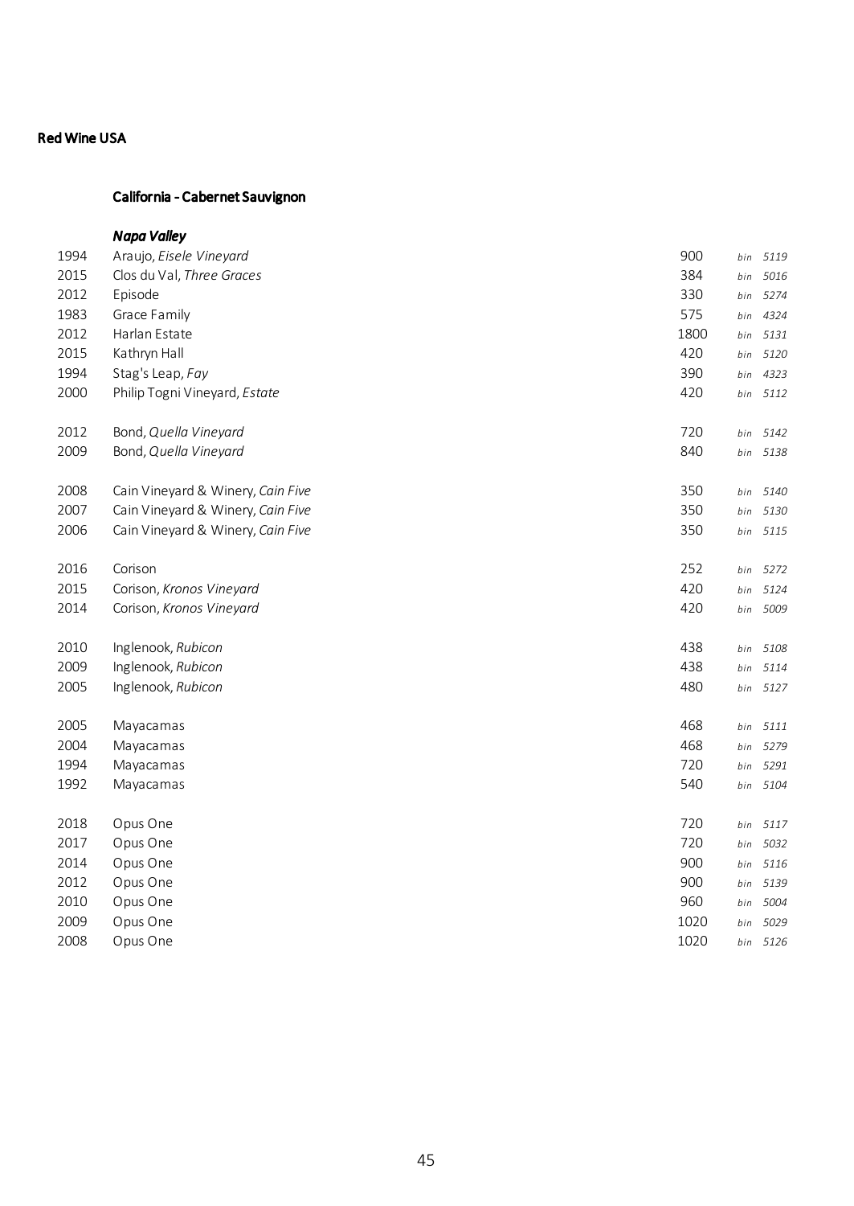## Red Wine USA

### California - Cabernet Sauvignon

#### *Napa Valley*

| | | | |
|---|---|---|---|
| 1994 | Araujo, *Eisele Vineyard* | 900 | *bin 5119* |
| 2015 | Clos du Val, *Three Graces* | 384 | *bin 5016* |
| 2012 | Episode | 330 | *bin 5274* |
| 1983 | Grace Family | 575 | *bin 4324* |
| 2012 | Harlan Estate | 1800 | *bin 5131* |
| 2015 | Kathryn Hall | 420 | *bin 5120* |
| 1994 | Stag's Leap, *Fay* | 390 | *bin 4323* |
| 2000 | Philip Togni Vineyard, *Estate* | 420 | *bin 5112* |
| | | | |
| 2012 | Bond, *Quella Vineyard* | 720 | *bin 5142* |
| 2009 | Bond, *Quella Vineyard* | 840 | *bin 5138* |
| | | | |
| 2008 | Cain Vineyard & Winery, *Cain Five* | 350 | *bin 5140* |
| 2007 | Cain Vineyard & Winery, *Cain Five* | 350 | *bin 5130* |
| 2006 | Cain Vineyard & Winery, *Cain Five* | 350 | *bin 5115* |
| | | | |
| 2016 | Corison | 252 | *bin 5272* |
| 2015 | Corison, *Kronos Vineyard* | 420 | *bin 5124* |
| 2014 | Corison, *Kronos Vineyard* | 420 | *bin 5009* |
| | | | |
| 2010 | Inglenook, *Rubicon* | 438 | *bin 5108* |
| 2009 | Inglenook, *Rubicon* | 438 | *bin 5114* |
| 2005 | Inglenook, *Rubicon* | 480 | *bin 5127* |
| | | | |
| 2005 | Mayacamas | 468 | *bin 5111* |
| 2004 | Mayacamas | 468 | *bin 5279* |
| 1994 | Mayacamas | 720 | *bin 5291* |
| 1992 | Mayacamas | 540 | *bin 5104* |
| | | | |
| 2018 | Opus One | 720 | *bin 5117* |
| 2017 | Opus One | 720 | *bin 5032* |
| 2014 | Opus One | 900 | *bin 5116* |
| 2012 | Opus One | 900 | *bin 5139* |
| 2010 | Opus One | 960 | *bin 5004* |
| 2009 | Opus One | 1020 | *bin 5029* |
| 2008 | Opus One | 1020 | *bin 5126* |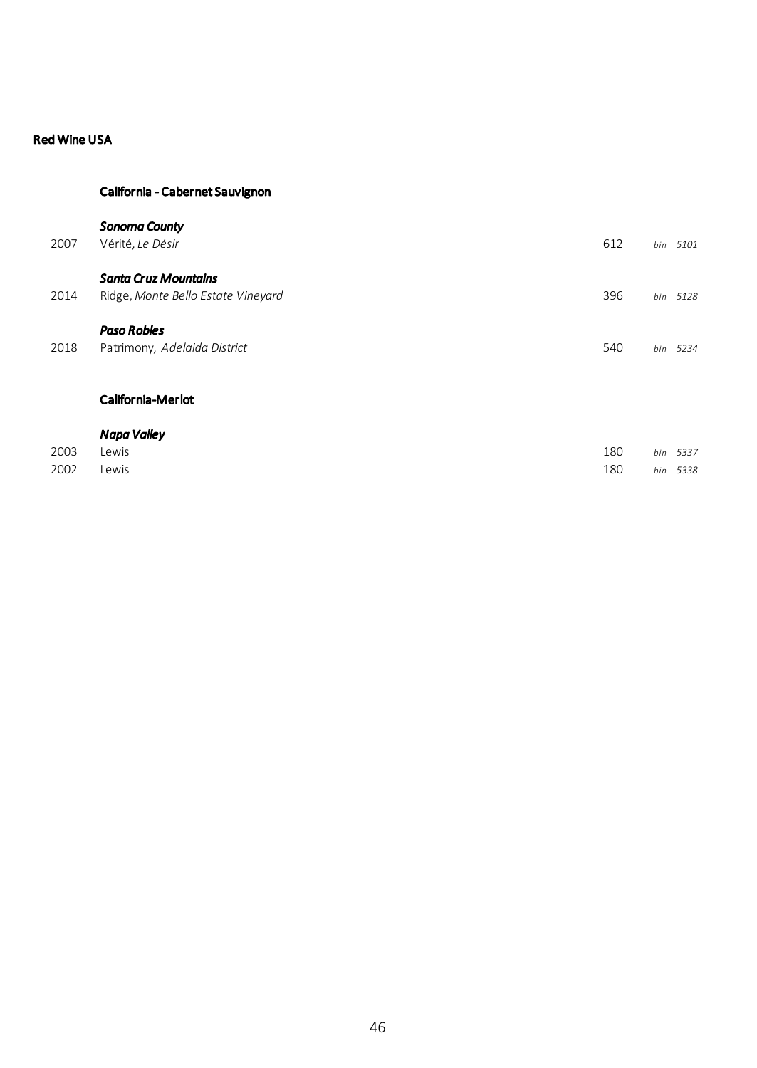## Red Wine USA

### California - Cabernet Sauvignon

***Sonoma County***

| | | | |
|---|---|---|---|
| 2007 | Vérité, *Le Désir* | 612 | *bin 5101* |

***Santa Cruz Mountains***

| | | | |
|---|---|---|---|
| 2014 | Ridge, *Monte Bello Estate Vineyard* | 396 | *bin 5128* |

***Paso Robles***

| | | | |
|---|---|---|---|
| 2018 | Patrimony, *Adelaida District* | 540 | *bin 5234* |

### California-Merlot

***Napa Valley***

| | | | |
|---|---|---|---|
| 2003 | Lewis | 180 | *bin 5337* |
| 2002 | Lewis | 180 | *bin 5338* |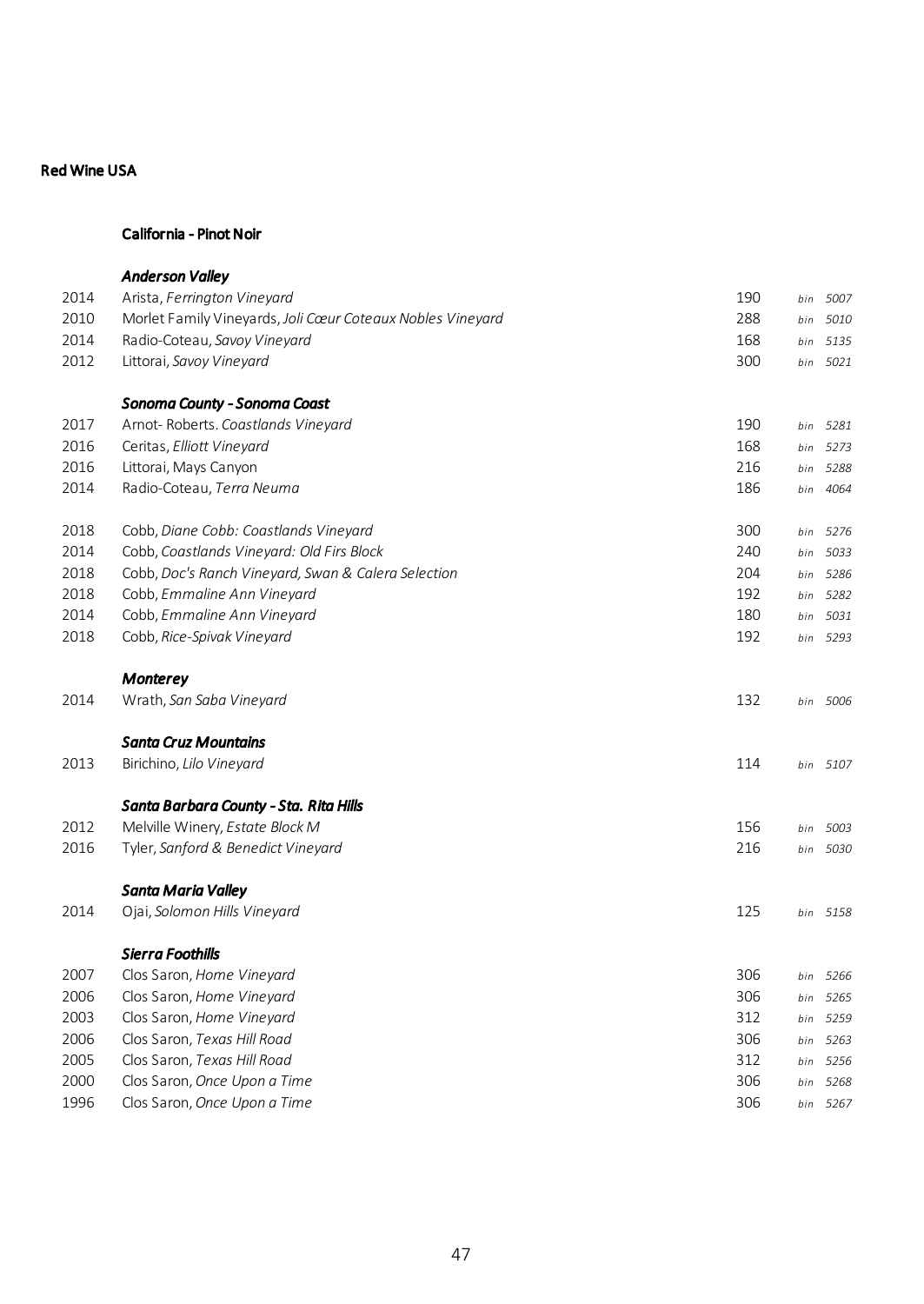# Red Wine USA

## California - Pinot Noir

### *Anderson Valley*

| | | | |
|---|---|---|---|
| 2014 | Arista, *Ferrington Vineyard* | 190 | *bin 5007* |
| 2010 | Morlet Family Vineyards, *Joli Cœur Coteaux Nobles Vineyard* | 288 | *bin 5010* |
| 2014 | Radio-Coteau, *Savoy Vineyard* | 168 | *bin 5135* |
| 2012 | Littorai, *Savoy Vineyard* | 300 | *bin 5021* |

### *Sonoma County - Sonoma Coast*

| | | | |
|---|---|---|---|
| 2017 | Arnot- Roberts. *Coastlands Vineyard* | 190 | *bin 5281* |
| 2016 | Ceritas, *Elliott Vineyard* | 168 | *bin 5273* |
| 2016 | Littorai, Mays Canyon | 216 | *bin 5288* |
| 2014 | Radio-Coteau, *Terra Neuma* | 186 | *bin 4064* |
| 2018 | Cobb, *Diane Cobb: Coastlands Vineyard* | 300 | *bin 5276* |
| 2014 | Cobb, *Coastlands Vineyard: Old Firs Block* | 240 | *bin 5033* |
| 2018 | Cobb, *Doc's Ranch Vineyard, Swan & Calera Selection* | 204 | *bin 5286* |
| 2018 | Cobb, *Emmaline Ann Vineyard* | 192 | *bin 5282* |
| 2014 | Cobb, *Emmaline Ann Vineyard* | 180 | *bin 5031* |
| 2018 | Cobb, *Rice-Spivak Vineyard* | 192 | *bin 5293* |

### *Monterey*

| | | | |
|---|---|---|---|
| 2014 | Wrath, *San Saba Vineyard* | 132 | *bin 5006* |

### *Santa Cruz Mountains*

| | | | |
|---|---|---|---|
| 2013 | Birichino, *Lilo Vineyard* | 114 | *bin 5107* |

### *Santa Barbara County - Sta. Rita Hills*

| | | | |
|---|---|---|---|
| 2012 | Melville Winery, *Estate Block M* | 156 | *bin 5003* |
| 2016 | Tyler, *Sanford & Benedict Vineyard* | 216 | *bin 5030* |

### *Santa Maria Valley*

| | | | |
|---|---|---|---|
| 2014 | Ojai, *Solomon Hills Vineyard* | 125 | *bin 5158* |

### *Sierra Foothills*

| | | | |
|---|---|---|---|
| 2007 | Clos Saron, *Home Vineyard* | 306 | *bin 5266* |
| 2006 | Clos Saron, *Home Vineyard* | 306 | *bin 5265* |
| 2003 | Clos Saron, *Home Vineyard* | 312 | *bin 5259* |
| 2006 | Clos Saron, *Texas Hill Road* | 306 | *bin 5263* |
| 2005 | Clos Saron, *Texas Hill Road* | 312 | *bin 5256* |
| 2000 | Clos Saron, *Once Upon a Time* | 306 | *bin 5268* |
| 1996 | Clos Saron, *Once Upon a Time* | 306 | *bin 5267* |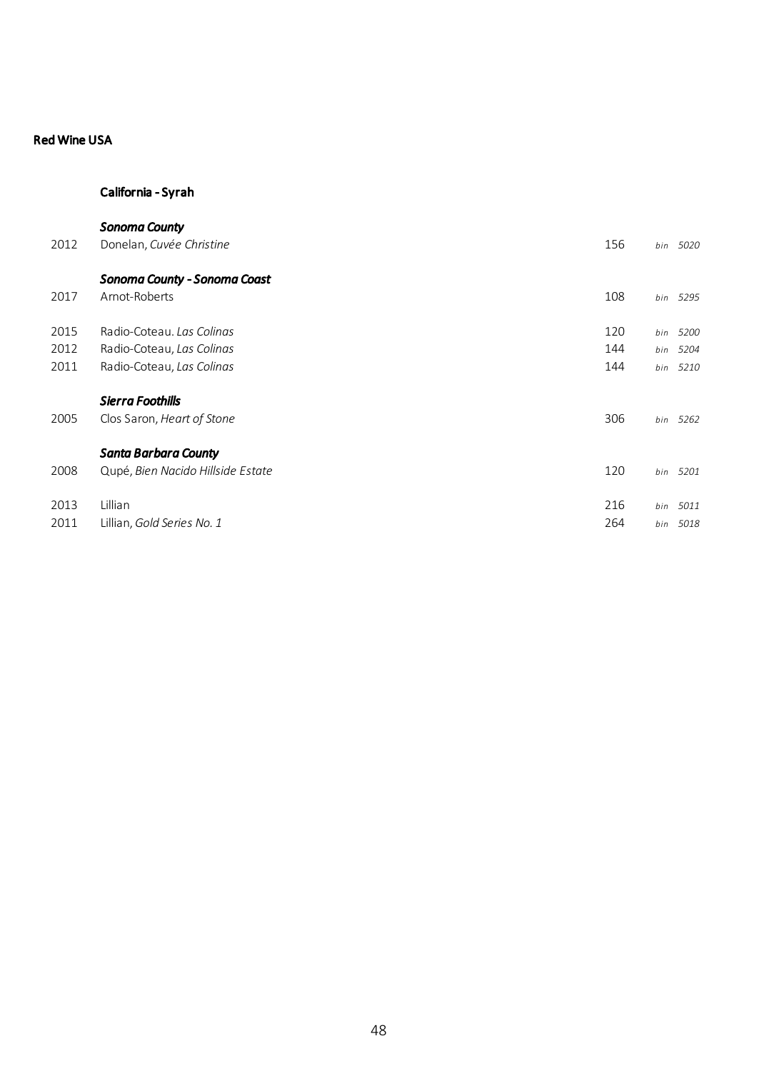## Red Wine USA

### California - Syrah

***Sonoma County***

| | | | |
|---|---|---|---|
| 2012 | Donelan, *Cuvée Christine* | 156 | *bin 5020* |

***Sonoma County - Sonoma Coast***

| | | | |
|---|---|---|---|
| 2017 | Arnot-Roberts | 108 | *bin 5295* |
| 2015 | Radio-Coteau. *Las Colinas* | 120 | *bin 5200* |
| 2012 | Radio-Coteau, *Las Colinas* | 144 | *bin 5204* |
| 2011 | Radio-Coteau, *Las Colinas* | 144 | *bin 5210* |

***Sierra Foothills***

| | | | |
|---|---|---|---|
| 2005 | Clos Saron, *Heart of Stone* | 306 | *bin 5262* |

***Santa Barbara County***

| | | | |
|---|---|---|---|
| 2008 | Qupé, *Bien Nacido Hillside Estate* | 120 | *bin 5201* |
| 2013 | Lillian | 216 | *bin 5011* |
| 2011 | Lillian, *Gold Series No. 1* | 264 | *bin 5018* |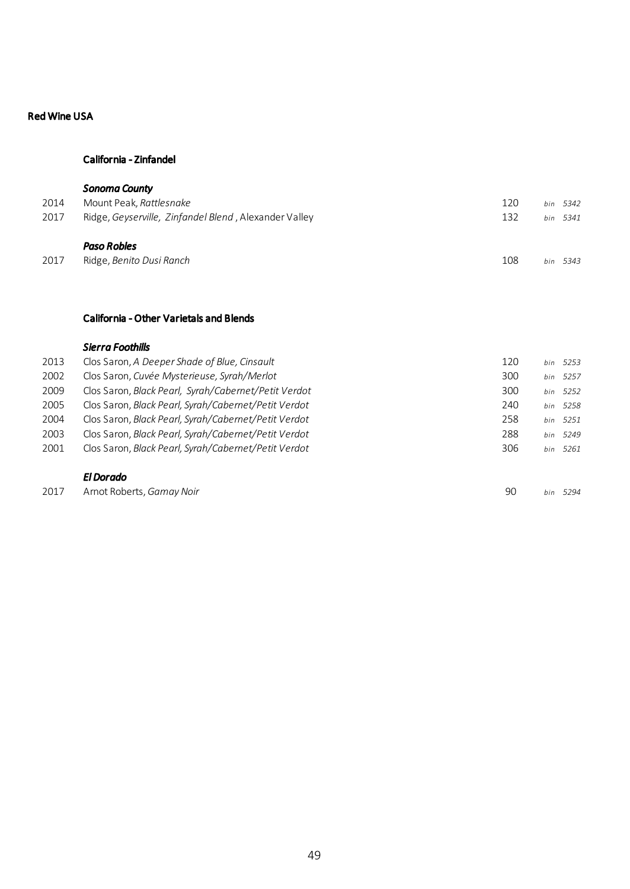# Red Wine USA

## California - Zinfandel

### *Sonoma County*

| | | | |
|---|---|---|---|
| 2014 | Mount Peak, *Rattlesnake* | 120 | *bin 5342* |
| 2017 | Ridge, *Geyserville, Zinfandel Blend*, Alexander Valley | 132 | *bin 5341* |

### *Paso Robles*

| | | | |
|---|---|---|---|
| 2017 | Ridge, *Benito Dusi Ranch* | 108 | *bin 5343* |

## California - Other Varietals and Blends

### *Sierra Foothills*

| | | | |
|---|---|---|---|
| 2013 | Clos Saron, *A Deeper Shade of Blue, Cinsault* | 120 | *bin 5253* |
| 2002 | Clos Saron, *Cuvée Mysterieuse, Syrah/Merlot* | 300 | *bin 5257* |
| 2009 | Clos Saron, *Black Pearl, Syrah/Cabernet/Petit Verdot* | 300 | *bin 5252* |
| 2005 | Clos Saron, *Black Pearl, Syrah/Cabernet/Petit Verdot* | 240 | *bin 5258* |
| 2004 | Clos Saron, *Black Pearl, Syrah/Cabernet/Petit Verdot* | 258 | *bin 5251* |
| 2003 | Clos Saron, *Black Pearl, Syrah/Cabernet/Petit Verdot* | 288 | *bin 5249* |
| 2001 | Clos Saron, *Black Pearl, Syrah/Cabernet/Petit Verdot* | 306 | *bin 5261* |

### *El Dorado*

| | | | |
|---|---|---|---|
| 2017 | Arnot Roberts, *Gamay Noir* | 90 | *bin 5294* |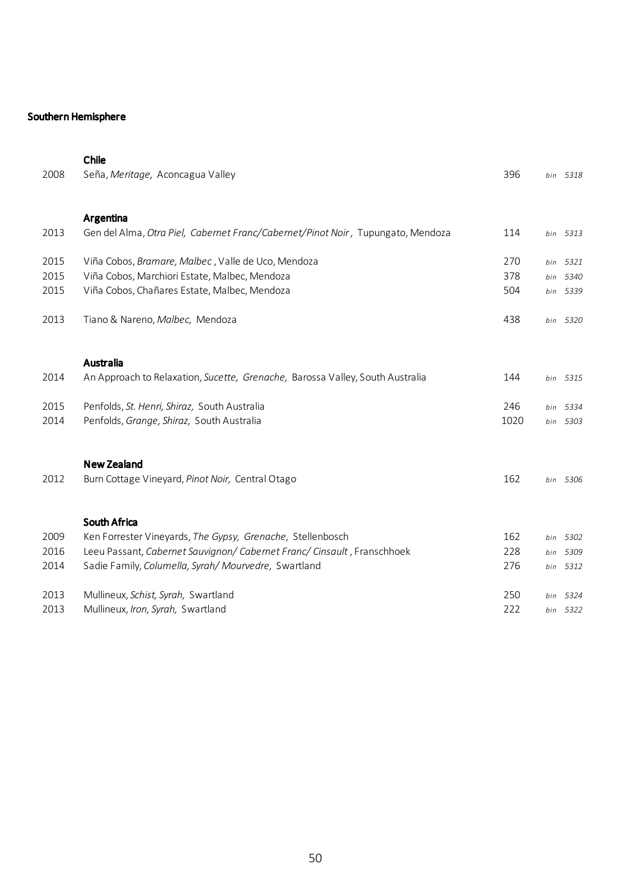## Southern Hemisphere

### Chile

| | | | |
|---|---|---|---|
| 2008 | Seña, *Meritage,* Aconcagua Valley | 396 | *bin 5318* |

### Argentina

| | | | |
|---|---|---|---|
| 2013 | Gen del Alma, *Otra Piel, Cabernet Franc/Cabernet/Pinot Noir ,* Tupungato, Mendoza | 114 | *bin 5313* |
| 2015 | Viña Cobos, *Bramare, Malbec* , Valle de Uco, Mendoza | 270 | *bin 5321* |
| 2015 | Viña Cobos, Marchiori Estate, Malbec, Mendoza | 378 | *bin 5340* |
| 2015 | Viña Cobos, Chañares Estate, Malbec, Mendoza | 504 | *bin 5339* |
| 2013 | Tiano & Nareno, *Malbec,* Mendoza | 438 | *bin 5320* |

### Australia

| | | | |
|---|---|---|---|
| 2014 | An Approach to Relaxation, *Sucette, Grenache,* Barossa Valley, South Australia | 144 | *bin 5315* |
| 2015 | Penfolds, *St. Henri, Shiraz,* South Australia | 246 | *bin 5334* |
| 2014 | Penfolds, *Grange, Shiraz,* South Australia | 1020 | *bin 5303* |

### New Zealand

| | | | |
|---|---|---|---|
| 2012 | Burn Cottage Vineyard, *Pinot Noir,* Central Otago | 162 | *bin 5306* |

### South Africa

| | | | |
|---|---|---|---|
| 2009 | Ken Forrester Vineyards, *The Gypsy, Grenache,* Stellenbosch | 162 | *bin 5302* |
| 2016 | Leeu Passant, *Cabernet Sauvignon/ Cabernet Franc/ Cinsault* , Franschhoek | 228 | *bin 5309* |
| 2014 | Sadie Family, *Columella, Syrah/ Mourvedre,* Swartland | 276 | *bin 5312* |
| 2013 | Mullineux, *Schist, Syrah,* Swartland | 250 | *bin 5324* |
| 2013 | Mullineux, *Iron, Syrah,* Swartland | 222 | *bin 5322* |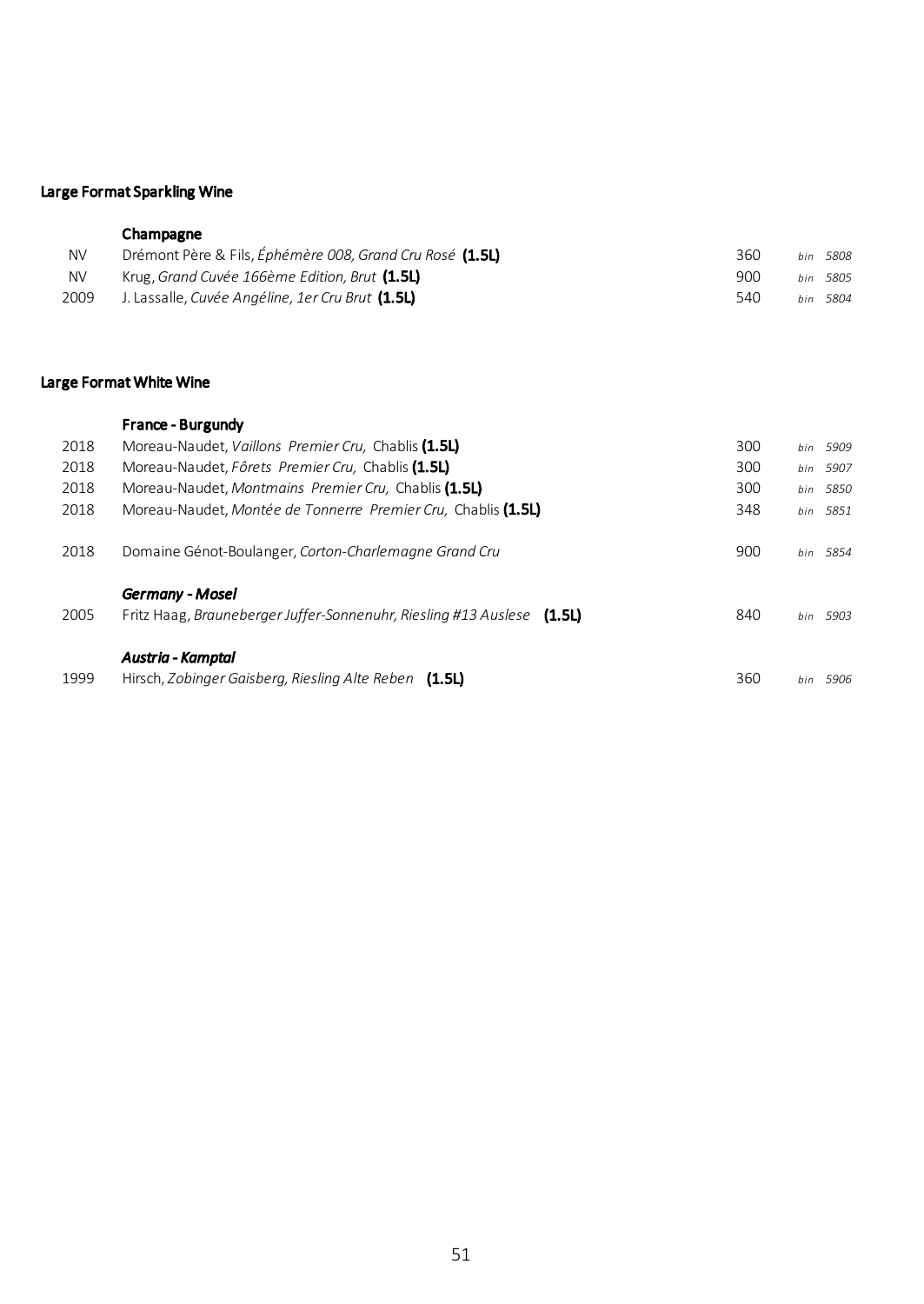## Large Format Sparkling Wine

### Champagne

| | | | |
|---|---|---|---|
| NV | Drémont Père & Fils, *Éphémère 008, Grand Cru Rosé* **(1.5L)** | 360 | *bin 5808* |
| NV | Krug, *Grand Cuvée 166ème Edition, Brut* **(1.5L)** | 900 | *bin 5805* |
| 2009 | J. Lassalle, *Cuvée Angéline, 1er Cru Brut* **(1.5L)** | 540 | *bin 5804* |

## Large Format White Wine

### France - Burgundy

| | | | |
|---|---|---|---|
| 2018 | Moreau-Naudet, *Vaillons Premier Cru,* Chablis **(1.5L)** | 300 | *bin 5909* |
| 2018 | Moreau-Naudet, *Fôrets Premier Cru,* Chablis **(1.5L)** | 300 | *bin 5907* |
| 2018 | Moreau-Naudet, *Montmains Premier Cru,* Chablis **(1.5L)** | 300 | *bin 5850* |
| 2018 | Moreau-Naudet, *Montée de Tonnerre Premier Cru,* Chablis **(1.5L)** | 348 | *bin 5851* |
| 2018 | Domaine Génot-Boulanger, *Corton-Charlemagne Grand Cru* | 900 | *bin 5854* |

### *Germany - Mosel*

| | | | |
|---|---|---|---|
| 2005 | Fritz Haag, *Brauneberger Juffer-Sonnenuhr, Riesling #13 Auslese* **(1.5L)** | 840 | *bin 5903* |

### *Austria - Kamptal*

| | | | |
|---|---|---|---|
| 1999 | Hirsch, *Zobinger Gaisberg, Riesling Alte Reben* **(1.5L)** | 360 | *bin 5906* |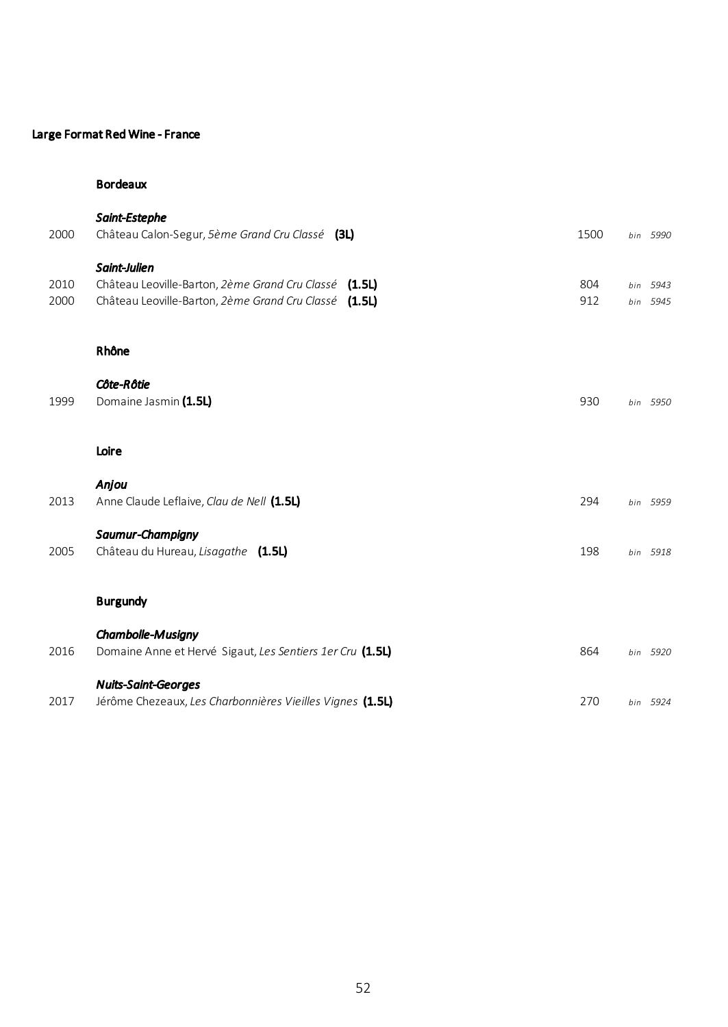## Large Format Red Wine - France

### Bordeaux

***Saint-Estephe***

| | | | |
|---|---|---|---|
| 2000 | Château Calon-Segur, *5ème Grand Cru Classé* **(3L)** | 1500 | *bin 5990* |

***Saint-Julien***

| | | | |
|---|---|---|---|
| 2010 | Château Leoville-Barton, *2ème Grand Cru Classé* **(1.5L)** | 804 | *bin 5943* |
| 2000 | Château Leoville-Barton, *2ème Grand Cru Classé* **(1.5L)** | 912 | *bin 5945* |

### Rhône

***Côte-Rôtie***

| | | | |
|---|---|---|---|
| 1999 | Domaine Jasmin **(1.5L)** | 930 | *bin 5950* |

### Loire

***Anjou***

| | | | |
|---|---|---|---|
| 2013 | Anne Claude Leflaive, *Clau de Nell* **(1.5L)** | 294 | *bin 5959* |

***Saumur-Champigny***

| | | | |
|---|---|---|---|
| 2005 | Château du Hureau, *Lisagathe* **(1.5L)** | 198 | *bin 5918* |

### Burgundy

***Chambolle-Musigny***

| | | | |
|---|---|---|---|
| 2016 | Domaine Anne et Hervé Sigaut, *Les Sentiers 1er Cru* **(1.5L)** | 864 | *bin 5920* |

***Nuits-Saint-Georges***

| | | | |
|---|---|---|---|
| 2017 | Jérôme Chezeaux, *Les Charbonnières Vieilles Vignes* **(1.5L)** | 270 | *bin 5924* |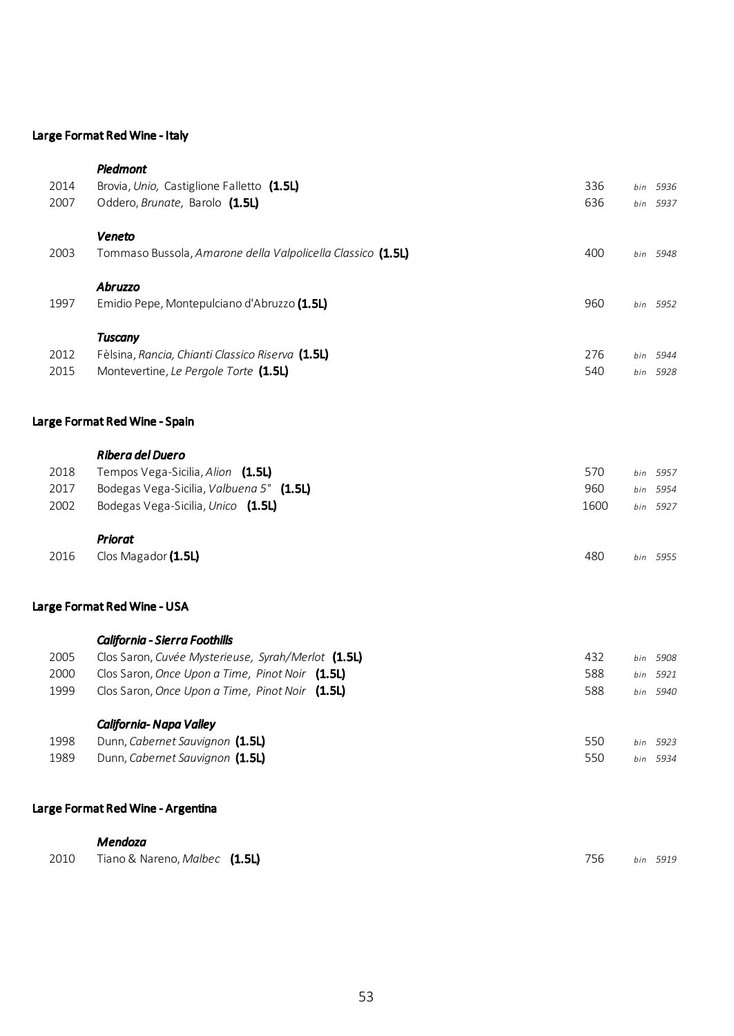## Large Format Red Wine - Italy

### *Piedmont*

| | | | |
|---|---|---|---|
| 2014 | Brovia, *Unio,* Castiglione Falletto **(1.5L)** | 336 | *bin 5936* |
| 2007 | Oddero, *Brunate,* Barolo **(1.5L)** | 636 | *bin 5937* |

### *Veneto*

| | | | |
|---|---|---|---|
| 2003 | Tommaso Bussola, *Amarone della Valpolicella Classico* **(1.5L)** | 400 | *bin 5948* |

### *Abruzzo*

| | | | |
|---|---|---|---|
| 1997 | Emidio Pepe, Montepulciano d'Abruzzo **(1.5L)** | 960 | *bin 5952* |

### *Tuscany*

| | | | |
|---|---|---|---|
| 2012 | Fèlsina, *Rancia, Chianti Classico Riserva* **(1.5L)** | 276 | *bin 5944* |
| 2015 | Montevertine, *Le Pergole Torte* **(1.5L)** | 540 | *bin 5928* |

## Large Format Red Wine - Spain

### *Ribera del Duero*

| | | | |
|---|---|---|---|
| 2018 | Tempos Vega-Sicilia, *Alion* **(1.5L)** | 570 | *bin 5957* |
| 2017 | Bodegas Vega-Sicilia, *Valbuena 5°* **(1.5L)** | 960 | *bin 5954* |
| 2002 | Bodegas Vega-Sicilia, *Unico* **(1.5L)** | 1600 | *bin 5927* |

### *Priorat*

| | | | |
|---|---|---|---|
| 2016 | Clos Magador **(1.5L)** | 480 | *bin 5955* |

## Large Format Red Wine - USA

### *California - Sierra Foothills*

| | | | |
|---|---|---|---|
| 2005 | Clos Saron, *Cuvée Mysterieuse, Syrah/Merlot* **(1.5L)** | 432 | *bin 5908* |
| 2000 | Clos Saron, *Once Upon a Time, Pinot Noir* **(1.5L)** | 588 | *bin 5921* |
| 1999 | Clos Saron, *Once Upon a Time, Pinot Noir* **(1.5L)** | 588 | *bin 5940* |

### *California- Napa Valley*

| | | | |
|---|---|---|---|
| 1998 | Dunn, *Cabernet Sauvignon* **(1.5L)** | 550 | *bin 5923* |
| 1989 | Dunn, *Cabernet Sauvignon* **(1.5L)** | 550 | *bin 5934* |

## Large Format Red Wine - Argentina

### *Mendoza*

| | | | |
|---|---|---|---|
| 2010 | Tiano & Nareno, *Malbec* **(1.5L)** | 756 | *bin 5919* |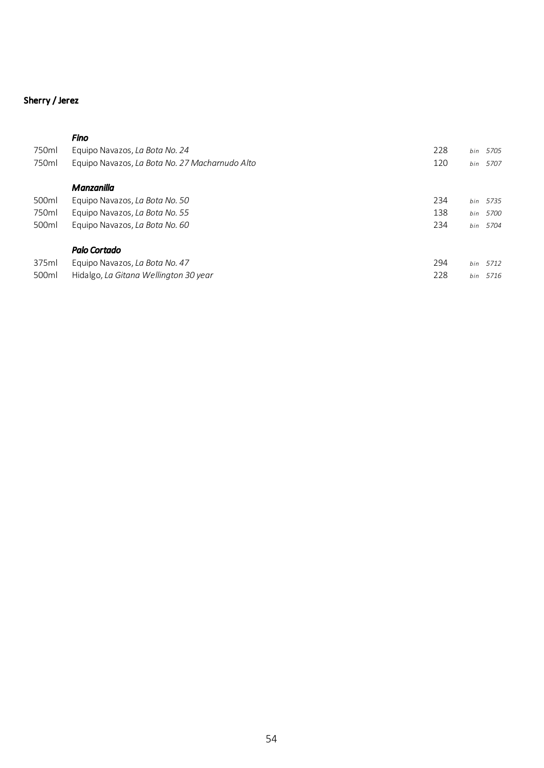## Sherry / Jerez

| | | | |
|---|---|---|---|
| | ***Fino*** | | |
| 750ml | Equipo Navazos, *La Bota No. 24* | 228 | *bin 5705* |
| 750ml | Equipo Navazos, *La Bota No. 27 Macharnudo Alto* | 120 | *bin 5707* |
| | ***Manzanilla*** | | |
| 500ml | Equipo Navazos, *La Bota No. 50* | 234 | *bin 5735* |
| 750ml | Equipo Navazos, *La Bota No. 55* | 138 | *bin 5700* |
| 500ml | Equipo Navazos, *La Bota No. 60* | 234 | *bin 5704* |
| | ***Palo Cortado*** | | |
| 375ml | Equipo Navazos, *La Bota No. 47* | 294 | *bin 5712* |
| 500ml | Hidalgo, *La Gitana Wellington 30 year* | 228 | *bin 5716* |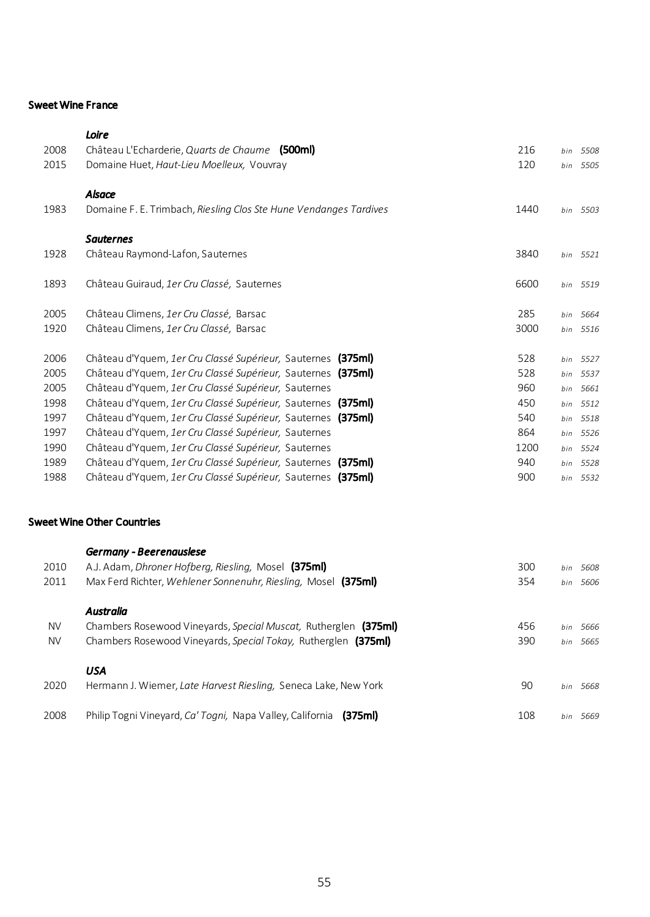## Sweet Wine France

| Vintage | Wine | Price | Bin |
|---|---|---|---|
| | ***Loire*** | | |
| 2008 | Château L'Echarderie, *Quarts de Chaume* **(500ml)** | 216 | *bin 5508* |
| 2015 | Domaine Huet, *Haut-Lieu Moelleux,* Vouvray | 120 | *bin 5505* |
| | ***Alsace*** | | |
| 1983 | Domaine F. E. Trimbach, *Riesling Clos Ste Hune Vendanges Tardives* | 1440 | *bin 5503* |
| | ***Sauternes*** | | |
| 1928 | Château Raymond-Lafon, Sauternes | 3840 | *bin 5521* |
| 1893 | Château Guiraud, *1er Cru Classé,* Sauternes | 6600 | *bin 5519* |
| 2005 | Château Climens, *1er Cru Classé,* Barsac | 285 | *bin 5664* |
| 1920 | Château Climens, *1er Cru Classé,* Barsac | 3000 | *bin 5516* |
| 2006 | Château d'Yquem, *1er Cru Classé Supérieur,* Sauternes **(375ml)** | 528 | *bin 5527* |
| 2005 | Château d'Yquem, *1er Cru Classé Supérieur,* Sauternes **(375ml)** | 528 | *bin 5537* |
| 2005 | Château d'Yquem, *1er Cru Classé Supérieur,* Sauternes | 960 | *bin 5661* |
| 1998 | Château d'Yquem, *1er Cru Classé Supérieur,* Sauternes **(375ml)** | 450 | *bin 5512* |
| 1997 | Château d'Yquem, *1er Cru Classé Supérieur,* Sauternes **(375ml)** | 540 | *bin 5518* |
| 1997 | Château d'Yquem, *1er Cru Classé Supérieur,* Sauternes | 864 | *bin 5526* |
| 1990 | Château d'Yquem, *1er Cru Classé Supérieur,* Sauternes | 1200 | *bin 5524* |
| 1989 | Château d'Yquem, *1er Cru Classé Supérieur,* Sauternes **(375ml)** | 940 | *bin 5528* |
| 1988 | Château d'Yquem, *1er Cru Classé Supérieur,* Sauternes **(375ml)** | 900 | *bin 5532* |

## Sweet Wine Other Countries

| Vintage | Wine | Price | Bin |
|---|---|---|---|
| | ***Germany - Beerenauslese*** | | |
| 2010 | A.J. Adam, *Dhroner Hofberg, Riesling,* Mosel **(375ml)** | 300 | *bin 5608* |
| 2011 | Max Ferd Richter, *Wehlener Sonnenuhr, Riesling,* Mosel **(375ml)** | 354 | *bin 5606* |
| | ***Australia*** | | |
| NV | Chambers Rosewood Vineyards, *Special Muscat,* Rutherglen **(375ml)** | 456 | *bin 5666* |
| NV | Chambers Rosewood Vineyards, *Special Tokay,* Rutherglen **(375ml)** | 390 | *bin 5665* |
| | ***USA*** | | |
| 2020 | Hermann J. Wiemer, *Late Harvest Riesling,* Seneca Lake, New York | 90 | *bin 5668* |
| 2008 | Philip Togni Vineyard, *Ca' Togni,* Napa Valley, California **(375ml)** | 108 | *bin 5669* |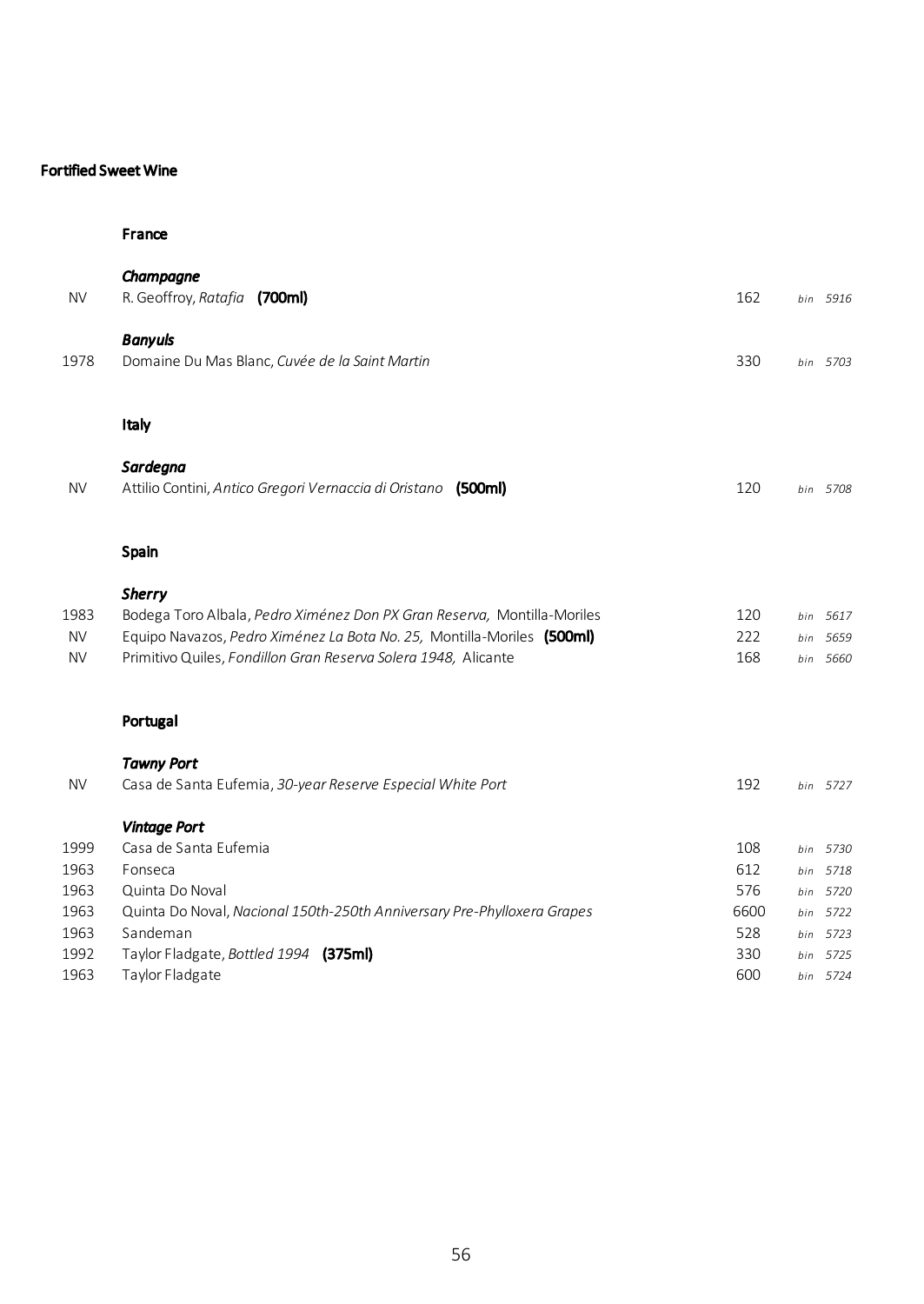## Fortified Sweet Wine

### France

#### *Champagne*

| | | | |
|---|---|---|---|
| NV | R. Geoffroy, *Ratafia* **(700ml)** | 162 | *bin 5916* |

#### *Banyuls*

| | | | |
|---|---|---|---|
| 1978 | Domaine Du Mas Blanc, *Cuvée de la Saint Martin* | 330 | *bin 5703* |

### Italy

#### *Sardegna*

| | | | |
|---|---|---|---|
| NV | Attilio Contini, *Antico Gregori Vernaccia di Oristano* **(500ml)** | 120 | *bin 5708* |

### Spain

#### *Sherry*

| | | | |
|---|---|---|---|
| 1983 | Bodega Toro Albala, *Pedro Ximénez Don PX Gran Reserva,* Montilla-Moriles | 120 | *bin 5617* |
| NV | Equipo Navazos, *Pedro Ximénez La Bota No. 25,* Montilla-Moriles **(500ml)** | 222 | *bin 5659* |
| NV | Primitivo Quiles, *Fondillon Gran Reserva Solera 1948,* Alicante | 168 | *bin 5660* |

### Portugal

#### *Tawny Port*

| | | | |
|---|---|---|---|
| NV | Casa de Santa Eufemia, *30-year Reserve Especial White Port* | 192 | *bin 5727* |

#### *Vintage Port*

| | | | |
|---|---|---|---|
| 1999 | Casa de Santa Eufemia | 108 | *bin 5730* |
| 1963 | Fonseca | 612 | *bin 5718* |
| 1963 | Quinta Do Noval | 576 | *bin 5720* |
| 1963 | Quinta Do Noval, *Nacional 150th-250th Anniversary Pre-Phylloxera Grapes* | 6600 | *bin 5722* |
| 1963 | Sandeman | 528 | *bin 5723* |
| 1992 | Taylor Fladgate, *Bottled 1994* **(375ml)** | 330 | *bin 5725* |
| 1963 | Taylor Fladgate | 600 | *bin 5724* |